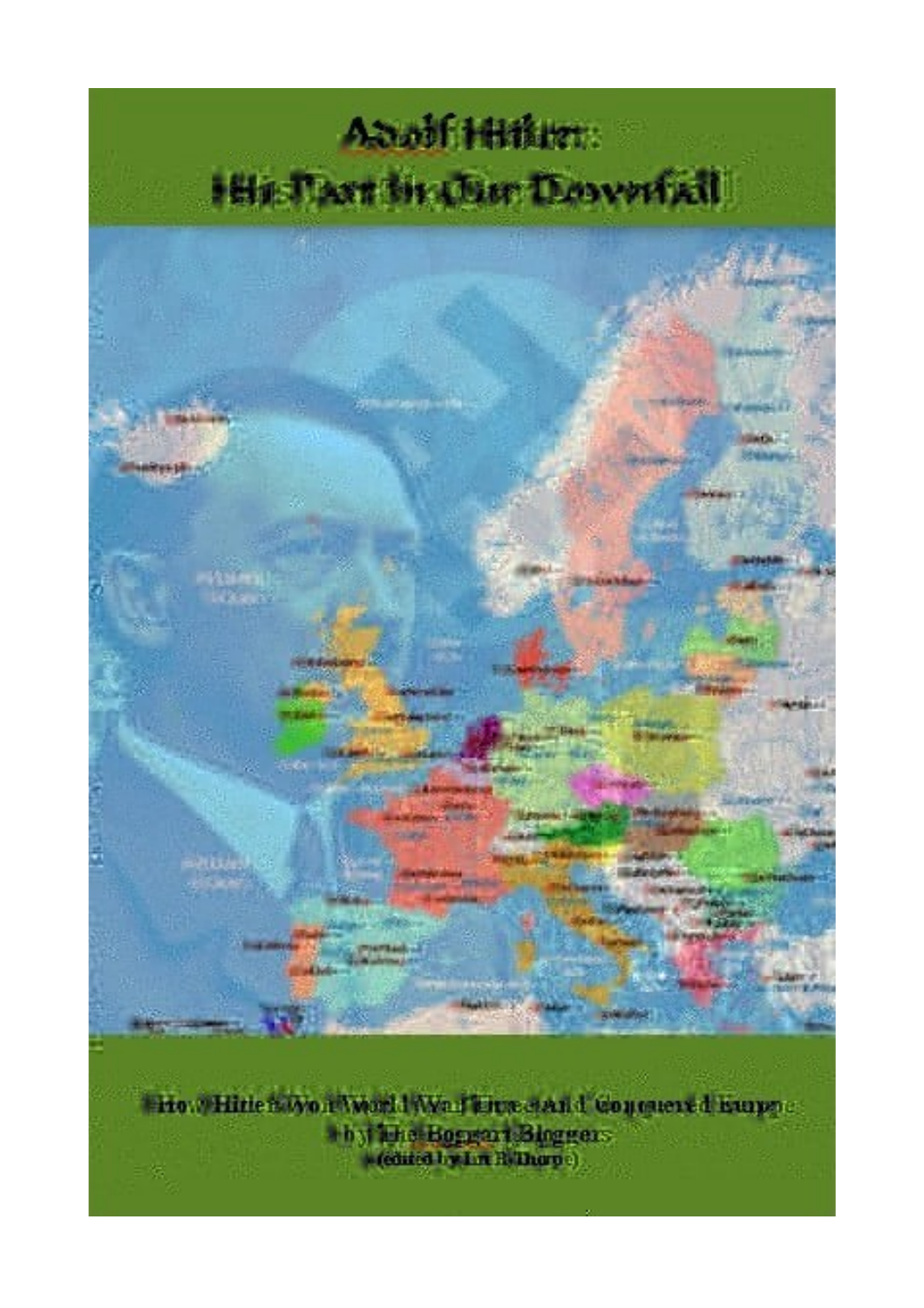# Adolf Hitler:
## His Part in Our Downfall

How Hitler Won World War Three and Conquered Europe

by Hans Eggert Biggers

(edited by Lu Bilham)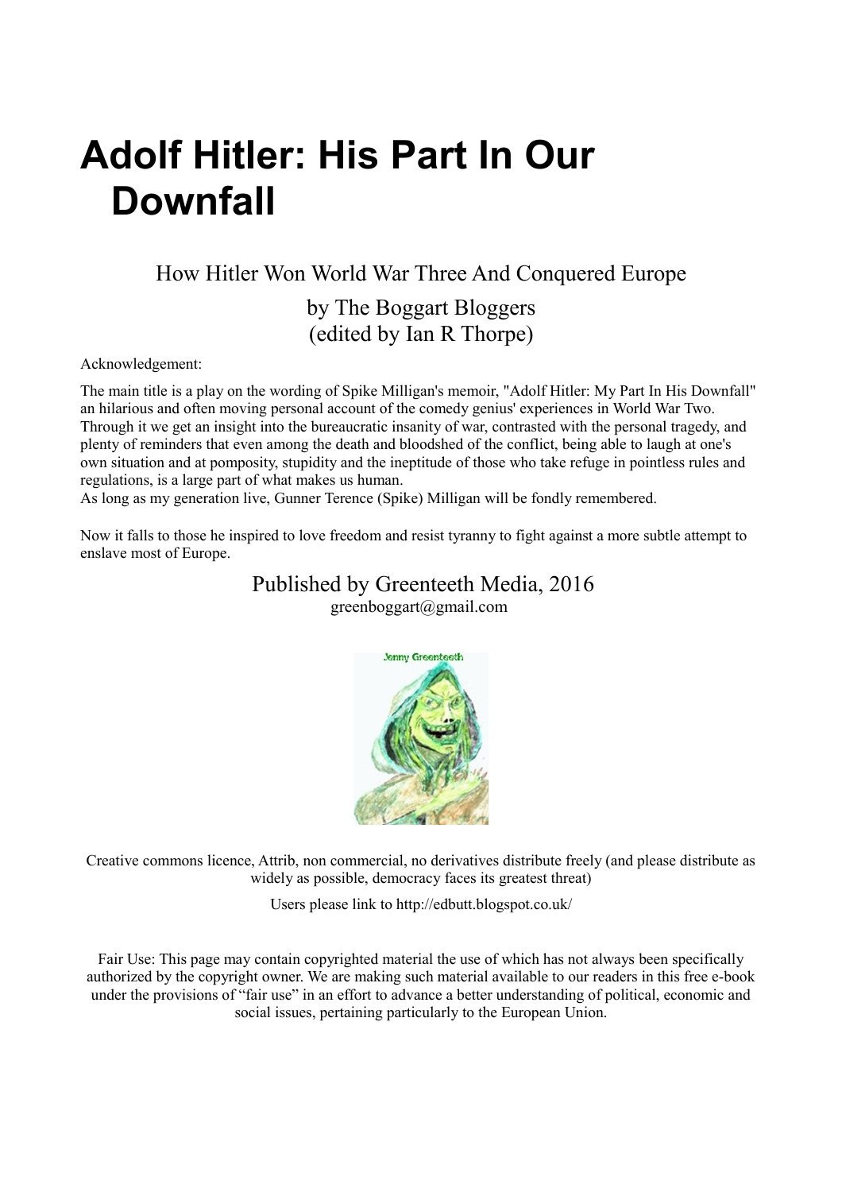# Adolf Hitler: His Part In Our Downfall

How Hitler Won World War Three And Conquered Europe

by The Boggart Bloggers
(edited by Ian R Thorpe)

Acknowledgement:

The main title is a play on the wording of Spike Milligan's memoir, "Adolf Hitler: My Part In His Downfall" an hilarious and often moving personal account of the comedy genius' experiences in World War Two. Through it we get an insight into the bureaucratic insanity of war, contrasted with the personal tragedy, and plenty of reminders that even among the death and bloodshed of the conflict, being able to laugh at one's own situation and at pomposity, stupidity and the ineptitude of those who take refuge in pointless rules and regulations, is a large part of what makes us human.
As long as my generation live, Gunner Terence (Spike) Milligan will be fondly remembered.

Now it falls to those he inspired to love freedom and resist tyranny to fight against a more subtle attempt to enslave most of Europe.

Published by Greenteeth Media, 2016
greenboggart@gmail.com

Jenny Greenteeth

Creative commons licence, Attrib, non commercial, no derivatives distribute freely (and please distribute as widely as possible, democracy faces its greatest threat)

Users please link to http://edbutt.blogspot.co.uk/

Fair Use: This page may contain copyrighted material the use of which has not always been specifically authorized by the copyright owner. We are making such material available to our readers in this free e-book under the provisions of "fair use" in an effort to advance a better understanding of political, economic and social issues, pertaining particularly to the European Union.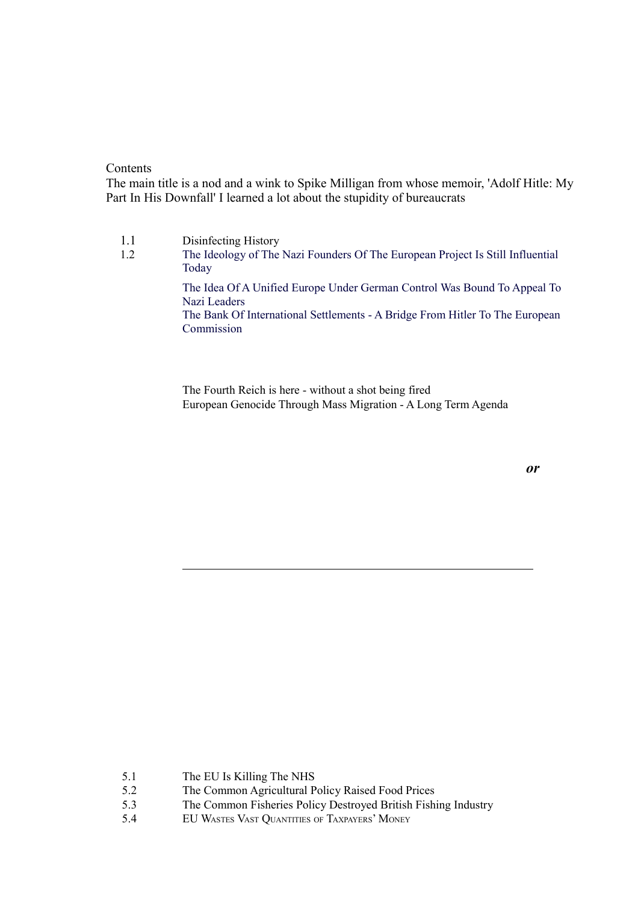Contents

The main title is a nod and a wink to Spike Milligan from whose memoir, 'Adolf Hitle: My Part In His Downfall' I learned a lot about the stupidity of bureaucrats

1.1 Disinfecting History

1.2 The Ideology of The Nazi Founders Of The European Project Is Still Influential Today

The Idea Of A Unified Europe Under German Control Was Bound To Appeal To Nazi Leaders

The Bank Of International Settlements - A Bridge From Hitler To The European Commission

The Fourth Reich is here - without a shot being fired

European Genocide Through Mass Migration - A Long Term Agenda

***or***

---

5.1 The EU Is Killing The NHS

5.2 The Common Agricultural Policy Raised Food Prices

5.3 The Common Fisheries Policy Destroyed British Fishing Industry

5.4 EU Wastes Vast Quantities of Taxpayers' Money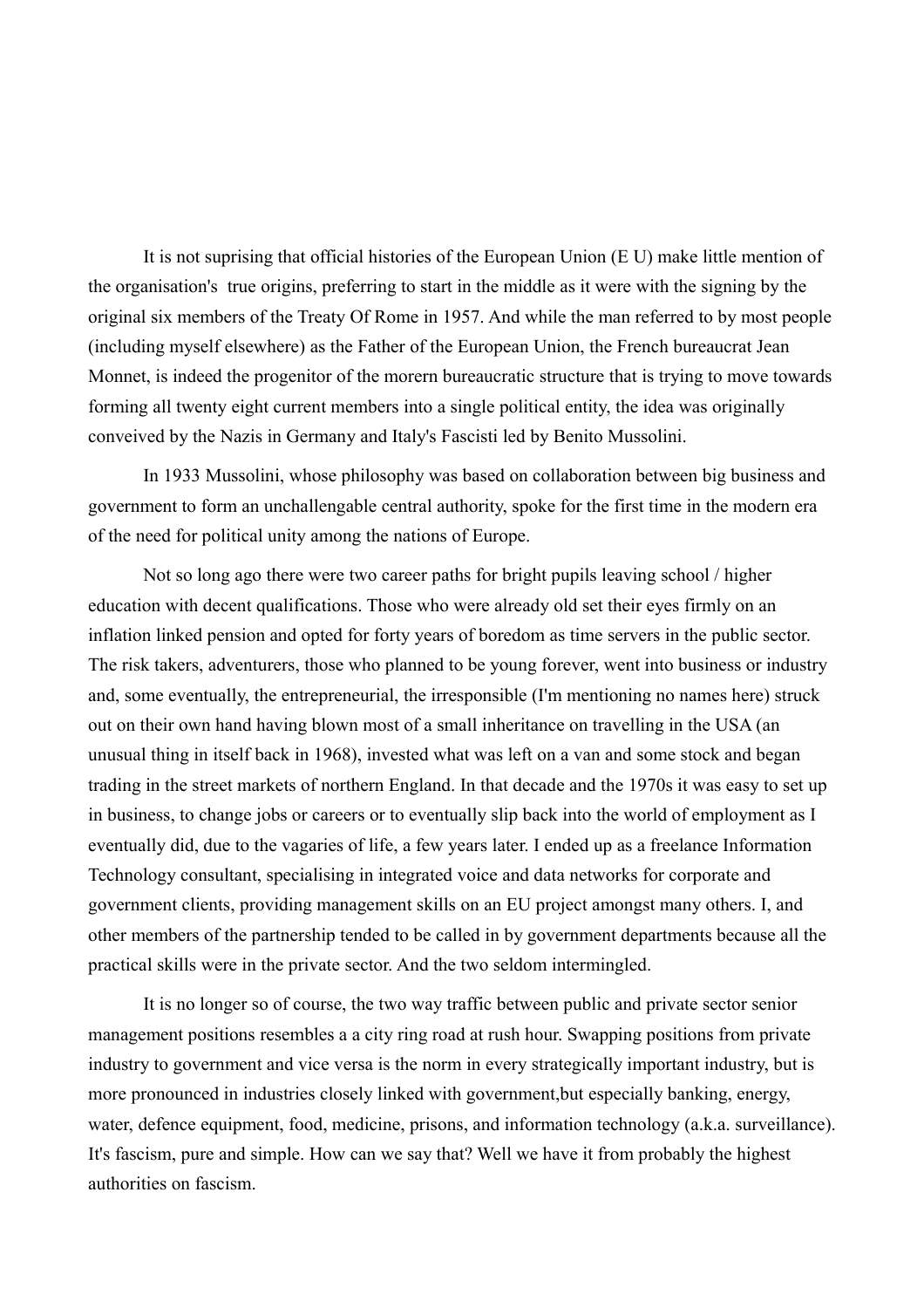It is not suprising that official histories of the European Union (E U) make little mention of the organisation's true origins, preferring to start in the middle as it were with the signing by the original six members of the Treaty Of Rome in 1957. And while the man referred to by most people (including myself elsewhere) as the Father of the European Union, the French bureaucrat Jean Monnet, is indeed the progenitor of the morern bureaucratic structure that is trying to move towards forming all twenty eight current members into a single political entity, the idea was originally conveived by the Nazis in Germany and Italy's Fascisti led by Benito Mussolini.

In 1933 Mussolini, whose philosophy was based on collaboration between big business and government to form an unchallengable central authority, spoke for the first time in the modern era of the need for political unity among the nations of Europe.

Not so long ago there were two career paths for bright pupils leaving school / higher education with decent qualifications. Those who were already old set their eyes firmly on an inflation linked pension and opted for forty years of boredom as time servers in the public sector. The risk takers, adventurers, those who planned to be young forever, went into business or industry and, some eventually, the entrepreneurial, the irresponsible (I'm mentioning no names here) struck out on their own hand having blown most of a small inheritance on travelling in the USA (an unusual thing in itself back in 1968), invested what was left on a van and some stock and began trading in the street markets of northern England. In that decade and the 1970s it was easy to set up in business, to change jobs or careers or to eventually slip back into the world of employment as I eventually did, due to the vagaries of life, a few years later. I ended up as a freelance Information Technology consultant, specialising in integrated voice and data networks for corporate and government clients, providing management skills on an EU project amongst many others. I, and other members of the partnership tended to be called in by government departments because all the practical skills were in the private sector. And the two seldom intermingled.

It is no longer so of course, the two way traffic between public and private sector senior management positions resembles a a city ring road at rush hour. Swapping positions from private industry to government and vice versa is the norm in every strategically important industry, but is more pronounced in industries closely linked with government,but especially banking, energy, water, defence equipment, food, medicine, prisons, and information technology (a.k.a. surveillance). It's fascism, pure and simple. How can we say that? Well we have it from probably the highest authorities on fascism.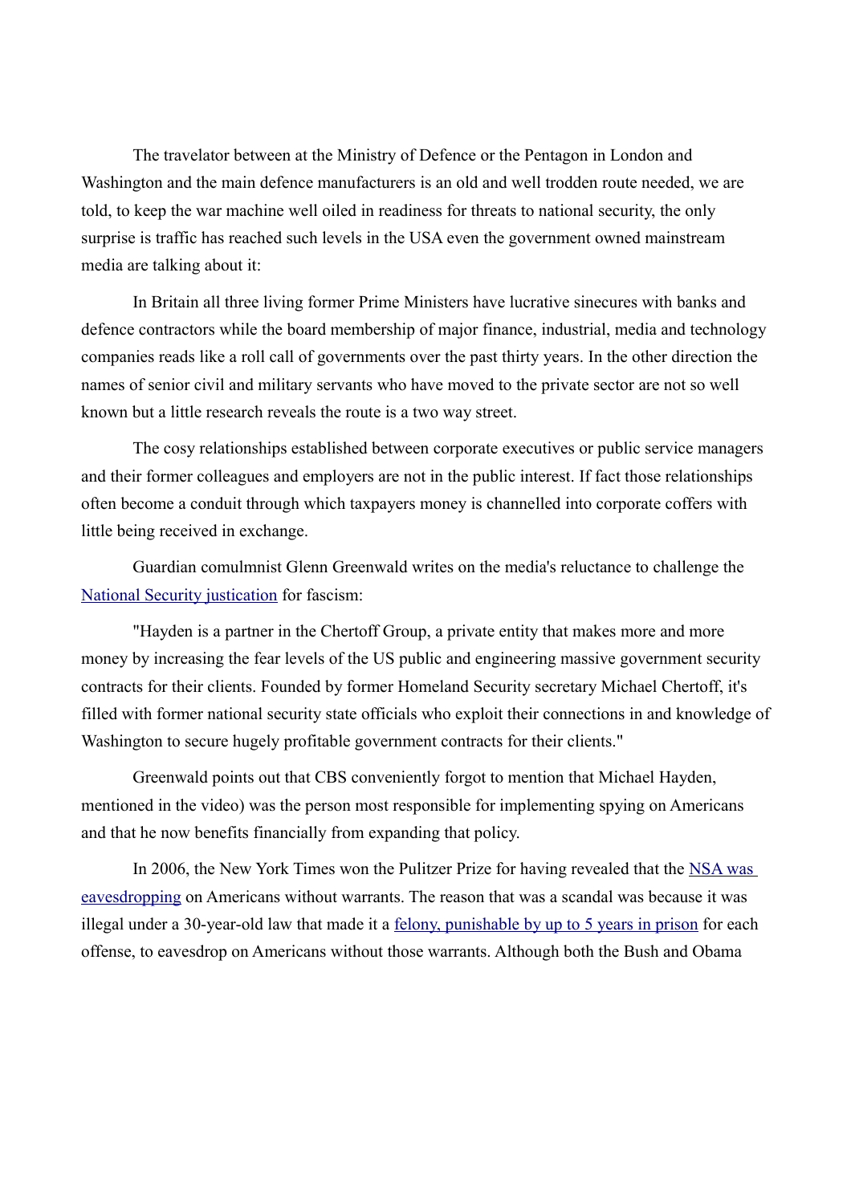The travelator between at the Ministry of Defence or the Pentagon in London and Washington and the main defence manufacturers is an old and well trodden route needed, we are told, to keep the war machine well oiled in readiness for threats to national security, the only surprise is traffic has reached such levels in the USA even the government owned mainstream media are talking about it:

In Britain all three living former Prime Ministers have lucrative sinecures with banks and defence contractors while the board membership of major finance, industrial, media and technology companies reads like a roll call of governments over the past thirty years. In the other direction the names of senior civil and military servants who have moved to the private sector are not so well known but a little research reveals the route is a two way street.

The cosy relationships established between corporate executives or public service managers and their former colleagues and employers are not in the public interest. If fact those relationships often become a conduit through which taxpayers money is channelled into corporate coffers with little being received in exchange.

Guardian comulmnist Glenn Greenwald writes on the media's reluctance to challenge the National Security justication for fascism:

"Hayden is a partner in the Chertoff Group, a private entity that makes more and more money by increasing the fear levels of the US public and engineering massive government security contracts for their clients. Founded by former Homeland Security secretary Michael Chertoff, it's filled with former national security state officials who exploit their connections in and knowledge of Washington to secure hugely profitable government contracts for their clients."

Greenwald points out that CBS conveniently forgot to mention that Michael Hayden, mentioned in the video) was the person most responsible for implementing spying on Americans and that he now benefits financially from expanding that policy.

In 2006, the New York Times won the Pulitzer Prize for having revealed that the NSA was eavesdropping on Americans without warrants. The reason that was a scandal was because it was illegal under a 30-year-old law that made it a felony, punishable by up to 5 years in prison for each offense, to eavesdrop on Americans without those warrants. Although both the Bush and Obama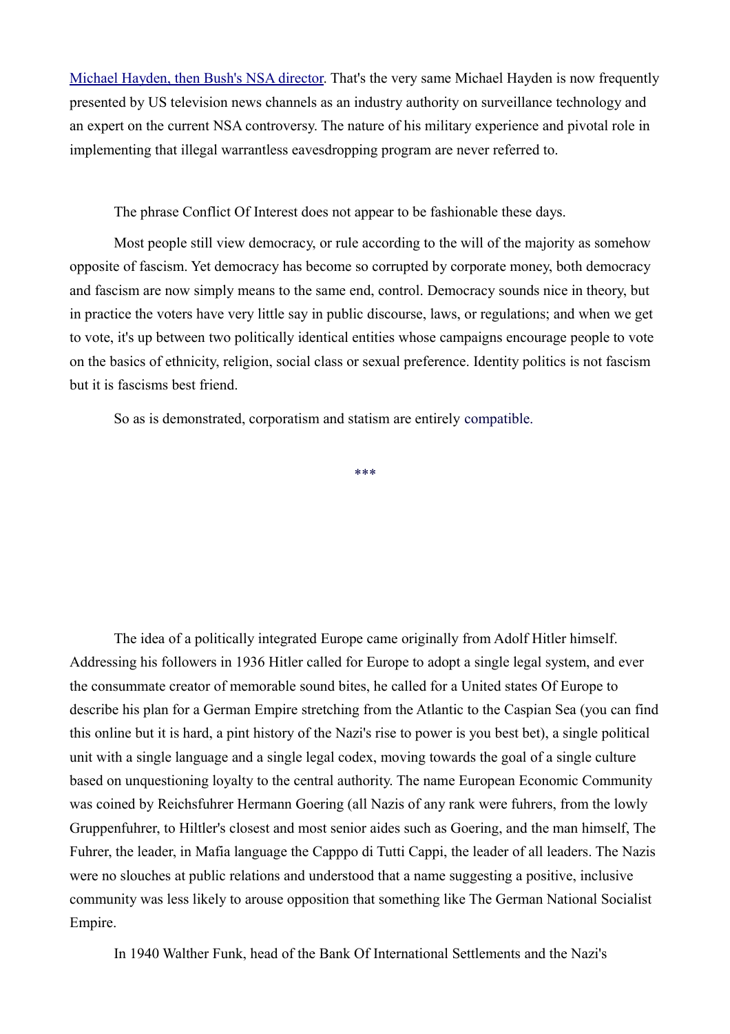[Michael Hayden, then Bush's NSA director](). That's the very same Michael Hayden is now frequently presented by US television news channels as an industry authority on surveillance technology and an expert on the current NSA controversy. The nature of his military experience and pivotal role in implementing that illegal warrantless eavesdropping program are never referred to.

The phrase Conflict Of Interest does not appear to be fashionable these days.

Most people still view democracy, or rule according to the will of the majority as somehow opposite of fascism. Yet democracy has become so corrupted by corporate money, both democracy and fascism are now simply means to the same end, control. Democracy sounds nice in theory, but in practice the voters have very little say in public discourse, laws, or regulations; and when we get to vote, it's up between two politically identical entities whose campaigns encourage people to vote on the basics of ethnicity, religion, social class or sexual preference. Identity politics is not fascism but it is fascisms best friend.

So as is demonstrated, corporatism and statism are entirely compatible.

***

The idea of a politically integrated Europe came originally from Adolf Hitler himself. Addressing his followers in 1936 Hitler called for Europe to adopt a single legal system, and ever the consummate creator of memorable sound bites, he called for a United states Of Europe to describe his plan for a German Empire stretching from the Atlantic to the Caspian Sea (you can find this online but it is hard, a pint history of the Nazi's rise to power is you best bet), a single political unit with a single language and a single legal codex, moving towards the goal of a single culture based on unquestioning loyalty to the central authority. The name European Economic Community was coined by Reichsfuhrer Hermann Goering (all Nazis of any rank were fuhrers, from the lowly Gruppenfuhrer, to Hiltler's closest and most senior aides such as Goering, and the man himself, The Fuhrer, the leader, in Mafia language the Capppo di Tutti Cappi, the leader of all leaders. The Nazis were no slouches at public relations and understood that a name suggesting a positive, inclusive community was less likely to arouse opposition that something like The German National Socialist Empire.

In 1940 Walther Funk, head of the Bank Of International Settlements and the Nazi's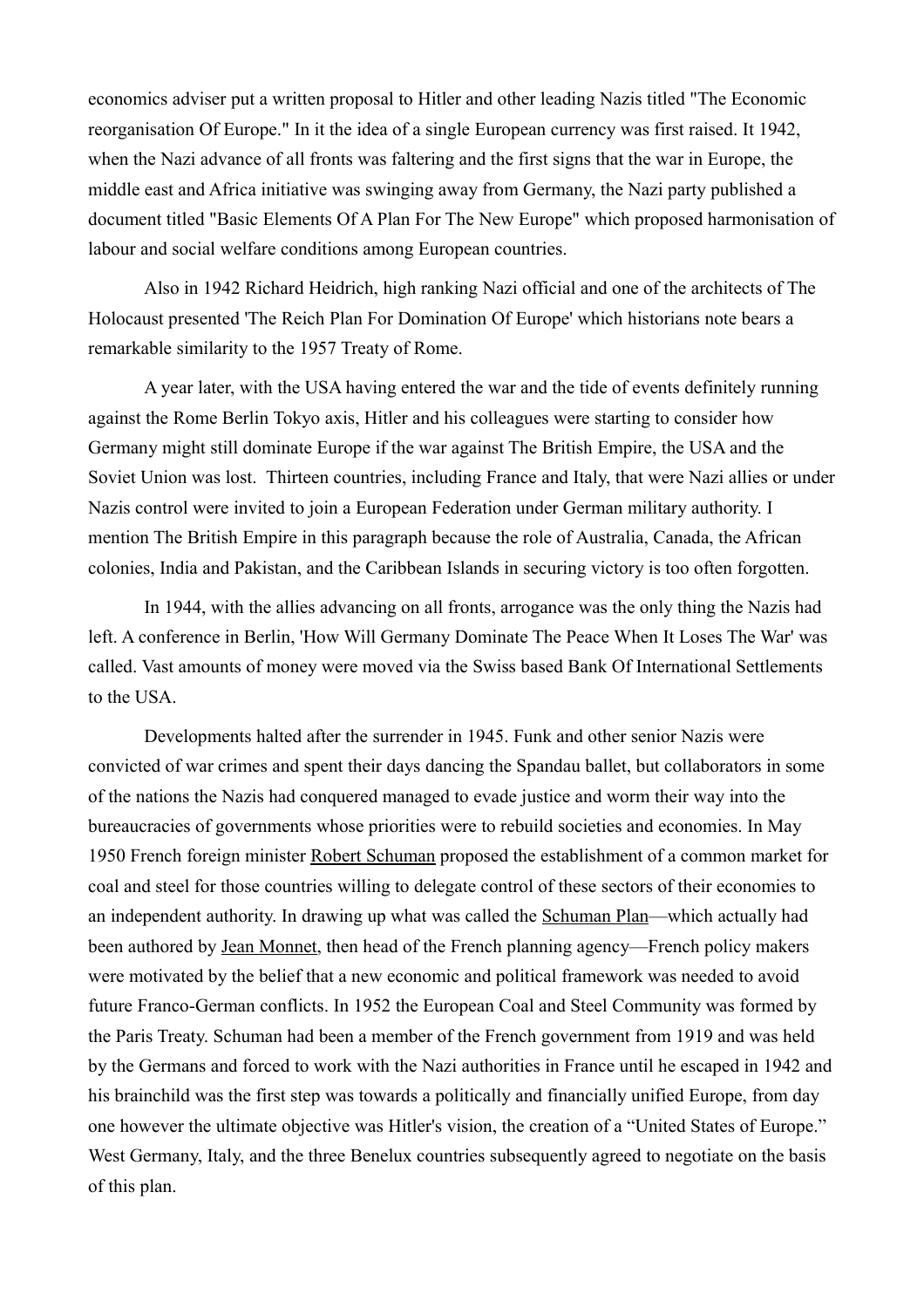economics adviser put a written proposal to Hitler and other leading Nazis titled "The Economic reorganisation Of Europe." In it the idea of a single European currency was first raised. It 1942, when the Nazi advance of all fronts was faltering and the first signs that the war in Europe, the middle east and Africa initiative was swinging away from Germany, the Nazi party published a document titled "Basic Elements Of A Plan For The New Europe" which proposed harmonisation of labour and social welfare conditions among European countries.

Also in 1942 Richard Heidrich, high ranking Nazi official and one of the architects of The Holocaust presented 'The Reich Plan For Domination Of Europe' which historians note bears a remarkable similarity to the 1957 Treaty of Rome.

A year later, with the USA having entered the war and the tide of events definitely running against the Rome Berlin Tokyo axis, Hitler and his colleagues were starting to consider how Germany might still dominate Europe if the war against The British Empire, the USA and the Soviet Union was lost. Thirteen countries, including France and Italy, that were Nazi allies or under Nazis control were invited to join a European Federation under German military authority. I mention The British Empire in this paragraph because the role of Australia, Canada, the African colonies, India and Pakistan, and the Caribbean Islands in securing victory is too often forgotten.

In 1944, with the allies advancing on all fronts, arrogance was the only thing the Nazis had left. A conference in Berlin, 'How Will Germany Dominate The Peace When It Loses The War' was called. Vast amounts of money were moved via the Swiss based Bank Of International Settlements to the USA.

Developments halted after the surrender in 1945. Funk and other senior Nazis were convicted of war crimes and spent their days dancing the Spandau ballet, but collaborators in some of the nations the Nazis had conquered managed to evade justice and worm their way into the bureaucracies of governments whose priorities were to rebuild societies and economies. In May 1950 French foreign minister Robert Schuman proposed the establishment of a common market for coal and steel for those countries willing to delegate control of these sectors of their economies to an independent authority. In drawing up what was called the Schuman Plan—which actually had been authored by Jean Monnet, then head of the French planning agency—French policy makers were motivated by the belief that a new economic and political framework was needed to avoid future Franco-German conflicts. In 1952 the European Coal and Steel Community was formed by the Paris Treaty. Schuman had been a member of the French government from 1919 and was held by the Germans and forced to work with the Nazi authorities in France until he escaped in 1942 and his brainchild was the first step was towards a politically and financially unified Europe, from day one however the ultimate objective was Hitler's vision, the creation of a "United States of Europe." West Germany, Italy, and the three Benelux countries subsequently agreed to negotiate on the basis of this plan.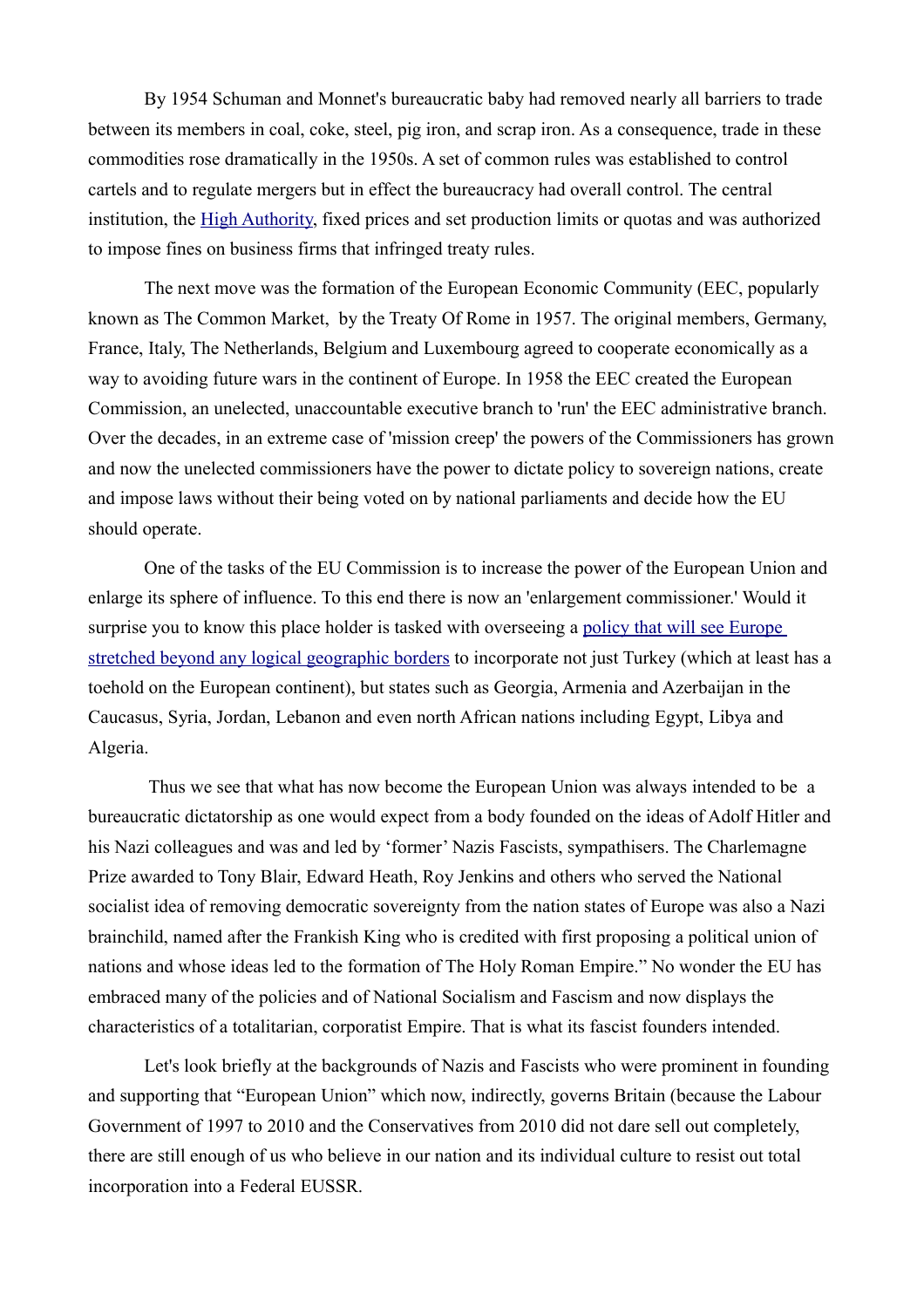By 1954 Schuman and Monnet's bureaucratic baby had removed nearly all barriers to trade between its members in coal, coke, steel, pig iron, and scrap iron. As a consequence, trade in these commodities rose dramatically in the 1950s. A set of common rules was established to control cartels and to regulate mergers but in effect the bureaucracy had overall control. The central institution, the [High Authority](), fixed prices and set production limits or quotas and was authorized to impose fines on business firms that infringed treaty rules.

The next move was the formation of the European Economic Community (EEC, popularly known as The Common Market, by the Treaty Of Rome in 1957. The original members, Germany, France, Italy, The Netherlands, Belgium and Luxembourg agreed to cooperate economically as a way to avoiding future wars in the continent of Europe. In 1958 the EEC created the European Commission, an unelected, unaccountable executive branch to 'run' the EEC administrative branch. Over the decades, in an extreme case of 'mission creep' the powers of the Commissioners has grown and now the unelected commissioners have the power to dictate policy to sovereign nations, create and impose laws without their being voted on by national parliaments and decide how the EU should operate.

One of the tasks of the EU Commission is to increase the power of the European Union and enlarge its sphere of influence. To this end there is now an 'enlargement commissioner.' Would it surprise you to know this place holder is tasked with overseeing a [policy that will see Europe stretched beyond any logical geographic borders]() to incorporate not just Turkey (which at least has a toehold on the European continent), but states such as Georgia, Armenia and Azerbaijan in the Caucasus, Syria, Jordan, Lebanon and even north African nations including Egypt, Libya and Algeria.

Thus we see that what has now become the European Union was always intended to be a bureaucratic dictatorship as one would expect from a body founded on the ideas of Adolf Hitler and his Nazi colleagues and was and led by 'former' Nazis Fascists, sympathisers. The Charlemagne Prize awarded to Tony Blair, Edward Heath, Roy Jenkins and others who served the National socialist idea of removing democratic sovereignty from the nation states of Europe was also a Nazi brainchild, named after the Frankish King who is credited with first proposing a political union of nations and whose ideas led to the formation of The Holy Roman Empire." No wonder the EU has embraced many of the policies and of National Socialism and Fascism and now displays the characteristics of a totalitarian, corporatist Empire. That is what its fascist founders intended.

Let's look briefly at the backgrounds of Nazis and Fascists who were prominent in founding and supporting that "European Union" which now, indirectly, governs Britain (because the Labour Government of 1997 to 2010 and the Conservatives from 2010 did not dare sell out completely, there are still enough of us who believe in our nation and its individual culture to resist out total incorporation into a Federal EUSSR.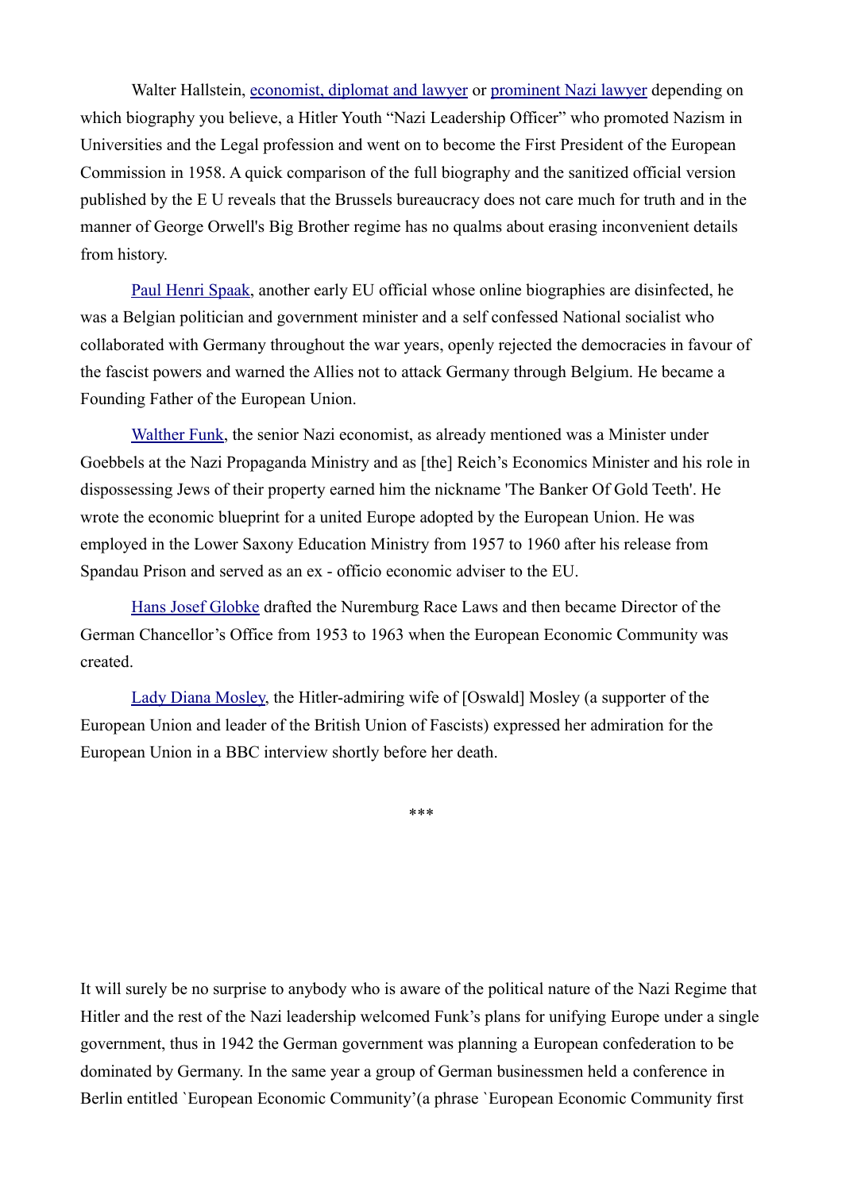Walter Hallstein, economist, diplomat and lawyer or prominent Nazi lawyer depending on which biography you believe, a Hitler Youth "Nazi Leadership Officer" who promoted Nazism in Universities and the Legal profession and went on to become the First President of the European Commission in 1958. A quick comparison of the full biography and the sanitized official version published by the E U reveals that the Brussels bureaucracy does not care much for truth and in the manner of George Orwell's Big Brother regime has no qualms about erasing inconvenient details from history.

Paul Henri Spaak, another early EU official whose online biographies are disinfected, he was a Belgian politician and government minister and a self confessed National socialist who collaborated with Germany throughout the war years, openly rejected the democracies in favour of the fascist powers and warned the Allies not to attack Germany through Belgium. He became a Founding Father of the European Union.

Walther Funk, the senior Nazi economist, as already mentioned was a Minister under Goebbels at the Nazi Propaganda Ministry and as [the] Reich's Economics Minister and his role in dispossessing Jews of their property earned him the nickname 'The Banker Of Gold Teeth'. He wrote the economic blueprint for a united Europe adopted by the European Union. He was employed in the Lower Saxony Education Ministry from 1957 to 1960 after his release from Spandau Prison and served as an ex - officio economic adviser to the EU.

Hans Josef Globke drafted the Nuremburg Race Laws and then became Director of the German Chancellor's Office from 1953 to 1963 when the European Economic Community was created.

Lady Diana Mosley, the Hitler-admiring wife of [Oswald] Mosley (a supporter of the European Union and leader of the British Union of Fascists) expressed her admiration for the European Union in a BBC interview shortly before her death.

***

It will surely be no surprise to anybody who is aware of the political nature of the Nazi Regime that Hitler and the rest of the Nazi leadership welcomed Funk's plans for unifying Europe under a single government, thus in 1942 the German government was planning a European confederation to be dominated by Germany. In the same year a group of German businessmen held a conference in Berlin entitled `European Economic Community'(a phrase `European Economic Community first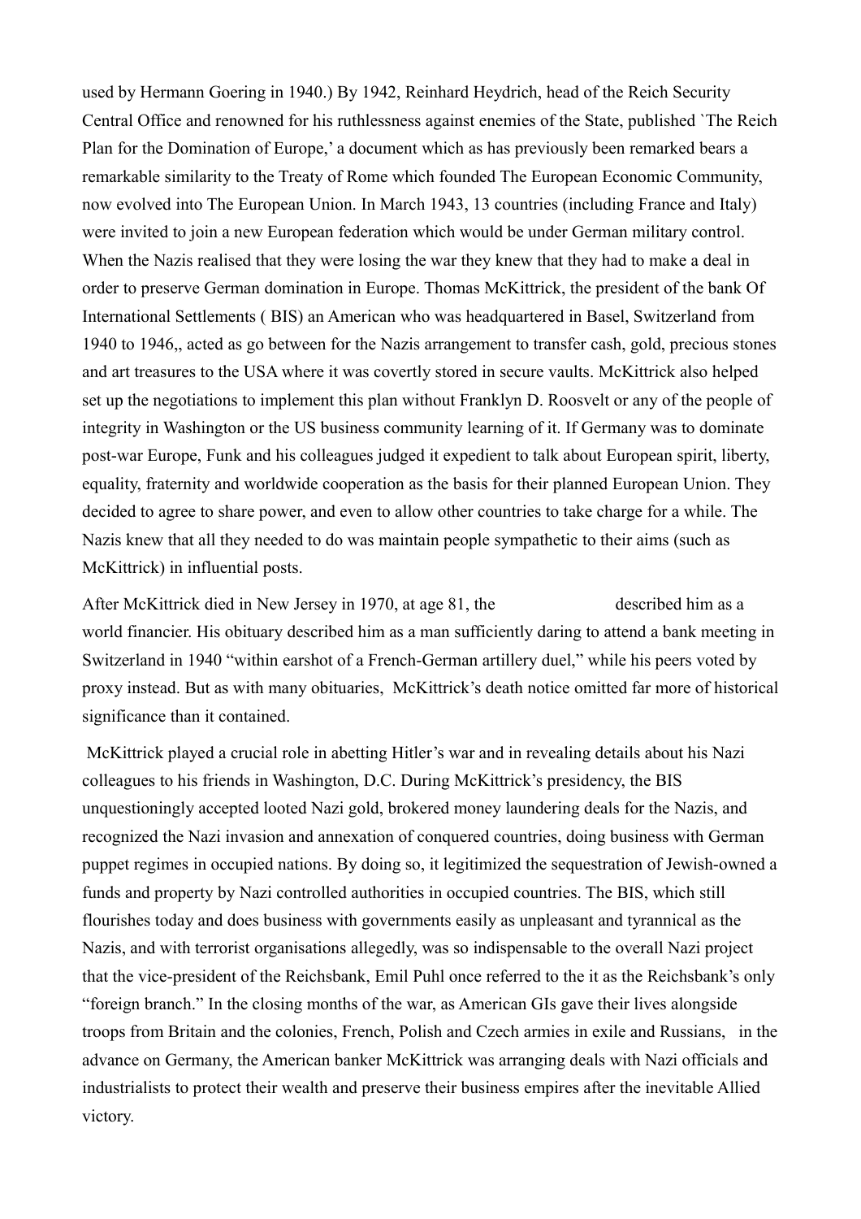used by Hermann Goering in 1940.) By 1942, Reinhard Heydrich, head of the Reich Security Central Office and renowned for his ruthlessness against enemies of the State, published `The Reich Plan for the Domination of Europe,' a document which as has previously been remarked bears a remarkable similarity to the Treaty of Rome which founded The European Economic Community, now evolved into The European Union. In March 1943, 13 countries (including France and Italy) were invited to join a new European federation which would be under German military control. When the Nazis realised that they were losing the war they knew that they had to make a deal in order to preserve German domination in Europe. Thomas McKittrick, the president of the bank Of International Settlements ( BIS) an American who was headquartered in Basel, Switzerland from 1940 to 1946,, acted as go between for the Nazis arrangement to transfer cash, gold, precious stones and art treasures to the USA where it was covertly stored in secure vaults. McKittrick also helped set up the negotiations to implement this plan without Franklyn D. Roosvelt or any of the people of integrity in Washington or the US business community learning of it. If Germany was to dominate post-war Europe, Funk and his colleagues judged it expedient to talk about European spirit, liberty, equality, fraternity and worldwide cooperation as the basis for their planned European Union. They decided to agree to share power, and even to allow other countries to take charge for a while. The Nazis knew that all they needed to do was maintain people sympathetic to their aims (such as McKittrick) in influential posts.

After McKittrick died in New Jersey in 1970, at age 81, the described him as a world financier. His obituary described him as a man sufficiently daring to attend a bank meeting in Switzerland in 1940 "within earshot of a French-German artillery duel," while his peers voted by proxy instead. But as with many obituaries, McKittrick's death notice omitted far more of historical significance than it contained.

McKittrick played a crucial role in abetting Hitler's war and in revealing details about his Nazi colleagues to his friends in Washington, D.C. During McKittrick's presidency, the BIS unquestioningly accepted looted Nazi gold, brokered money laundering deals for the Nazis, and recognized the Nazi invasion and annexation of conquered countries, doing business with German puppet regimes in occupied nations. By doing so, it legitimized the sequestration of Jewish-owned a funds and property by Nazi controlled authorities in occupied countries. The BIS, which still flourishes today and does business with governments easily as unpleasant and tyrannical as the Nazis, and with terrorist organisations allegedly, was so indispensable to the overall Nazi project that the vice-president of the Reichsbank, Emil Puhl once referred to the it as the Reichsbank's only "foreign branch." In the closing months of the war, as American GIs gave their lives alongside troops from Britain and the colonies, French, Polish and Czech armies in exile and Russians, in the advance on Germany, the American banker McKittrick was arranging deals with Nazi officials and industrialists to protect their wealth and preserve their business empires after the inevitable Allied victory.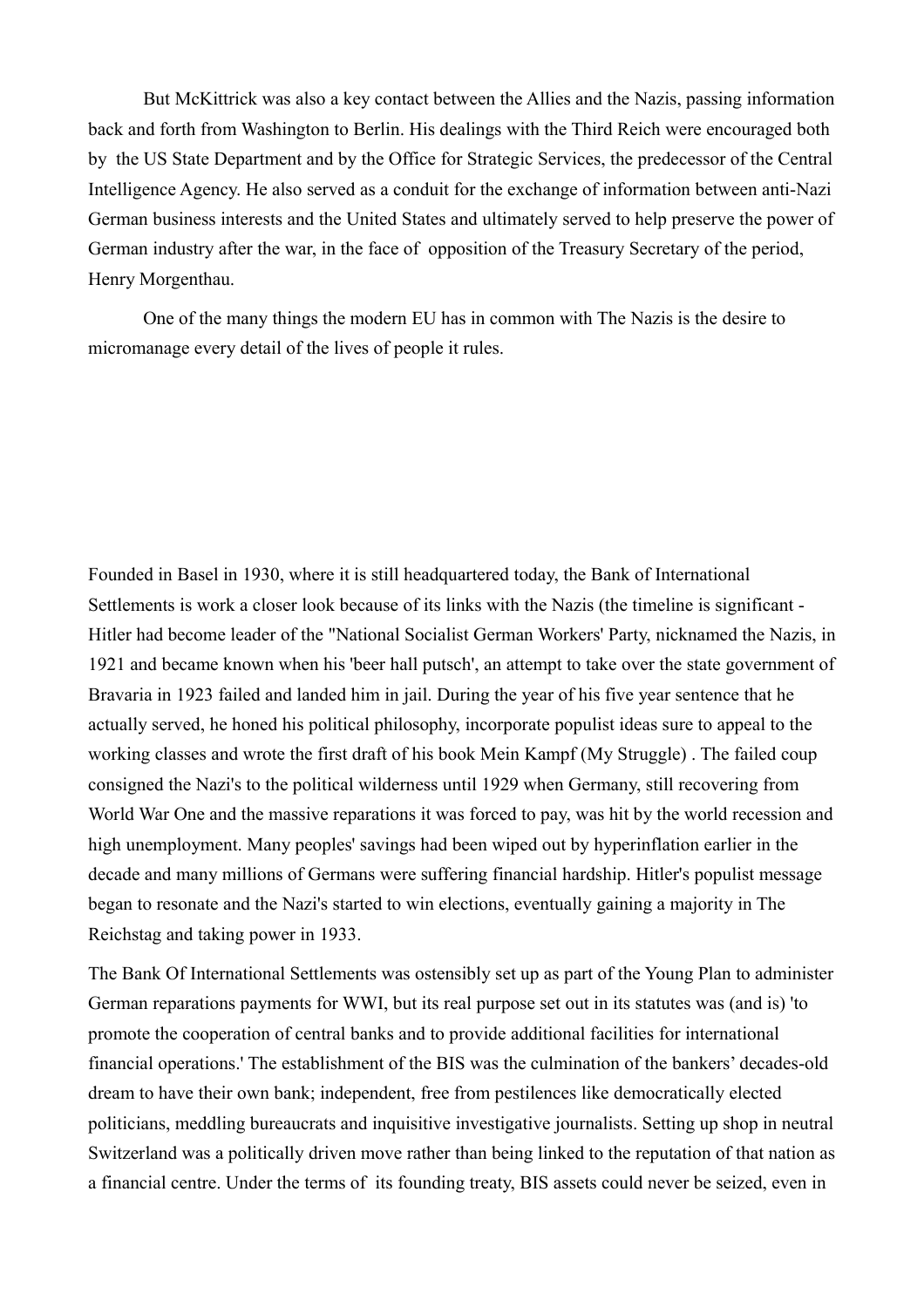But McKittrick was also a key contact between the Allies and the Nazis, passing information back and forth from Washington to Berlin. His dealings with the Third Reich were encouraged both by the US State Department and by the Office for Strategic Services, the predecessor of the Central Intelligence Agency. He also served as a conduit for the exchange of information between anti-Nazi German business interests and the United States and ultimately served to help preserve the power of German industry after the war, in the face of opposition of the Treasury Secretary of the period, Henry Morgenthau.

One of the many things the modern EU has in common with The Nazis is the desire to micromanage every detail of the lives of people it rules.

Founded in Basel in 1930, where it is still headquartered today, the Bank of International Settlements is work a closer look because of its links with the Nazis (the timeline is significant - Hitler had become leader of the "National Socialist German Workers' Party, nicknamed the Nazis, in 1921 and became known when his 'beer hall putsch', an attempt to take over the state government of Bravaria in 1923 failed and landed him in jail. During the year of his five year sentence that he actually served, he honed his political philosophy, incorporate populist ideas sure to appeal to the working classes and wrote the first draft of his book Mein Kampf (My Struggle) . The failed coup consigned the Nazi's to the political wilderness until 1929 when Germany, still recovering from World War One and the massive reparations it was forced to pay, was hit by the world recession and high unemployment. Many peoples' savings had been wiped out by hyperinflation earlier in the decade and many millions of Germans were suffering financial hardship. Hitler's populist message began to resonate and the Nazi's started to win elections, eventually gaining a majority in The Reichstag and taking power in 1933.

The Bank Of International Settlements was ostensibly set up as part of the Young Plan to administer German reparations payments for WWI, but its real purpose set out in its statutes was (and is) 'to promote the cooperation of central banks and to provide additional facilities for international financial operations.' The establishment of the BIS was the culmination of the bankers' decades-old dream to have their own bank; independent, free from pestilences like democratically elected politicians, meddling bureaucrats and inquisitive investigative journalists. Setting up shop in neutral Switzerland was a politically driven move rather than being linked to the reputation of that nation as a financial centre. Under the terms of its founding treaty, BIS assets could never be seized, even in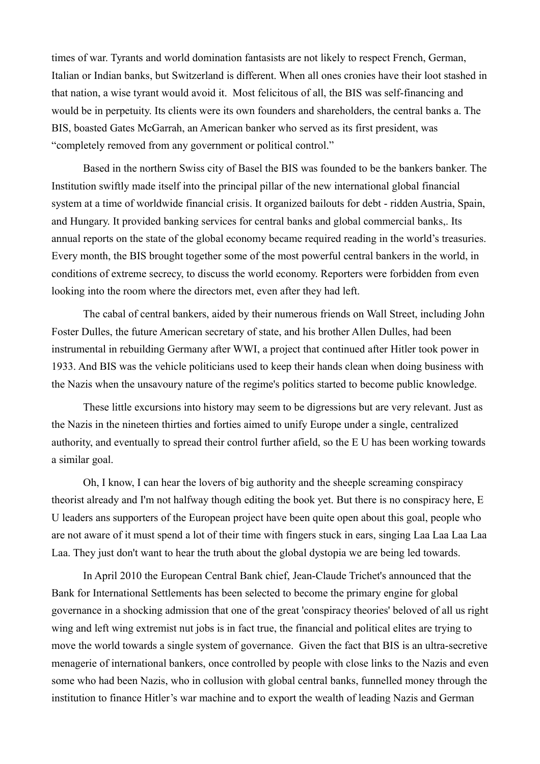times of war. Tyrants and world domination fantasists are not likely to respect French, German, Italian or Indian banks, but Switzerland is different. When all ones cronies have their loot stashed in that nation, a wise tyrant would avoid it.  Most felicitous of all, the BIS was self-financing and would be in perpetuity. Its clients were its own founders and shareholders, the central banks a. The BIS, boasted Gates McGarrah, an American banker who served as its first president, was "completely removed from any government or political control."

Based in the northern Swiss city of Basel the BIS was founded to be the bankers banker. The Institution swiftly made itself into the principal pillar of the new international global financial system at a time of worldwide financial crisis. It organized bailouts for debt - ridden Austria, Spain, and Hungary. It provided banking services for central banks and global commercial banks,. Its annual reports on the state of the global economy became required reading in the world's treasuries. Every month, the BIS brought together some of the most powerful central bankers in the world, in conditions of extreme secrecy, to discuss the world economy. Reporters were forbidden from even looking into the room where the directors met, even after they had left.

The cabal of central bankers, aided by their numerous friends on Wall Street, including John Foster Dulles, the future American secretary of state, and his brother Allen Dulles, had been instrumental in rebuilding Germany after WWI, a project that continued after Hitler took power in 1933. And BIS was the vehicle politicians used to keep their hands clean when doing business with the Nazis when the unsavoury nature of the regime's politics started to become public knowledge.

These little excursions into history may seem to be digressions but are very relevant. Just as the Nazis in the nineteen thirties and forties aimed to unify Europe under a single, centralized authority, and eventually to spread their control further afield, so the E U has been working towards a similar goal.

Oh, I know, I can hear the lovers of big authority and the sheeple screaming conspiracy theorist already and I'm not halfway though editing the book yet. But there is no conspiracy here, E U leaders ans supporters of the European project have been quite open about this goal, people who are not aware of it must spend a lot of their time with fingers stuck in ears, singing Laa Laa Laa Laa Laa. They just don't want to hear the truth about the global dystopia we are being led towards.

In April 2010 the European Central Bank chief, Jean-Claude Trichet's announced that the Bank for International Settlements has been selected to become the primary engine for global governance in a shocking admission that one of the great 'conspiracy theories' beloved of all us right wing and left wing extremist nut jobs is in fact true, the financial and political elites are trying to move the world towards a single system of governance.  Given the fact that BIS is an ultra-secretive menagerie of international bankers, once controlled by people with close links to the Nazis and even some who had been Nazis, who in collusion with global central banks, funnelled money through the institution to finance Hitler's war machine and to export the wealth of leading Nazis and German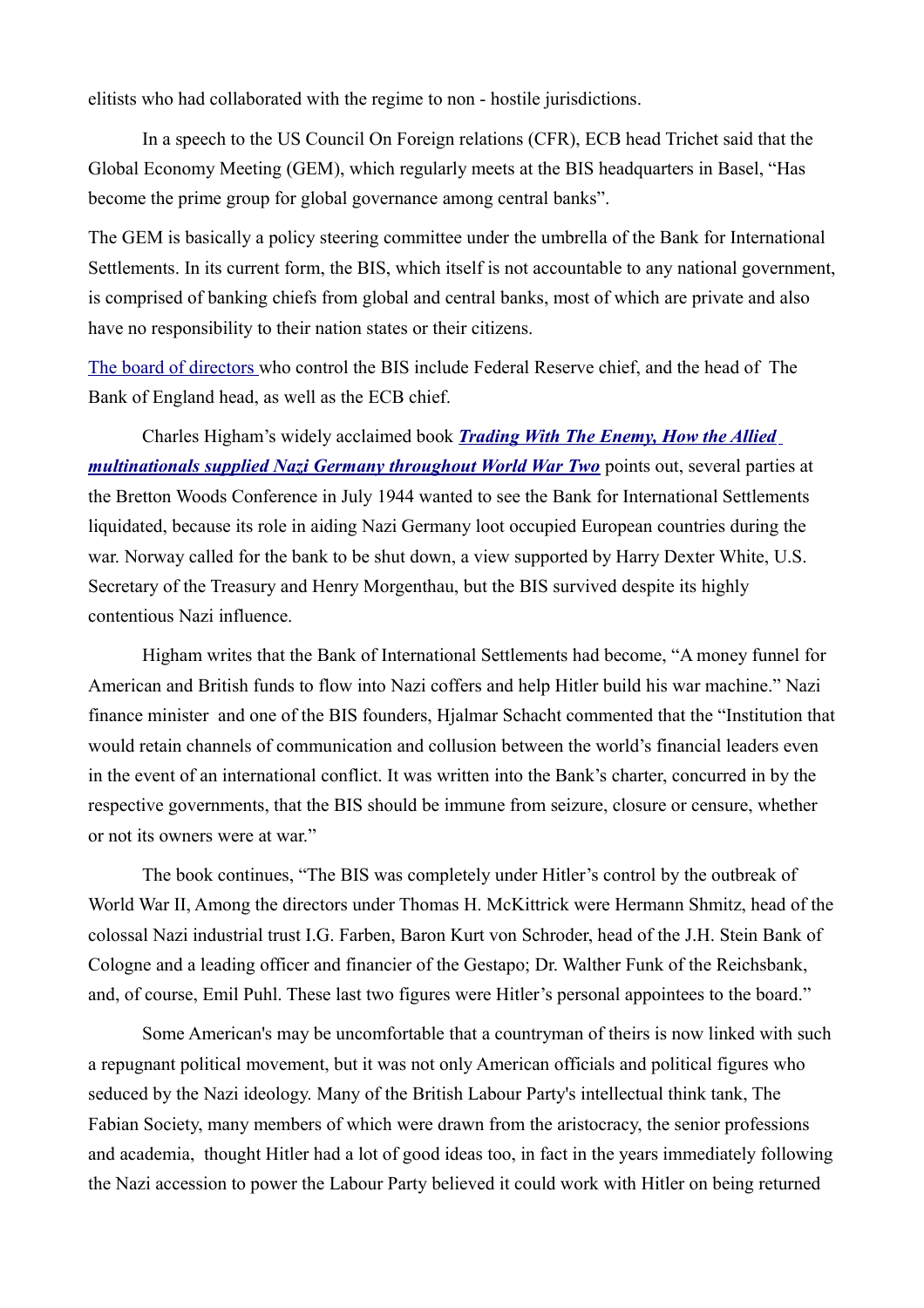elitists who had collaborated with the regime to non - hostile jurisdictions.

In a speech to the US Council On Foreign relations (CFR), ECB head Trichet said that the Global Economy Meeting (GEM), which regularly meets at the BIS headquarters in Basel, "Has become the prime group for global governance among central banks".

The GEM is basically a policy steering committee under the umbrella of the Bank for International Settlements. In its current form, the BIS, which itself is not accountable to any national government, is comprised of banking chiefs from global and central banks, most of which are private and also have no responsibility to their nation states or their citizens.

The board of directors who control the BIS include Federal Reserve chief, and the head of The Bank of England head, as well as the ECB chief.

Charles Higham's widely acclaimed book ***Trading With The Enemy, How the Allied multinationals supplied Nazi Germany throughout World War Two*** points out, several parties at the Bretton Woods Conference in July 1944 wanted to see the Bank for International Settlements liquidated, because its role in aiding Nazi Germany loot occupied European countries during the war. Norway called for the bank to be shut down, a view supported by Harry Dexter White, U.S. Secretary of the Treasury and Henry Morgenthau, but the BIS survived despite its highly contentious Nazi influence.

Higham writes that the Bank of International Settlements had become, "A money funnel for American and British funds to flow into Nazi coffers and help Hitler build his war machine." Nazi finance minister and one of the BIS founders, Hjalmar Schacht commented that the "Institution that would retain channels of communication and collusion between the world's financial leaders even in the event of an international conflict. It was written into the Bank's charter, concurred in by the respective governments, that the BIS should be immune from seizure, closure or censure, whether or not its owners were at war."

The book continues, "The BIS was completely under Hitler's control by the outbreak of World War II, Among the directors under Thomas H. McKittrick were Hermann Shmitz, head of the colossal Nazi industrial trust I.G. Farben, Baron Kurt von Schroder, head of the J.H. Stein Bank of Cologne and a leading officer and financier of the Gestapo; Dr. Walther Funk of the Reichsbank, and, of course, Emil Puhl. These last two figures were Hitler's personal appointees to the board."

Some American's may be uncomfortable that a countryman of theirs is now linked with such a repugnant political movement, but it was not only American officials and political figures who seduced by the Nazi ideology. Many of the British Labour Party's intellectual think tank, The Fabian Society, many members of which were drawn from the aristocracy, the senior professions and academia, thought Hitler had a lot of good ideas too, in fact in the years immediately following the Nazi accession to power the Labour Party believed it could work with Hitler on being returned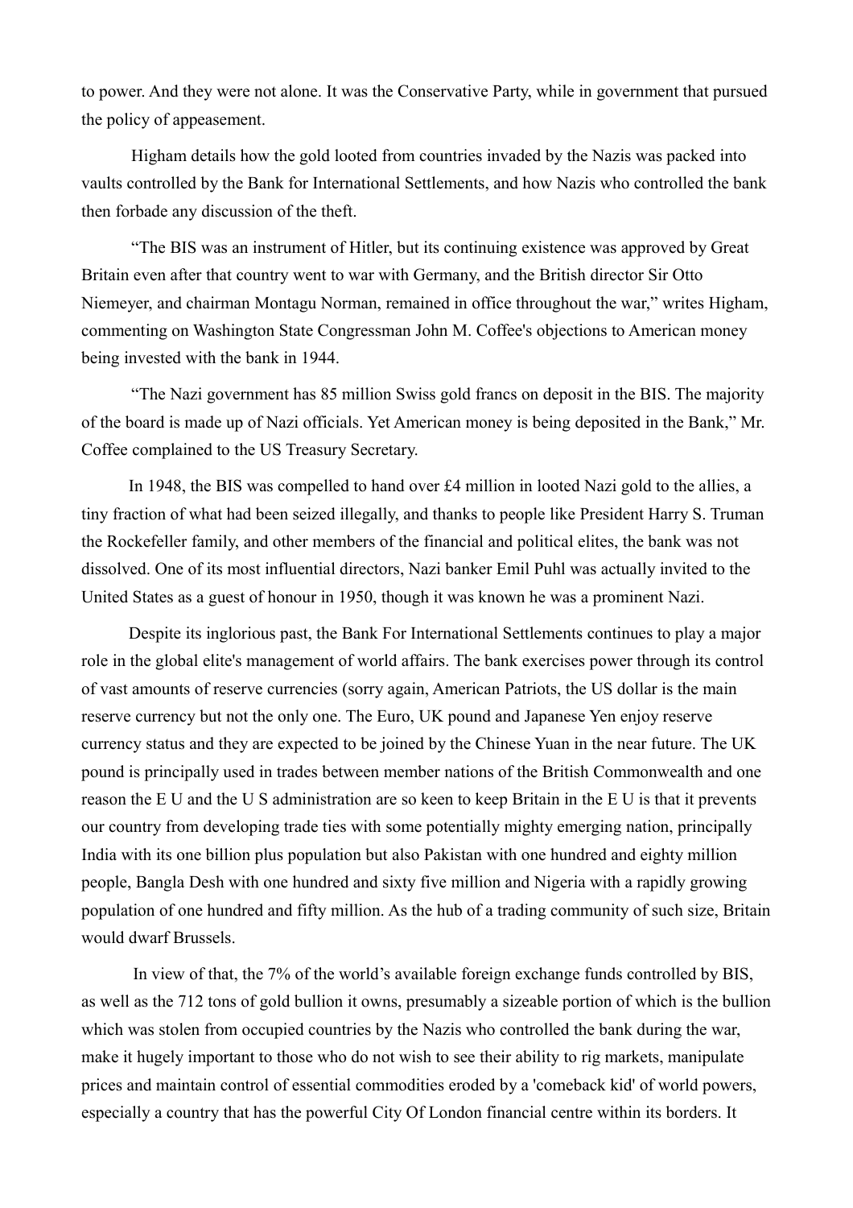to power. And they were not alone. It was the Conservative Party, while in government that pursued the policy of appeasement.

Higham details how the gold looted from countries invaded by the Nazis was packed into vaults controlled by the Bank for International Settlements, and how Nazis who controlled the bank then forbade any discussion of the theft.

"The BIS was an instrument of Hitler, but its continuing existence was approved by Great Britain even after that country went to war with Germany, and the British director Sir Otto Niemeyer, and chairman Montagu Norman, remained in office throughout the war," writes Higham, commenting on Washington State Congressman John M. Coffee's objections to American money being invested with the bank in 1944.

"The Nazi government has 85 million Swiss gold francs on deposit in the BIS. The majority of the board is made up of Nazi officials. Yet American money is being deposited in the Bank," Mr. Coffee complained to the US Treasury Secretary.

In 1948, the BIS was compelled to hand over £4 million in looted Nazi gold to the allies, a tiny fraction of what had been seized illegally, and thanks to people like President Harry S. Truman the Rockefeller family, and other members of the financial and political elites, the bank was not dissolved. One of its most influential directors, Nazi banker Emil Puhl was actually invited to the United States as a guest of honour in 1950, though it was known he was a prominent Nazi.

Despite its inglorious past, the Bank For International Settlements continues to play a major role in the global elite's management of world affairs. The bank exercises power through its control of vast amounts of reserve currencies (sorry again, American Patriots, the US dollar is the main reserve currency but not the only one. The Euro, UK pound and Japanese Yen enjoy reserve currency status and they are expected to be joined by the Chinese Yuan in the near future. The UK pound is principally used in trades between member nations of the British Commonwealth and one reason the E U and the U S administration are so keen to keep Britain in the E U is that it prevents our country from developing trade ties with some potentially mighty emerging nation, principally India with its one billion plus population but also Pakistan with one hundred and eighty million people, Bangla Desh with one hundred and sixty five million and Nigeria with a rapidly growing population of one hundred and fifty million. As the hub of a trading community of such size, Britain would dwarf Brussels.

In view of that, the 7% of the world's available foreign exchange funds controlled by BIS, as well as the 712 tons of gold bullion it owns, presumably a sizeable portion of which is the bullion which was stolen from occupied countries by the Nazis who controlled the bank during the war, make it hugely important to those who do not wish to see their ability to rig markets, manipulate prices and maintain control of essential commodities eroded by a 'comeback kid' of world powers, especially a country that has the powerful City Of London financial centre within its borders. It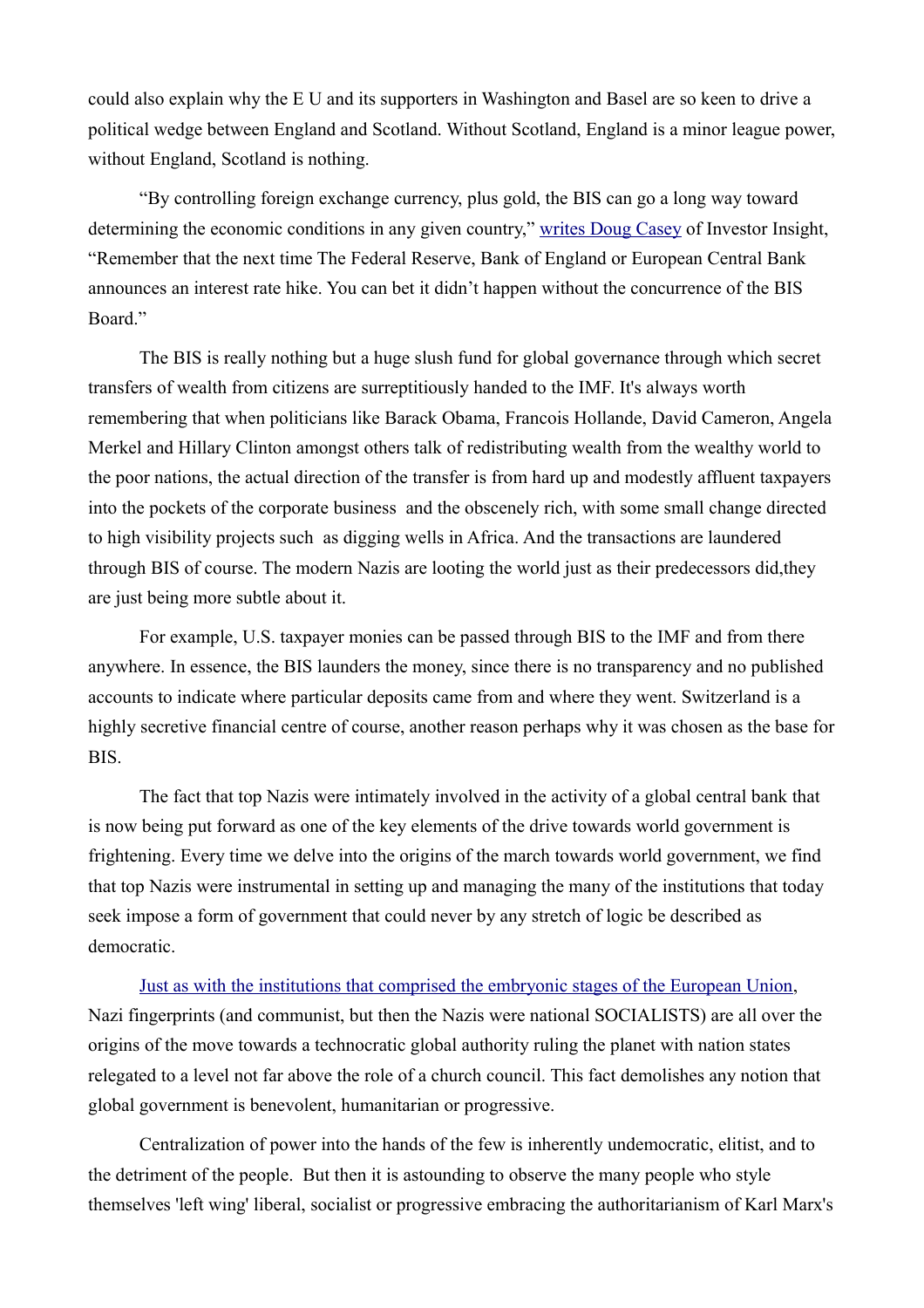could also explain why the E U and its supporters in Washington and Basel are so keen to drive a political wedge between England and Scotland. Without Scotland, England is a minor league power, without England, Scotland is nothing.

"By controlling foreign exchange currency, plus gold, the BIS can go a long way toward determining the economic conditions in any given country," writes Doug Casey of Investor Insight, "Remember that the next time The Federal Reserve, Bank of England or European Central Bank announces an interest rate hike. You can bet it didn't happen without the concurrence of the BIS Board."

The BIS is really nothing but a huge slush fund for global governance through which secret transfers of wealth from citizens are surreptitiously handed to the IMF. It's always worth remembering that when politicians like Barack Obama, Francois Hollande, David Cameron, Angela Merkel and Hillary Clinton amongst others talk of redistributing wealth from the wealthy world to the poor nations, the actual direction of the transfer is from hard up and modestly affluent taxpayers into the pockets of the corporate business and the obscenely rich, with some small change directed to high visibility projects such as digging wells in Africa. And the transactions are laundered through BIS of course. The modern Nazis are looting the world just as their predecessors did,they are just being more subtle about it.

For example, U.S. taxpayer monies can be passed through BIS to the IMF and from there anywhere. In essence, the BIS launders the money, since there is no transparency and no published accounts to indicate where particular deposits came from and where they went. Switzerland is a highly secretive financial centre of course, another reason perhaps why it was chosen as the base for BIS.

The fact that top Nazis were intimately involved in the activity of a global central bank that is now being put forward as one of the key elements of the drive towards world government is frightening. Every time we delve into the origins of the march towards world government, we find that top Nazis were instrumental in setting up and managing the many of the institutions that today seek impose a form of government that could never by any stretch of logic be described as democratic.

Just as with the institutions that comprised the embryonic stages of the European Union, Nazi fingerprints (and communist, but then the Nazis were national SOCIALISTS) are all over the origins of the move towards a technocratic global authority ruling the planet with nation states relegated to a level not far above the role of a church council. This fact demolishes any notion that global government is benevolent, humanitarian or progressive.

Centralization of power into the hands of the few is inherently undemocratic, elitist, and to the detriment of the people. But then it is astounding to observe the many people who style themselves 'left wing' liberal, socialist or progressive embracing the authoritarianism of Karl Marx's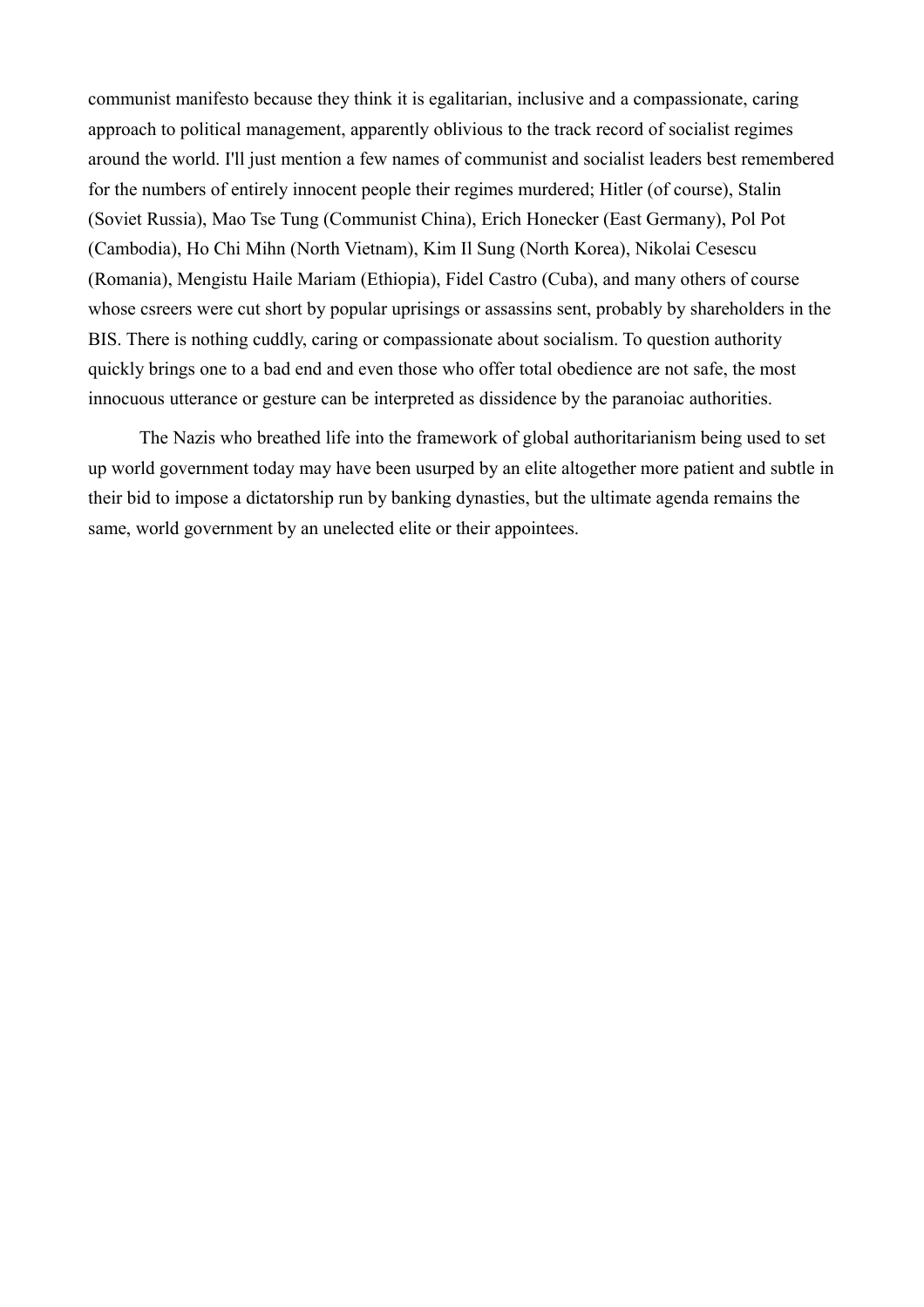communist manifesto because they think it is egalitarian, inclusive and a compassionate, caring approach to political management, apparently oblivious to the track record of socialist regimes around the world. I'll just mention a few names of communist and socialist leaders best remembered for the numbers of entirely innocent people their regimes murdered; Hitler (of course), Stalin (Soviet Russia), Mao Tse Tung (Communist China), Erich Honecker (East Germany), Pol Pot (Cambodia), Ho Chi Mihn (North Vietnam), Kim Il Sung (North Korea), Nikolai Cesescu (Romania), Mengistu Haile Mariam (Ethiopia), Fidel Castro (Cuba), and many others of course whose csreers were cut short by popular uprisings or assassins sent, probably by shareholders in the BIS. There is nothing cuddly, caring or compassionate about socialism. To question authority quickly brings one to a bad end and even those who offer total obedience are not safe, the most innocuous utterance or gesture can be interpreted as dissidence by the paranoiac authorities.

The Nazis who breathed life into the framework of global authoritarianism being used to set up world government today may have been usurped by an elite altogether more patient and subtle in their bid to impose a dictatorship run by banking dynasties, but the ultimate agenda remains the same, world government by an unelected elite or their appointees.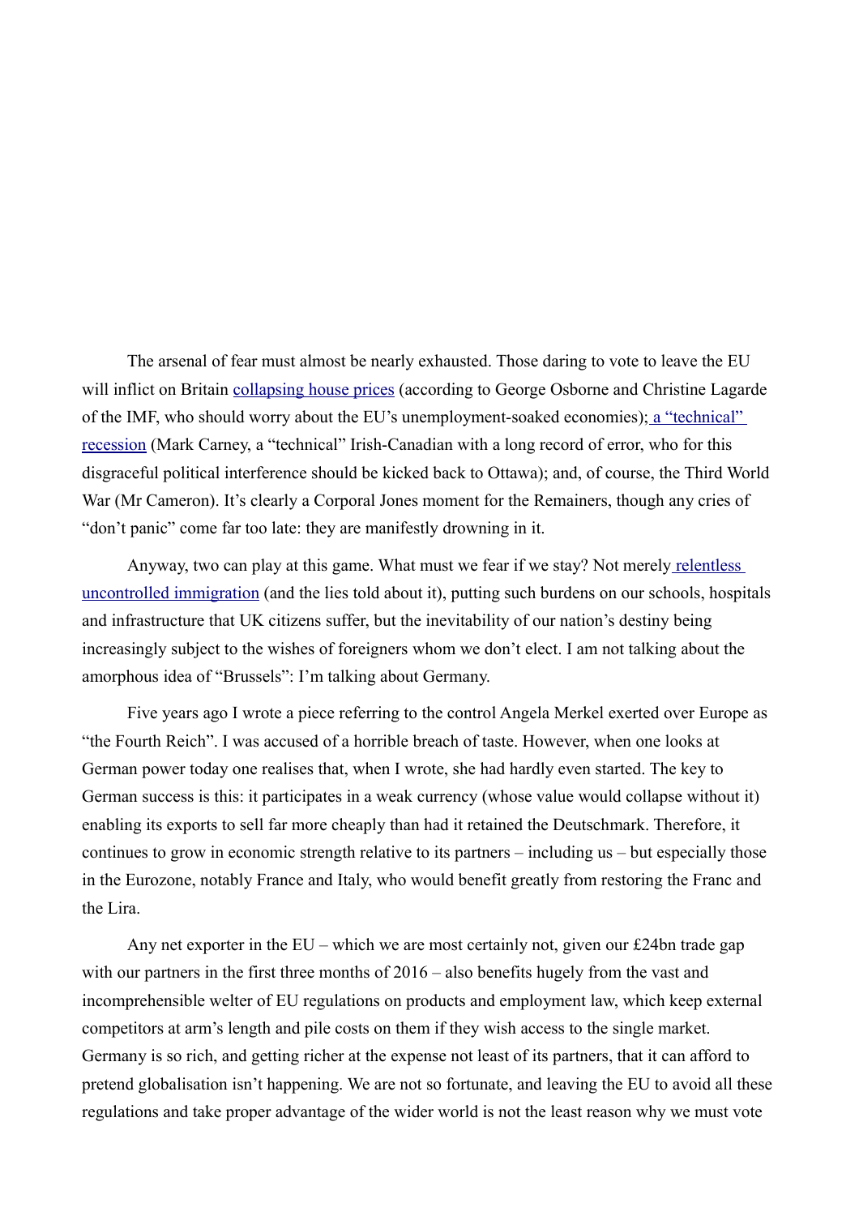The arsenal of fear must almost be nearly exhausted. Those daring to vote to leave the EU will inflict on Britain collapsing house prices (according to George Osborne and Christine Lagarde of the IMF, who should worry about the EU's unemployment-soaked economies); a "technical" recession (Mark Carney, a "technical" Irish-Canadian with a long record of error, who for this disgraceful political interference should be kicked back to Ottawa); and, of course, the Third World War (Mr Cameron). It's clearly a Corporal Jones moment for the Remainers, though any cries of "don't panic" come far too late: they are manifestly drowning in it.

Anyway, two can play at this game. What must we fear if we stay? Not merely relentless uncontrolled immigration (and the lies told about it), putting such burdens on our schools, hospitals and infrastructure that UK citizens suffer, but the inevitability of our nation's destiny being increasingly subject to the wishes of foreigners whom we don't elect. I am not talking about the amorphous idea of "Brussels": I'm talking about Germany.

Five years ago I wrote a piece referring to the control Angela Merkel exerted over Europe as "the Fourth Reich". I was accused of a horrible breach of taste. However, when one looks at German power today one realises that, when I wrote, she had hardly even started. The key to German success is this: it participates in a weak currency (whose value would collapse without it) enabling its exports to sell far more cheaply than had it retained the Deutschmark. Therefore, it continues to grow in economic strength relative to its partners – including us – but especially those in the Eurozone, notably France and Italy, who would benefit greatly from restoring the Franc and the Lira.

Any net exporter in the EU – which we are most certainly not, given our £24bn trade gap with our partners in the first three months of 2016 – also benefits hugely from the vast and incomprehensible welter of EU regulations on products and employment law, which keep external competitors at arm's length and pile costs on them if they wish access to the single market. Germany is so rich, and getting richer at the expense not least of its partners, that it can afford to pretend globalisation isn't happening. We are not so fortunate, and leaving the EU to avoid all these regulations and take proper advantage of the wider world is not the least reason why we must vote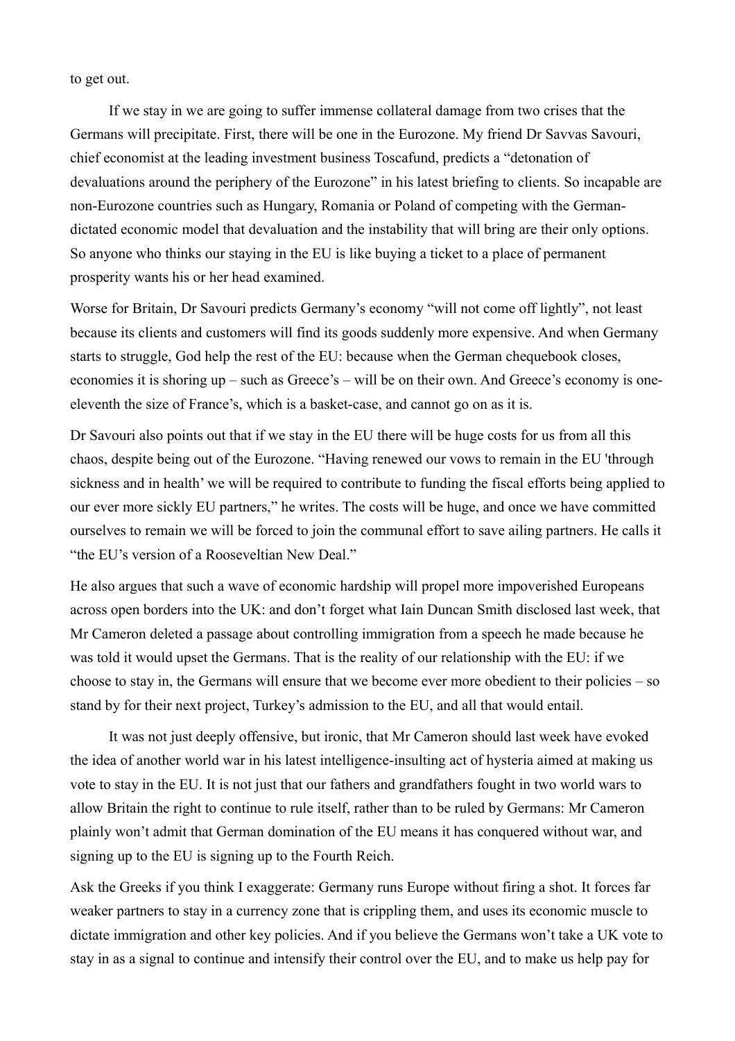to get out.

If we stay in we are going to suffer immense collateral damage from two crises that the Germans will precipitate. First, there will be one in the Eurozone. My friend Dr Savvas Savouri, chief economist at the leading investment business Toscafund, predicts a "detonation of devaluations around the periphery of the Eurozone" in his latest briefing to clients. So incapable are non-Eurozone countries such as Hungary, Romania or Poland of competing with the German-dictated economic model that devaluation and the instability that will bring are their only options. So anyone who thinks our staying in the EU is like buying a ticket to a place of permanent prosperity wants his or her head examined.

Worse for Britain, Dr Savouri predicts Germany's economy "will not come off lightly", not least because its clients and customers will find its goods suddenly more expensive. And when Germany starts to struggle, God help the rest of the EU: because when the German chequebook closes, economies it is shoring up – such as Greece's – will be on their own. And Greece's economy is one-eleventh the size of France's, which is a basket-case, and cannot go on as it is.

Dr Savouri also points out that if we stay in the EU there will be huge costs for us from all this chaos, despite being out of the Eurozone. "Having renewed our vows to remain in the EU 'through sickness and in health' we will be required to contribute to funding the fiscal efforts being applied to our ever more sickly EU partners," he writes. The costs will be huge, and once we have committed ourselves to remain we will be forced to join the communal effort to save ailing partners. He calls it "the EU's version of a Rooseveltian New Deal."

He also argues that such a wave of economic hardship will propel more impoverished Europeans across open borders into the UK: and don't forget what Iain Duncan Smith disclosed last week, that Mr Cameron deleted a passage about controlling immigration from a speech he made because he was told it would upset the Germans. That is the reality of our relationship with the EU: if we choose to stay in, the Germans will ensure that we become ever more obedient to their policies – so stand by for their next project, Turkey's admission to the EU, and all that would entail.

It was not just deeply offensive, but ironic, that Mr Cameron should last week have evoked the idea of another world war in his latest intelligence-insulting act of hysteria aimed at making us vote to stay in the EU. It is not just that our fathers and grandfathers fought in two world wars to allow Britain the right to continue to rule itself, rather than to be ruled by Germans: Mr Cameron plainly won't admit that German domination of the EU means it has conquered without war, and signing up to the EU is signing up to the Fourth Reich.

Ask the Greeks if you think I exaggerate: Germany runs Europe without firing a shot. It forces far weaker partners to stay in a currency zone that is crippling them, and uses its economic muscle to dictate immigration and other key policies. And if you believe the Germans won't take a UK vote to stay in as a signal to continue and intensify their control over the EU, and to make us help pay for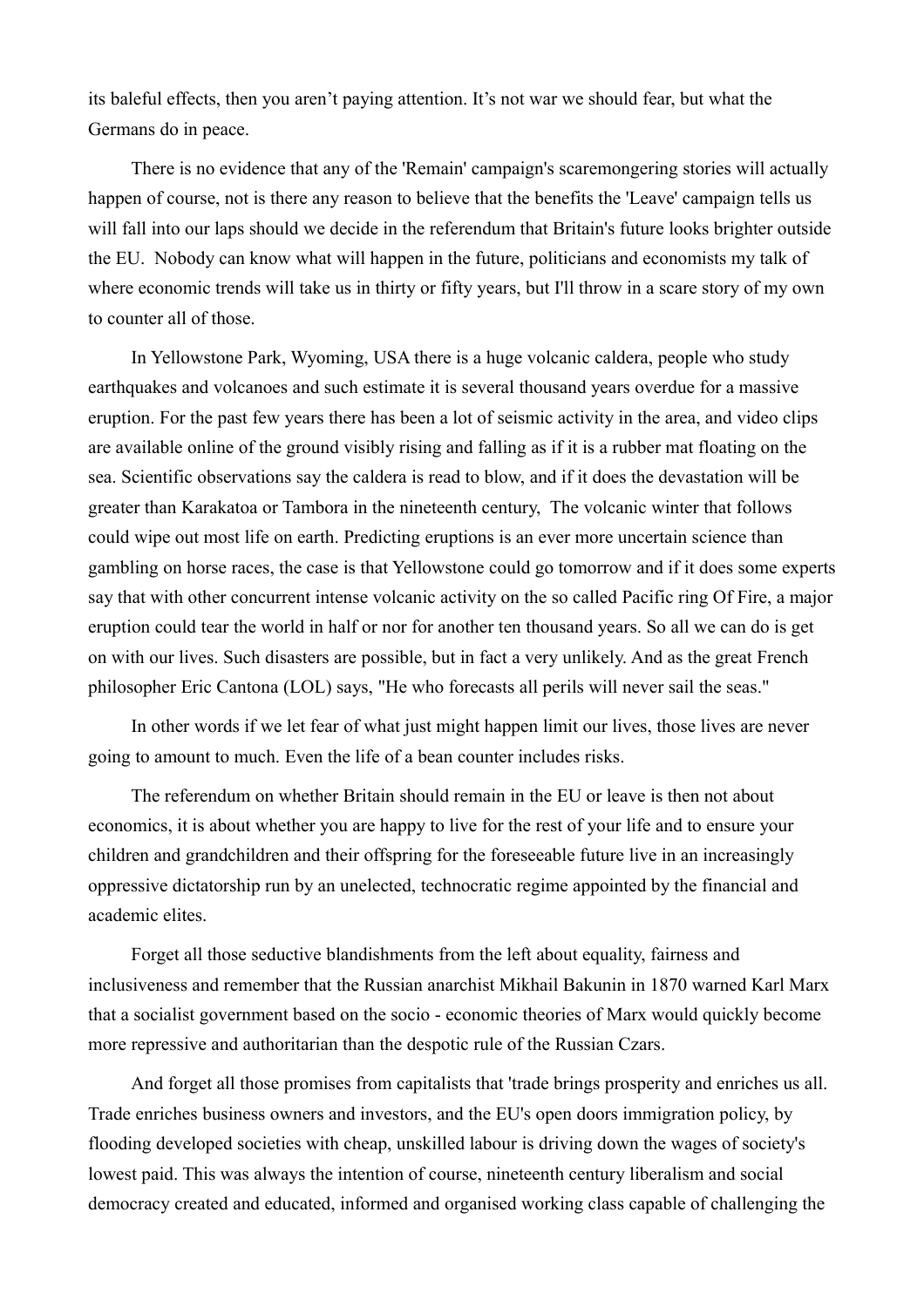its baleful effects, then you aren't paying attention. It's not war we should fear, but what the Germans do in peace.

There is no evidence that any of the 'Remain' campaign's scaremongering stories will actually happen of course, not is there any reason to believe that the benefits the 'Leave' campaign tells us will fall into our laps should we decide in the referendum that Britain's future looks brighter outside the EU. Nobody can know what will happen in the future, politicians and economists my talk of where economic trends will take us in thirty or fifty years, but I'll throw in a scare story of my own to counter all of those.

In Yellowstone Park, Wyoming, USA there is a huge volcanic caldera, people who study earthquakes and volcanoes and such estimate it is several thousand years overdue for a massive eruption. For the past few years there has been a lot of seismic activity in the area, and video clips are available online of the ground visibly rising and falling as if it is a rubber mat floating on the sea. Scientific observations say the caldera is read to blow, and if it does the devastation will be greater than Karakatoa or Tambora in the nineteenth century, The volcanic winter that follows could wipe out most life on earth. Predicting eruptions is an ever more uncertain science than gambling on horse races, the case is that Yellowstone could go tomorrow and if it does some experts say that with other concurrent intense volcanic activity on the so called Pacific ring Of Fire, a major eruption could tear the world in half or nor for another ten thousand years. So all we can do is get on with our lives. Such disasters are possible, but in fact a very unlikely. And as the great French philosopher Eric Cantona (LOL) says, "He who forecasts all perils will never sail the seas."

In other words if we let fear of what just might happen limit our lives, those lives are never going to amount to much. Even the life of a bean counter includes risks.

The referendum on whether Britain should remain in the EU or leave is then not about economics, it is about whether you are happy to live for the rest of your life and to ensure your children and grandchildren and their offspring for the foreseeable future live in an increasingly oppressive dictatorship run by an unelected, technocratic regime appointed by the financial and academic elites.

Forget all those seductive blandishments from the left about equality, fairness and inclusiveness and remember that the Russian anarchist Mikhail Bakunin in 1870 warned Karl Marx that a socialist government based on the socio - economic theories of Marx would quickly become more repressive and authoritarian than the despotic rule of the Russian Czars.

And forget all those promises from capitalists that 'trade brings prosperity and enriches us all. Trade enriches business owners and investors, and the EU's open doors immigration policy, by flooding developed societies with cheap, unskilled labour is driving down the wages of society's lowest paid. This was always the intention of course, nineteenth century liberalism and social democracy created and educated, informed and organised working class capable of challenging the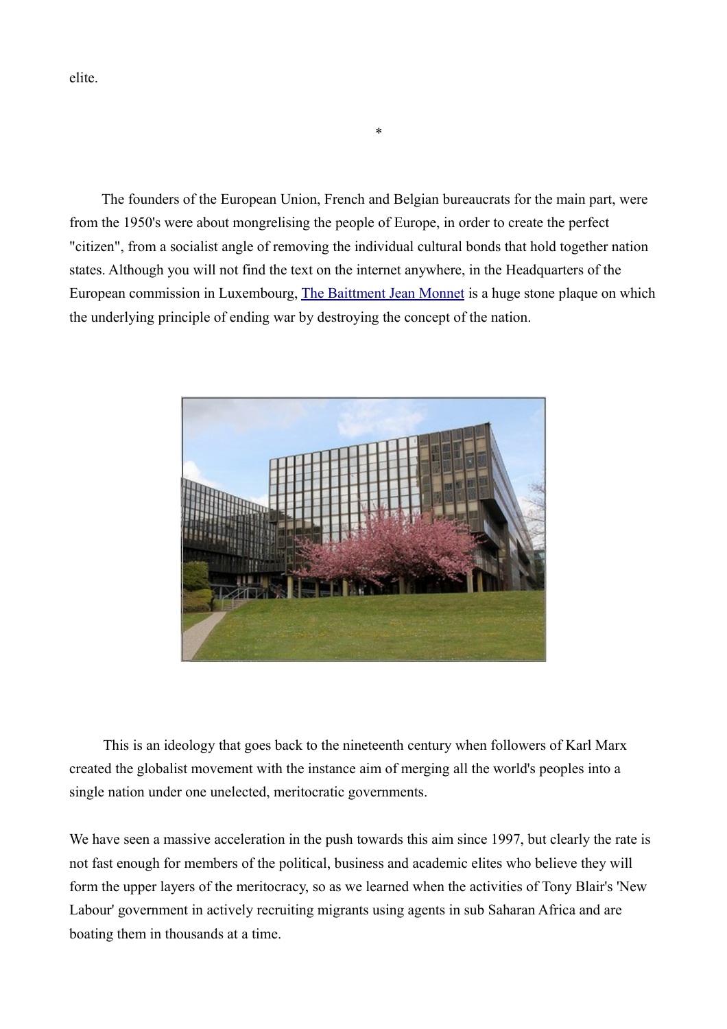elite.

*

The founders of the European Union, French and Belgian bureaucrats for the main part, were from the 1950's were about mongrelising the people of Europe, in order to create the perfect "citizen", from a socialist angle of removing the individual cultural bonds that hold together nation states. Although you will not find the text on the internet anywhere, in the Headquarters of the European commission in Luxembourg, [The Baittment Jean Monnet]() is a huge stone plaque on which the underlying principle of ending war by destroying the concept of the nation.

This is an ideology that goes back to the nineteenth century when followers of Karl Marx created the globalist movement with the instance aim of merging all the world's peoples into a single nation under one unelected, meritocratic governments.

We have seen a massive acceleration in the push towards this aim since 1997, but clearly the rate is not fast enough for members of the political, business and academic elites who believe they will form the upper layers of the meritocracy, so as we learned when the activities of Tony Blair's 'New Labour' government in actively recruiting migrants using agents in sub Saharan Africa and are boating them in thousands at a time.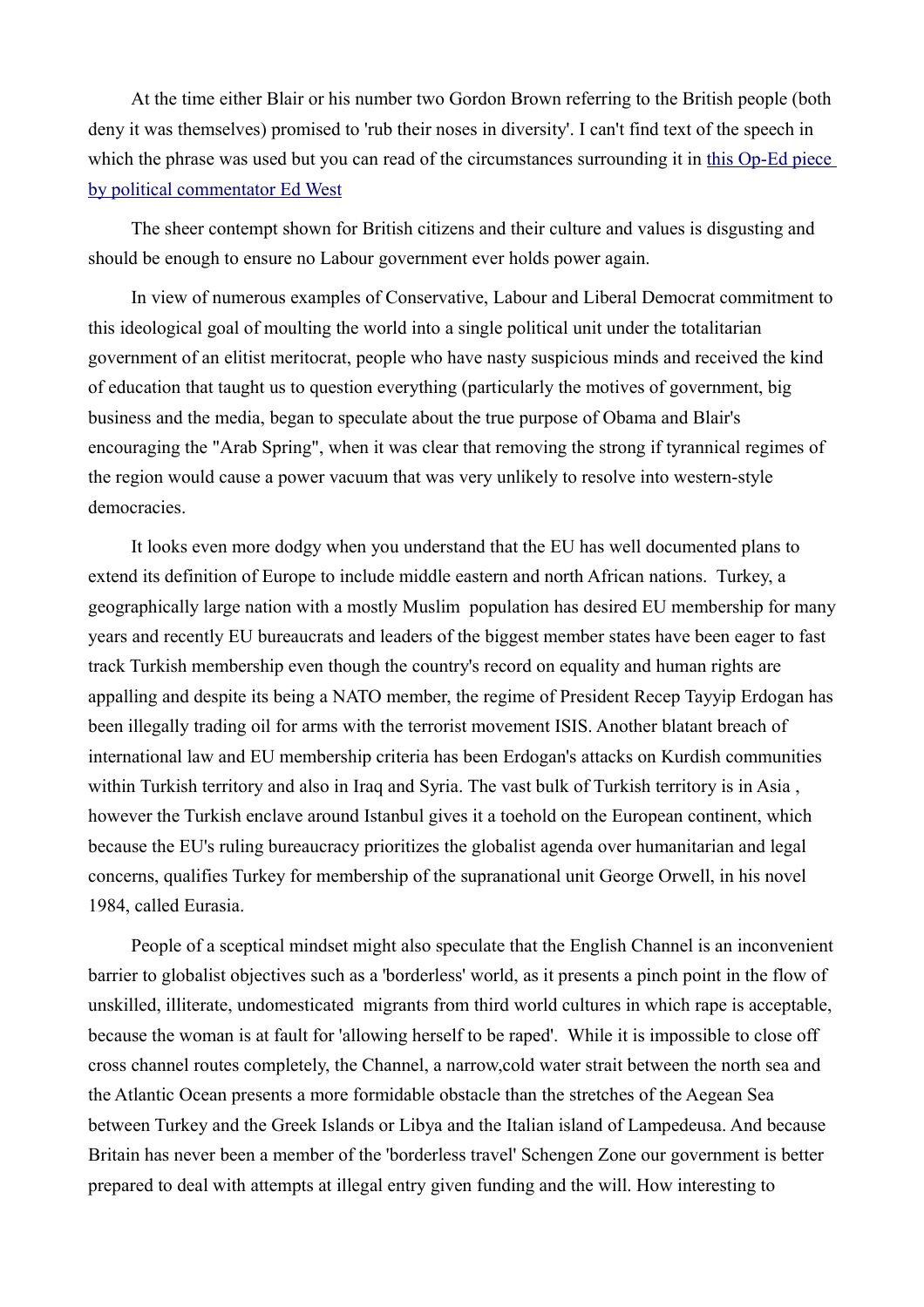At the time either Blair or his number two Gordon Brown referring to the British people (both deny it was themselves) promised to 'rub their noses in diversity'. I can't find text of the speech in which the phrase was used but you can read of the circumstances surrounding it in this Op-Ed piece by political commentator Ed West

The sheer contempt shown for British citizens and their culture and values is disgusting and should be enough to ensure no Labour government ever holds power again.

In view of numerous examples of Conservative, Labour and Liberal Democrat commitment to this ideological goal of moulting the world into a single political unit under the totalitarian government of an elitist meritocrat, people who have nasty suspicious minds and received the kind of education that taught us to question everything (particularly the motives of government, big business and the media, began to speculate about the true purpose of Obama and Blair's encouraging the "Arab Spring", when it was clear that removing the strong if tyrannical regimes of the region would cause a power vacuum that was very unlikely to resolve into western-style democracies.

It looks even more dodgy when you understand that the EU has well documented plans to extend its definition of Europe to include middle eastern and north African nations. Turkey, a geographically large nation with a mostly Muslim population has desired EU membership for many years and recently EU bureaucrats and leaders of the biggest member states have been eager to fast track Turkish membership even though the country's record on equality and human rights are appalling and despite its being a NATO member, the regime of President Recep Tayyip Erdogan has been illegally trading oil for arms with the terrorist movement ISIS. Another blatant breach of international law and EU membership criteria has been Erdogan's attacks on Kurdish communities within Turkish territory and also in Iraq and Syria. The vast bulk of Turkish territory is in Asia , however the Turkish enclave around Istanbul gives it a toehold on the European continent, which because the EU's ruling bureaucracy prioritizes the globalist agenda over humanitarian and legal concerns, qualifies Turkey for membership of the supranational unit George Orwell, in his novel 1984, called Eurasia.

People of a sceptical mindset might also speculate that the English Channel is an inconvenient barrier to globalist objectives such as a 'borderless' world, as it presents a pinch point in the flow of unskilled, illiterate, undomesticated migrants from third world cultures in which rape is acceptable, because the woman is at fault for 'allowing herself to be raped'. While it is impossible to close off cross channel routes completely, the Channel, a narrow,cold water strait between the north sea and the Atlantic Ocean presents a more formidable obstacle than the stretches of the Aegean Sea between Turkey and the Greek Islands or Libya and the Italian island of Lampedeusa. And because Britain has never been a member of the 'borderless travel' Schengen Zone our government is better prepared to deal with attempts at illegal entry given funding and the will. How interesting to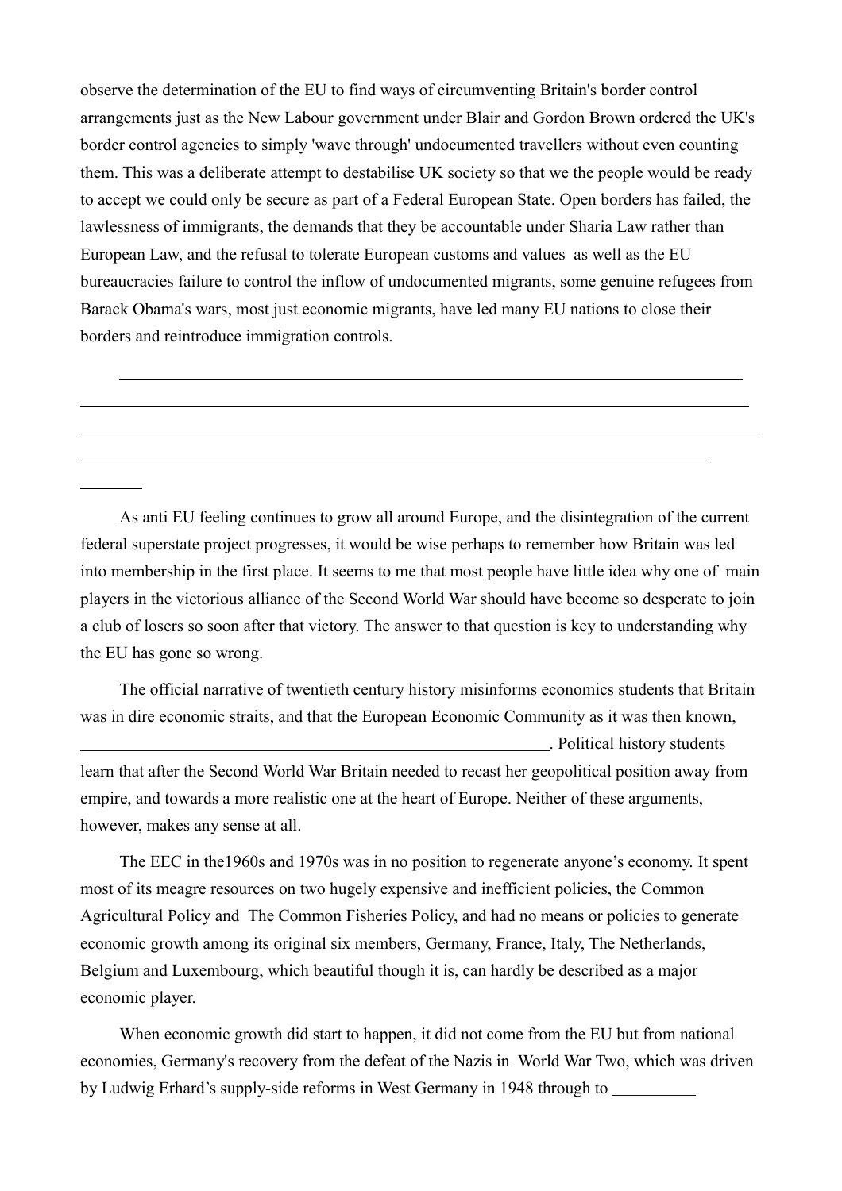observe the determination of the EU to find ways of circumventing Britain's border control arrangements just as the New Labour government under Blair and Gordon Brown ordered the UK's border control agencies to simply 'wave through' undocumented travellers without even counting them. This was a deliberate attempt to destabilise UK society so that we the people would be ready to accept we could only be secure as part of a Federal European State. Open borders has failed, the lawlessness of immigrants, the demands that they be accountable under Sharia Law rather than European Law, and the refusal to tolerate European customs and values as well as the EU bureaucracies failure to control the inflow of undocumented migrants, some genuine refugees from Barack Obama's wars, most just economic migrants, have led many EU nations to close their borders and reintroduce immigration controls.

---

As anti EU feeling continues to grow all around Europe, and the disintegration of the current federal superstate project progresses, it would be wise perhaps to remember how Britain was led into membership in the first place. It seems to me that most people have little idea why one of main players in the victorious alliance of the Second World War should have become so desperate to join a club of losers so soon after that victory. The answer to that question is key to understanding why the EU has gone so wrong.

The official narrative of twentieth century history misinforms economics students that Britain was in dire economic straits, and that the European Economic Community as it was then known, ________________________________________. Political history students learn that after the Second World War Britain needed to recast her geopolitical position away from empire, and towards a more realistic one at the heart of Europe. Neither of these arguments, however, makes any sense at all.

The EEC in the1960s and 1970s was in no position to regenerate anyone's economy. It spent most of its meagre resources on two hugely expensive and inefficient policies, the Common Agricultural Policy and The Common Fisheries Policy, and had no means or policies to generate economic growth among its original six members, Germany, France, Italy, The Netherlands, Belgium and Luxembourg, which beautiful though it is, can hardly be described as a major economic player.

When economic growth did start to happen, it did not come from the EU but from national economies, Germany's recovery from the defeat of the Nazis in World War Two, which was driven by Ludwig Erhard's supply-side reforms in West Germany in 1948 through to __________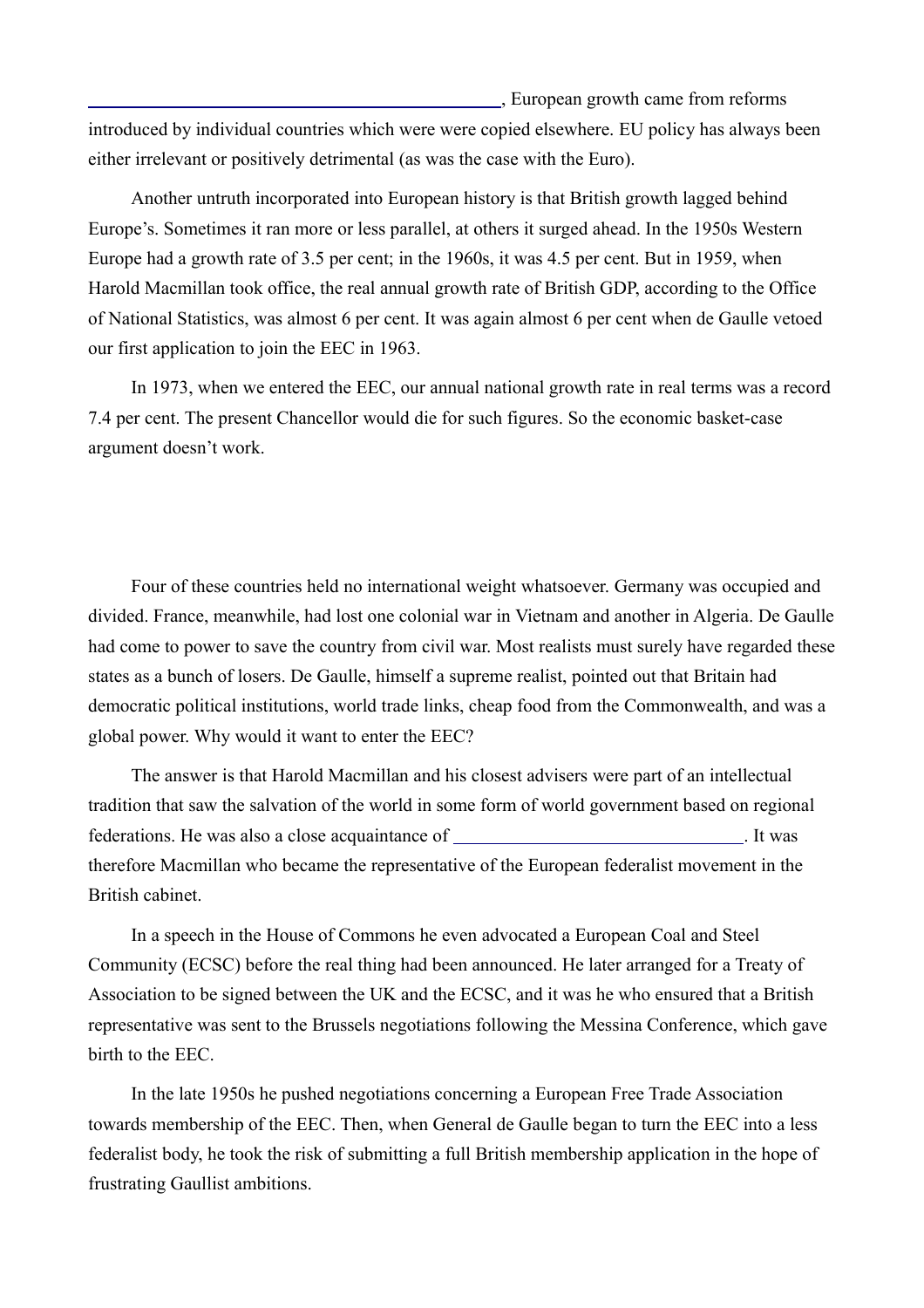\_\_\_\_\_\_\_\_\_\_\_\_\_\_\_\_\_\_\_\_\_\_\_\_\_\_\_\_\_\_\_\_\_\_\_\_\_\_\_\_\_\_\_\_\_, European growth came from reforms introduced by individual countries which were were copied elsewhere. EU policy has always been either irrelevant or positively detrimental (as was the case with the Euro).

Another untruth incorporated into European history is that British growth lagged behind Europe's. Sometimes it ran more or less parallel, at others it surged ahead. In the 1950s Western Europe had a growth rate of 3.5 per cent; in the 1960s, it was 4.5 per cent. But in 1959, when Harold Macmillan took office, the real annual growth rate of British GDP, according to the Office of National Statistics, was almost 6 per cent. It was again almost 6 per cent when de Gaulle vetoed our first application to join the EEC in 1963.

In 1973, when we entered the EEC, our annual national growth rate in real terms was a record 7.4 per cent. The present Chancellor would die for such figures. So the economic basket-case argument doesn't work.

Four of these countries held no international weight whatsoever. Germany was occupied and divided. France, meanwhile, had lost one colonial war in Vietnam and another in Algeria. De Gaulle had come to power to save the country from civil war. Most realists must surely have regarded these states as a bunch of losers. De Gaulle, himself a supreme realist, pointed out that Britain had democratic political institutions, world trade links, cheap food from the Commonwealth, and was a global power. Why would it want to enter the EEC?

The answer is that Harold Macmillan and his closest advisers were part of an intellectual tradition that saw the salvation of the world in some form of world government based on regional federations. He was also a close acquaintance of \_\_\_\_\_\_\_\_\_\_\_\_\_\_\_\_\_\_\_\_\_\_\_\_\_\_\_\_\_\_\_. It was therefore Macmillan who became the representative of the European federalist movement in the British cabinet.

In a speech in the House of Commons he even advocated a European Coal and Steel Community (ECSC) before the real thing had been announced. He later arranged for a Treaty of Association to be signed between the UK and the ECSC, and it was he who ensured that a British representative was sent to the Brussels negotiations following the Messina Conference, which gave birth to the EEC.

In the late 1950s he pushed negotiations concerning a European Free Trade Association towards membership of the EEC. Then, when General de Gaulle began to turn the EEC into a less federalist body, he took the risk of submitting a full British membership application in the hope of frustrating Gaullist ambitions.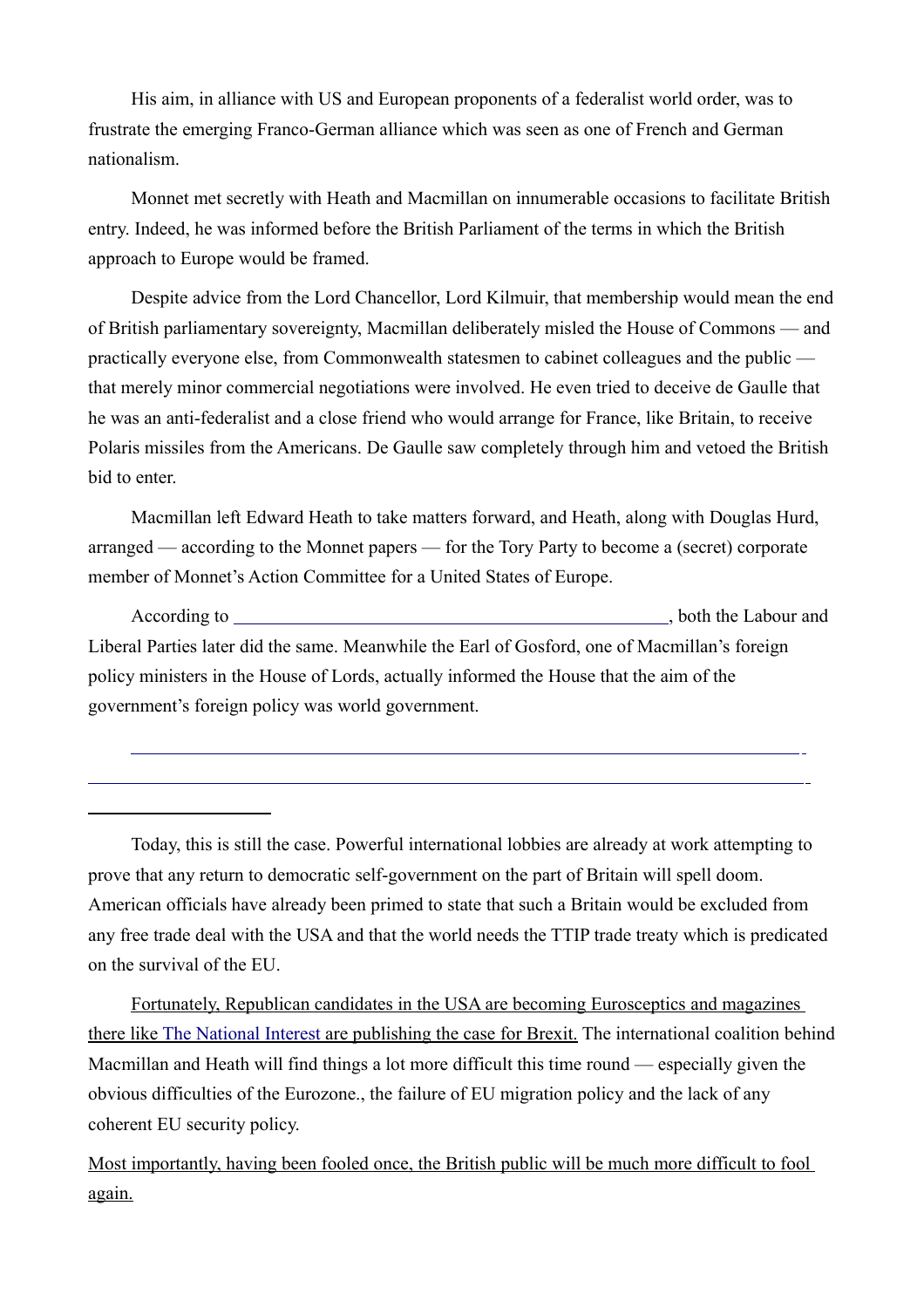His aim, in alliance with US and European proponents of a federalist world order, was to frustrate the emerging Franco-German alliance which was seen as one of French and German nationalism.

Monnet met secretly with Heath and Macmillan on innumerable occasions to facilitate British entry. Indeed, he was informed before the British Parliament of the terms in which the British approach to Europe would be framed.

Despite advice from the Lord Chancellor, Lord Kilmuir, that membership would mean the end of British parliamentary sovereignty, Macmillan deliberately misled the House of Commons — and practically everyone else, from Commonwealth statesmen to cabinet colleagues and the public — that merely minor commercial negotiations were involved. He even tried to deceive de Gaulle that he was an anti-federalist and a close friend who would arrange for France, like Britain, to receive Polaris missiles from the Americans. De Gaulle saw completely through him and vetoed the British bid to enter.

Macmillan left Edward Heath to take matters forward, and Heath, along with Douglas Hurd, arranged — according to the Monnet papers — for the Tory Party to become a (secret) corporate member of Monnet's Action Committee for a United States of Europe.

According to ________________________________________________, both the Labour and Liberal Parties later did the same. Meanwhile the Earl of Gosford, one of Macmillan's foreign policy ministers in the House of Lords, actually informed the House that the aim of the government's foreign policy was world government.

---

Today, this is still the case. Powerful international lobbies are already at work attempting to prove that any return to democratic self-government on the part of Britain will spell doom. American officials have already been primed to state that such a Britain would be excluded from any free trade deal with the USA and that the world needs the TTIP trade treaty which is predicated on the survival of the EU.

Fortunately, Republican candidates in the USA are becoming Eurosceptics and magazines there like The National Interest are publishing the case for Brexit. The international coalition behind Macmillan and Heath will find things a lot more difficult this time round — especially given the obvious difficulties of the Eurozone., the failure of EU migration policy and the lack of any coherent EU security policy.

Most importantly, having been fooled once, the British public will be much more difficult to fool again.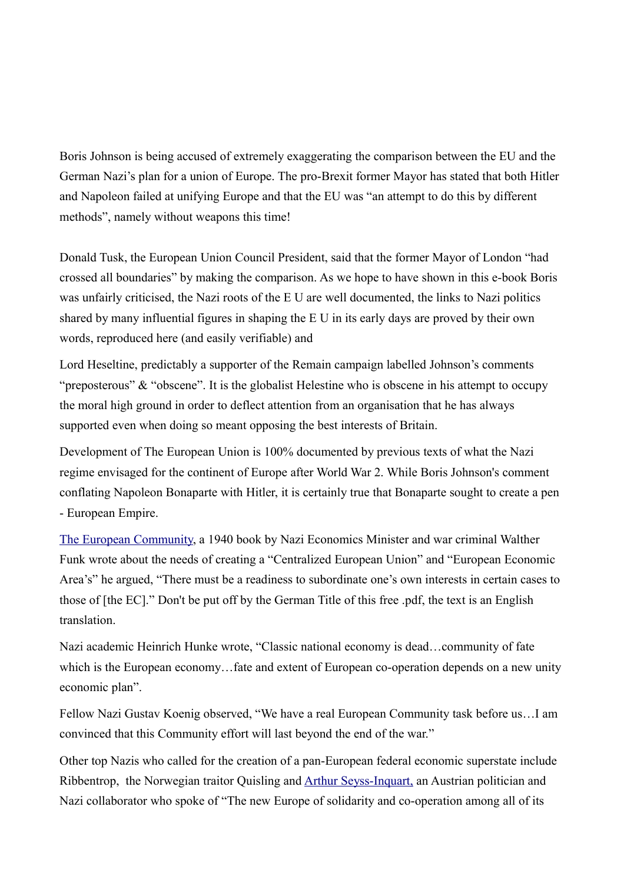Boris Johnson is being accused of extremely exaggerating the comparison between the EU and the German Nazi's plan for a union of Europe. The pro-Brexit former Mayor has stated that both Hitler and Napoleon failed at unifying Europe and that the EU was "an attempt to do this by different methods", namely without weapons this time!

Donald Tusk, the European Union Council President, said that the former Mayor of London "had crossed all boundaries" by making the comparison. As we hope to have shown in this e-book Boris was unfairly criticised, the Nazi roots of the E U are well documented, the links to Nazi politics shared by many influential figures in shaping the E U in its early days are proved by their own words, reproduced here (and easily verifiable) and

Lord Heseltine, predictably a supporter of the Remain campaign labelled Johnson's comments "preposterous" & "obscene". It is the globalist Helestine who is obscene in his attempt to occupy the moral high ground in order to deflect attention from an organisation that he has always supported even when doing so meant opposing the best interests of Britain.

Development of The European Union is 100% documented by previous texts of what the Nazi regime envisaged for the continent of Europe after World War 2. While Boris Johnson's comment conflating Napoleon Bonaparte with Hitler, it is certainly true that Bonaparte sought to create a pen - European Empire.

[The European Community](), a 1940 book by Nazi Economics Minister and war criminal Walther Funk wrote about the needs of creating a "Centralized European Union" and "European Economic Area's" he argued, "There must be a readiness to subordinate one's own interests in certain cases to those of [the EC]." Don't be put off by the German Title of this free .pdf, the text is an English translation.

Nazi academic Heinrich Hunke wrote, "Classic national economy is dead…community of fate which is the European economy…fate and extent of European co-operation depends on a new unity economic plan".

Fellow Nazi Gustav Koenig observed, "We have a real European Community task before us…I am convinced that this Community effort will last beyond the end of the war."

Other top Nazis who called for the creation of a pan-European federal economic superstate include Ribbentrop, the Norwegian traitor Quisling and [Arthur Seyss-Inquart,]() an Austrian politician and Nazi collaborator who spoke of "The new Europe of solidarity and co-operation among all of its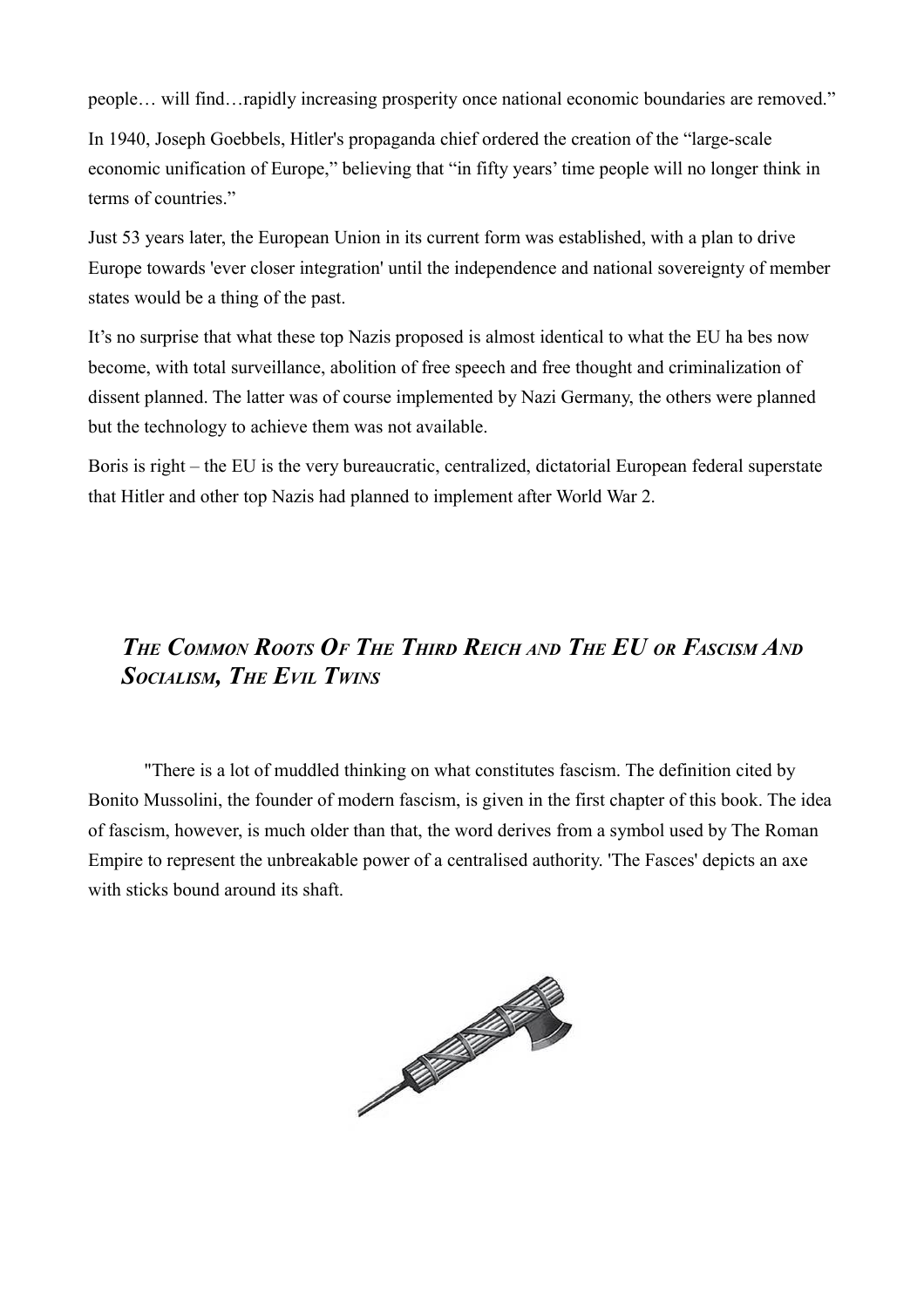people… will find…rapidly increasing prosperity once national economic boundaries are removed."

In 1940, Joseph Goebbels, Hitler's propaganda chief ordered the creation of the "large-scale economic unification of Europe," believing that "in fifty years' time people will no longer think in terms of countries."

Just 53 years later, the European Union in its current form was established, with a plan to drive Europe towards 'ever closer integration' until the independence and national sovereignty of member states would be a thing of the past.

It's no surprise that what these top Nazis proposed is almost identical to what the EU ha bes now become, with total surveillance, abolition of free speech and free thought and criminalization of dissent planned. The latter was of course implemented by Nazi Germany, the others were planned but the technology to achieve them was not available.

Boris is right – the EU is the very bureaucratic, centralized, dictatorial European federal superstate that Hitler and other top Nazis had planned to implement after World War 2.

## *The Common Roots Of The Third Reich and The EU or Fascism And Socialism, The Evil Twins*

"There is a lot of muddled thinking on what constitutes fascism. The definition cited by Bonito Mussolini, the founder of modern fascism, is given in the first chapter of this book. The idea of fascism, however, is much older than that, the word derives from a symbol used by The Roman Empire to represent the unbreakable power of a centralised authority. 'The Fasces' depicts an axe with sticks bound around its shaft.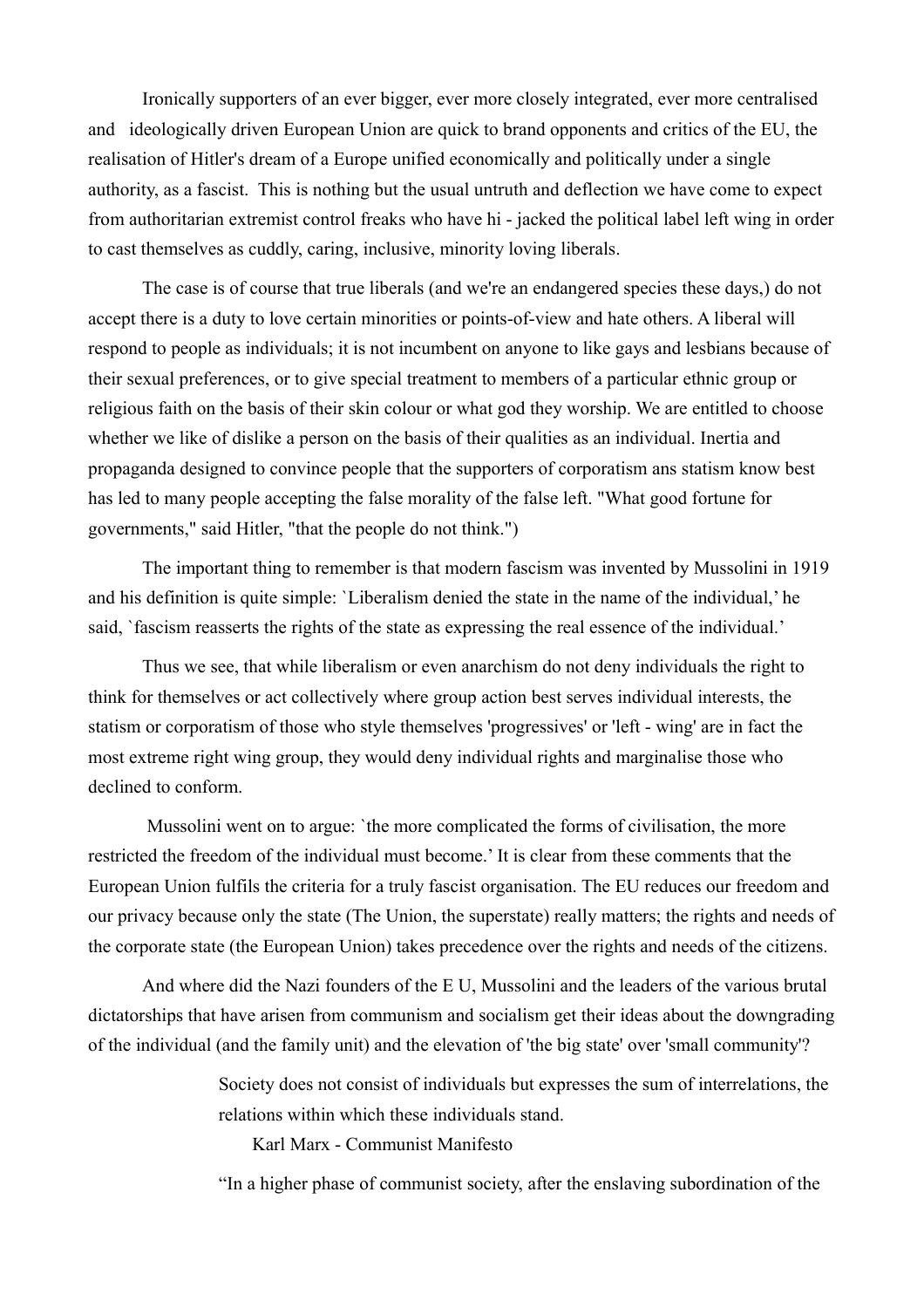Ironically supporters of an ever bigger, ever more closely integrated, ever more centralised and ideologically driven European Union are quick to brand opponents and critics of the EU, the realisation of Hitler's dream of a Europe unified economically and politically under a single authority, as a fascist. This is nothing but the usual untruth and deflection we have come to expect from authoritarian extremist control freaks who have hi - jacked the political label left wing in order to cast themselves as cuddly, caring, inclusive, minority loving liberals.

The case is of course that true liberals (and we're an endangered species these days,) do not accept there is a duty to love certain minorities or points-of-view and hate others. A liberal will respond to people as individuals; it is not incumbent on anyone to like gays and lesbians because of their sexual preferences, or to give special treatment to members of a particular ethnic group or religious faith on the basis of their skin colour or what god they worship. We are entitled to choose whether we like of dislike a person on the basis of their qualities as an individual. Inertia and propaganda designed to convince people that the supporters of corporatism ans statism know best has led to many people accepting the false morality of the false left. "What good fortune for governments," said Hitler, "that the people do not think.")

The important thing to remember is that modern fascism was invented by Mussolini in 1919 and his definition is quite simple: `Liberalism denied the state in the name of the individual,' he said, `fascism reasserts the rights of the state as expressing the real essence of the individual.'

Thus we see, that while liberalism or even anarchism do not deny individuals the right to think for themselves or act collectively where group action best serves individual interests, the statism or corporatism of those who style themselves 'progressives' or 'left - wing' are in fact the most extreme right wing group, they would deny individual rights and marginalise those who declined to conform.

Mussolini went on to argue: `the more complicated the forms of civilisation, the more restricted the freedom of the individual must become.' It is clear from these comments that the European Union fulfils the criteria for a truly fascist organisation. The EU reduces our freedom and our privacy because only the state (The Union, the superstate) really matters; the rights and needs of the corporate state (the European Union) takes precedence over the rights and needs of the citizens.

And where did the Nazi founders of the E U, Mussolini and the leaders of the various brutal dictatorships that have arisen from communism and socialism get their ideas about the downgrading of the individual (and the family unit) and the elevation of 'the big state' over 'small community'?

> Society does not consist of individuals but expresses the sum of interrelations, the relations within which these individuals stand.
>
> Karl Marx - Communist Manifesto

> "In a higher phase of communist society, after the enslaving subordination of the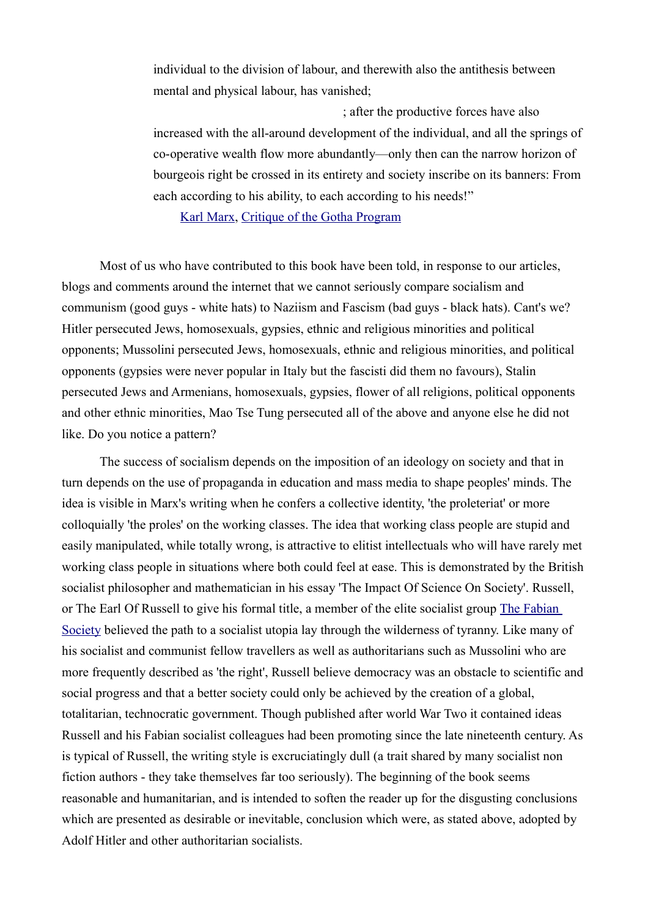individual to the division of labour, and therewith also the antithesis between mental and physical labour, has vanished;

; after the productive forces have also increased with the all-around development of the individual, and all the springs of co-operative wealth flow more abundantly—only then can the narrow horizon of bourgeois right be crossed in its entirety and society inscribe on its banners: From each according to his ability, to each according to his needs!"

Karl Marx, Critique of the Gotha Program

Most of us who have contributed to this book have been told, in response to our articles, blogs and comments around the internet that we cannot seriously compare socialism and communism (good guys - white hats) to Naziism and Fascism (bad guys - black hats). Cant's we? Hitler persecuted Jews, homosexuals, gypsies, ethnic and religious minorities and political opponents; Mussolini persecuted Jews, homosexuals, ethnic and religious minorities, and political opponents (gypsies were never popular in Italy but the fascisti did them no favours), Stalin persecuted Jews and Armenians, homosexuals, gypsies, flower of all religions, political opponents and other ethnic minorities, Mao Tse Tung persecuted all of the above and anyone else he did not like. Do you notice a pattern?

The success of socialism depends on the imposition of an ideology on society and that in turn depends on the use of propaganda in education and mass media to shape peoples' minds. The idea is visible in Marx's writing when he confers a collective identity, 'the proleteriat' or more colloquially 'the proles' on the working classes. The idea that working class people are stupid and easily manipulated, while totally wrong, is attractive to elitist intellectuals who will have rarely met working class people in situations where both could feel at ease. This is demonstrated by the British socialist philosopher and mathematician in his essay 'The Impact Of Science On Society'. Russell, or The Earl Of Russell to give his formal title, a member of the elite socialist group The Fabian Society believed the path to a socialist utopia lay through the wilderness of tyranny. Like many of his socialist and communist fellow travellers as well as authoritarians such as Mussolini who are more frequently described as 'the right', Russell believe democracy was an obstacle to scientific and social progress and that a better society could only be achieved by the creation of a global, totalitarian, technocratic government. Though published after world War Two it contained ideas Russell and his Fabian socialist colleagues had been promoting since the late nineteenth century. As is typical of Russell, the writing style is excruciatingly dull (a trait shared by many socialist non fiction authors - they take themselves far too seriously). The beginning of the book seems reasonable and humanitarian, and is intended to soften the reader up for the disgusting conclusions which are presented as desirable or inevitable, conclusion which were, as stated above, adopted by Adolf Hitler and other authoritarian socialists.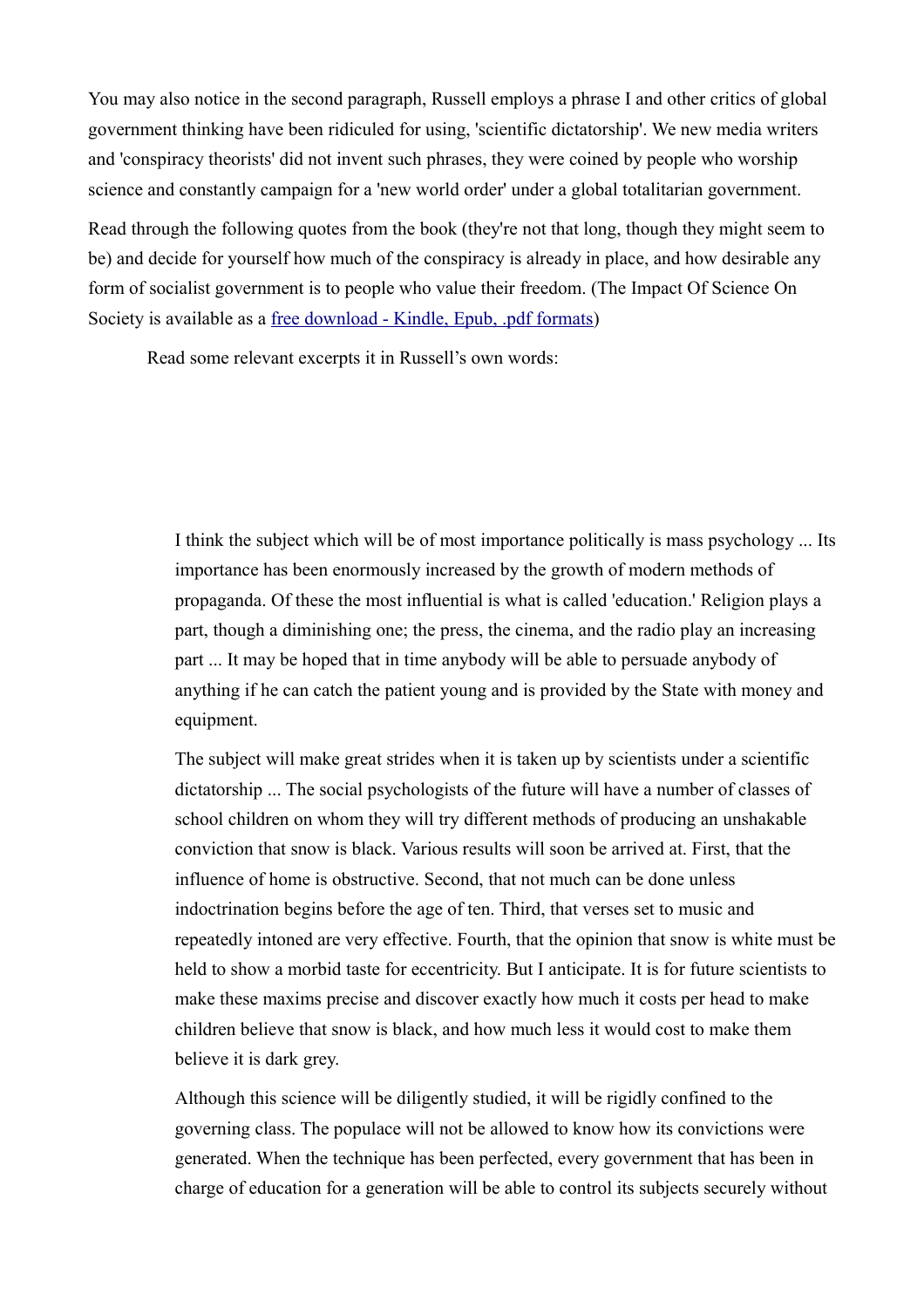You may also notice in the second paragraph, Russell employs a phrase I and other critics of global government thinking have been ridiculed for using, 'scientific dictatorship'. We new media writers and 'conspiracy theorists' did not invent such phrases, they were coined by people who worship science and constantly campaign for a 'new world order' under a global totalitarian government.

Read through the following quotes from the book (they're not that long, though they might seem to be) and decide for yourself how much of the conspiracy is already in place, and how desirable any form of socialist government is to people who value their freedom. (The Impact Of Science On Society is available as a free download - Kindle, Epub, .pdf formats)

Read some relevant excerpts it in Russell's own words:

> I think the subject which will be of most importance politically is mass psychology ... Its importance has been enormously increased by the growth of modern methods of propaganda. Of these the most influential is what is called 'education.' Religion plays a part, though a diminishing one; the press, the cinema, and the radio play an increasing part ... It may be hoped that in time anybody will be able to persuade anybody of anything if he can catch the patient young and is provided by the State with money and equipment.
>
> The subject will make great strides when it is taken up by scientists under a scientific dictatorship ... The social psychologists of the future will have a number of classes of school children on whom they will try different methods of producing an unshakable conviction that snow is black. Various results will soon be arrived at. First, that the influence of home is obstructive. Second, that not much can be done unless indoctrination begins before the age of ten. Third, that verses set to music and repeatedly intoned are very effective. Fourth, that the opinion that snow is white must be held to show a morbid taste for eccentricity. But I anticipate. It is for future scientists to make these maxims precise and discover exactly how much it costs per head to make children believe that snow is black, and how much less it would cost to make them believe it is dark grey.
>
> Although this science will be diligently studied, it will be rigidly confined to the governing class. The populace will not be allowed to know how its convictions were generated. When the technique has been perfected, every government that has been in charge of education for a generation will be able to control its subjects securely without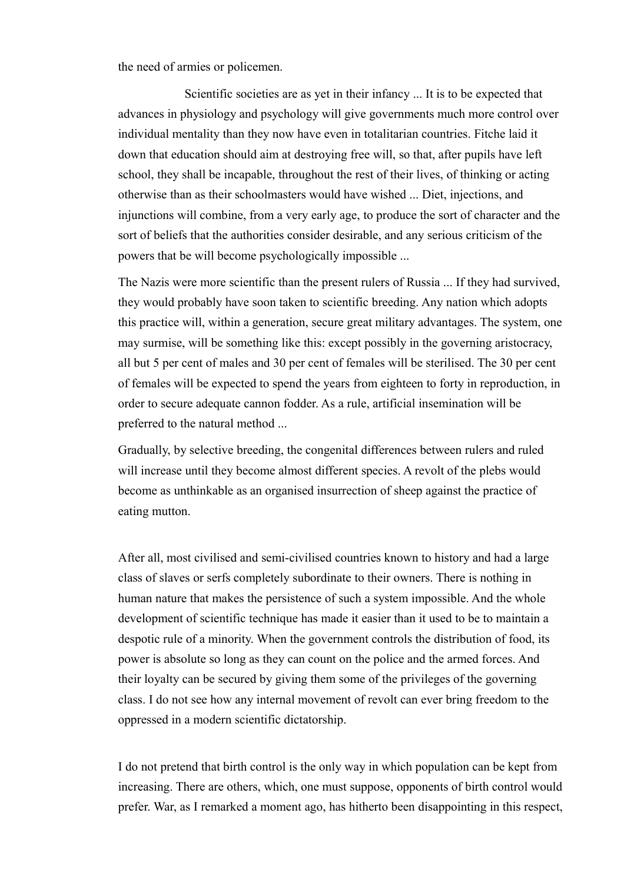the need of armies or policemen.

Scientific societies are as yet in their infancy ... It is to be expected that advances in physiology and psychology will give governments much more control over individual mentality than they now have even in totalitarian countries. Fitche laid it down that education should aim at destroying free will, so that, after pupils have left school, they shall be incapable, throughout the rest of their lives, of thinking or acting otherwise than as their schoolmasters would have wished ... Diet, injections, and injunctions will combine, from a very early age, to produce the sort of character and the sort of beliefs that the authorities consider desirable, and any serious criticism of the powers that be will become psychologically impossible ...

The Nazis were more scientific than the present rulers of Russia ... If they had survived, they would probably have soon taken to scientific breeding. Any nation which adopts this practice will, within a generation, secure great military advantages. The system, one may surmise, will be something like this: except possibly in the governing aristocracy, all but 5 per cent of males and 30 per cent of females will be sterilised. The 30 per cent of females will be expected to spend the years from eighteen to forty in reproduction, in order to secure adequate cannon fodder. As a rule, artificial insemination will be preferred to the natural method ...

Gradually, by selective breeding, the congenital differences between rulers and ruled will increase until they become almost different species. A revolt of the plebs would become as unthinkable as an organised insurrection of sheep against the practice of eating mutton.

After all, most civilised and semi-civilised countries known to history and had a large class of slaves or serfs completely subordinate to their owners. There is nothing in human nature that makes the persistence of such a system impossible. And the whole development of scientific technique has made it easier than it used to be to maintain a despotic rule of a minority. When the government controls the distribution of food, its power is absolute so long as they can count on the police and the armed forces. And their loyalty can be secured by giving them some of the privileges of the governing class. I do not see how any internal movement of revolt can ever bring freedom to the oppressed in a modern scientific dictatorship.

I do not pretend that birth control is the only way in which population can be kept from increasing. There are others, which, one must suppose, opponents of birth control would prefer. War, as I remarked a moment ago, has hitherto been disappointing in this respect,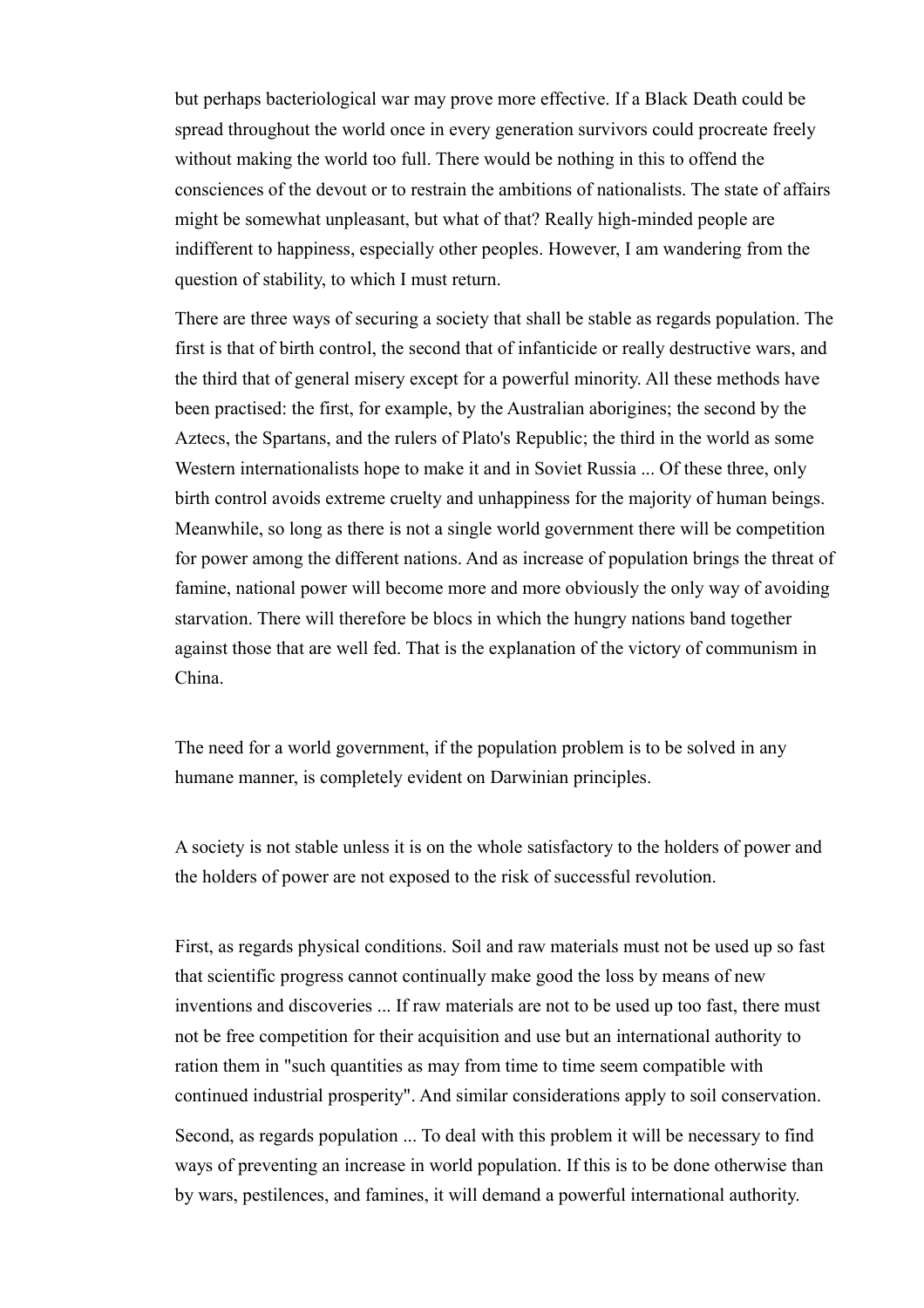but perhaps bacteriological war may prove more effective. If a Black Death could be spread throughout the world once in every generation survivors could procreate freely without making the world too full. There would be nothing in this to offend the consciences of the devout or to restrain the ambitions of nationalists. The state of affairs might be somewhat unpleasant, but what of that? Really high-minded people are indifferent to happiness, especially other peoples. However, I am wandering from the question of stability, to which I must return.

There are three ways of securing a society that shall be stable as regards population. The first is that of birth control, the second that of infanticide or really destructive wars, and the third that of general misery except for a powerful minority. All these methods have been practised: the first, for example, by the Australian aborigines; the second by the Aztecs, the Spartans, and the rulers of Plato's Republic; the third in the world as some Western internationalists hope to make it and in Soviet Russia ... Of these three, only birth control avoids extreme cruelty and unhappiness for the majority of human beings. Meanwhile, so long as there is not a single world government there will be competition for power among the different nations. And as increase of population brings the threat of famine, national power will become more and more obviously the only way of avoiding starvation. There will therefore be blocs in which the hungry nations band together against those that are well fed. That is the explanation of the victory of communism in China.

The need for a world government, if the population problem is to be solved in any humane manner, is completely evident on Darwinian principles.

A society is not stable unless it is on the whole satisfactory to the holders of power and the holders of power are not exposed to the risk of successful revolution.

First, as regards physical conditions. Soil and raw materials must not be used up so fast that scientific progress cannot continually make good the loss by means of new inventions and discoveries ... If raw materials are not to be used up too fast, there must not be free competition for their acquisition and use but an international authority to ration them in "such quantities as may from time to time seem compatible with continued industrial prosperity". And similar considerations apply to soil conservation.

Second, as regards population ... To deal with this problem it will be necessary to find ways of preventing an increase in world population. If this is to be done otherwise than by wars, pestilences, and famines, it will demand a powerful international authority.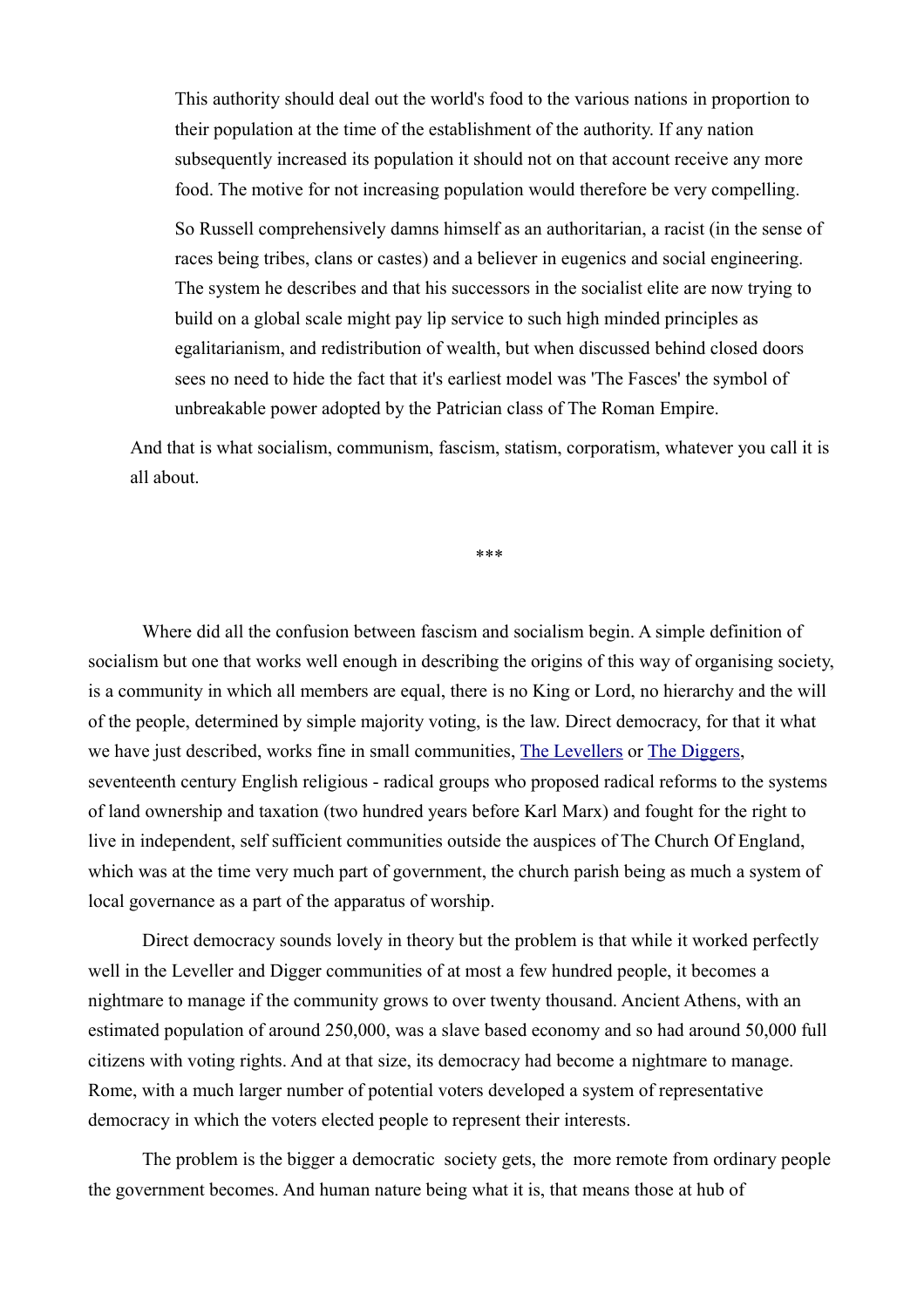> This authority should deal out the world's food to the various nations in proportion to their population at the time of the establishment of the authority. If any nation subsequently increased its population it should not on that account receive any more food. The motive for not increasing population would therefore be very compelling.
>
> So Russell comprehensively damns himself as an authoritarian, a racist (in the sense of races being tribes, clans or castes) and a believer in eugenics and social engineering. The system he describes and that his successors in the socialist elite are now trying to build on a global scale might pay lip service to such high minded principles as egalitarianism, and redistribution of wealth, but when discussed behind closed doors sees no need to hide the fact that it's earliest model was 'The Fasces' the symbol of unbreakable power adopted by the Patrician class of The Roman Empire.

And that is what socialism, communism, fascism, statism, corporatism, whatever you call it is all about.

***

Where did all the confusion between fascism and socialism begin. A simple definition of socialism but one that works well enough in describing the origins of this way of organising society, is a community in which all members are equal, there is no King or Lord, no hierarchy and the will of the people, determined by simple majority voting, is the law. Direct democracy, for that it what we have just described, works fine in small communities, The Levellers or The Diggers, seventeenth century English religious - radical groups who proposed radical reforms to the systems of land ownership and taxation (two hundred years before Karl Marx) and fought for the right to live in independent, self sufficient communities outside the auspices of The Church Of England, which was at the time very much part of government, the church parish being as much a system of local governance as a part of the apparatus of worship.

Direct democracy sounds lovely in theory but the problem is that while it worked perfectly well in the Leveller and Digger communities of at most a few hundred people, it becomes a nightmare to manage if the community grows to over twenty thousand. Ancient Athens, with an estimated population of around 250,000, was a slave based economy and so had around 50,000 full citizens with voting rights. And at that size, its democracy had become a nightmare to manage. Rome, with a much larger number of potential voters developed a system of representative democracy in which the voters elected people to represent their interests.

The problem is the bigger a democratic society gets, the more remote from ordinary people the government becomes. And human nature being what it is, that means those at hub of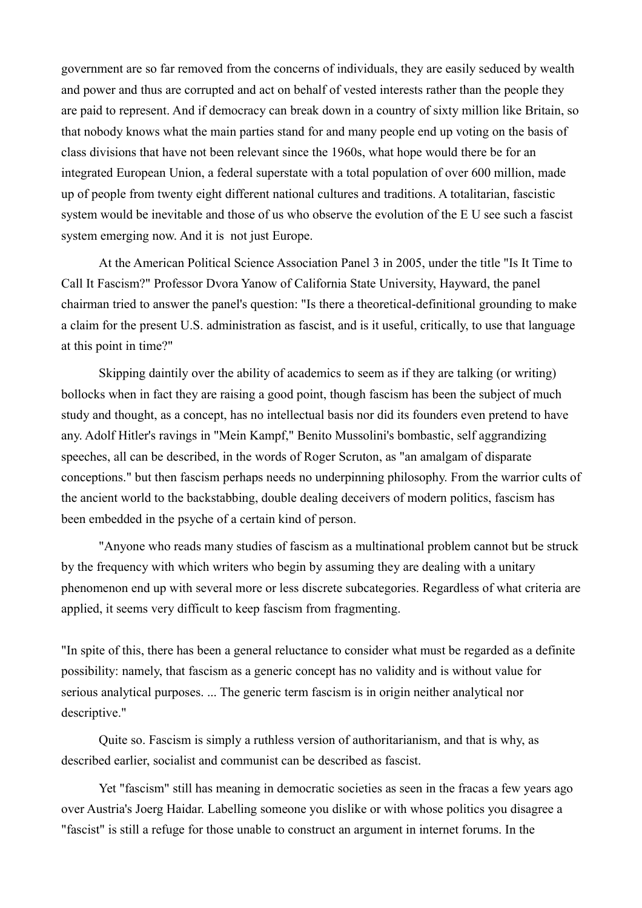government are so far removed from the concerns of individuals, they are easily seduced by wealth and power and thus are corrupted and act on behalf of vested interests rather than the people they are paid to represent. And if democracy can break down in a country of sixty million like Britain, so that nobody knows what the main parties stand for and many people end up voting on the basis of class divisions that have not been relevant since the 1960s, what hope would there be for an integrated European Union, a federal superstate with a total population of over 600 million, made up of people from twenty eight different national cultures and traditions. A totalitarian, fascistic system would be inevitable and those of us who observe the evolution of the E U see such a fascist system emerging now. And it is not just Europe.

At the American Political Science Association Panel 3 in 2005, under the title "Is It Time to Call It Fascism?" Professor Dvora Yanow of California State University, Hayward, the panel chairman tried to answer the panel's question: "Is there a theoretical-definitional grounding to make a claim for the present U.S. administration as fascist, and is it useful, critically, to use that language at this point in time?"

Skipping daintily over the ability of academics to seem as if they are talking (or writing) bollocks when in fact they are raising a good point, though fascism has been the subject of much study and thought, as a concept, has no intellectual basis nor did its founders even pretend to have any. Adolf Hitler's ravings in "Mein Kampf," Benito Mussolini's bombastic, self aggrandizing speeches, all can be described, in the words of Roger Scruton, as "an amalgam of disparate conceptions." but then fascism perhaps needs no underpinning philosophy. From the warrior cults of the ancient world to the backstabbing, double dealing deceivers of modern politics, fascism has been embedded in the psyche of a certain kind of person.

"Anyone who reads many studies of fascism as a multinational problem cannot but be struck by the frequency with which writers who begin by assuming they are dealing with a unitary phenomenon end up with several more or less discrete subcategories. Regardless of what criteria are applied, it seems very difficult to keep fascism from fragmenting.

"In spite of this, there has been a general reluctance to consider what must be regarded as a definite possibility: namely, that fascism as a generic concept has no validity and is without value for serious analytical purposes. ... The generic term fascism is in origin neither analytical nor descriptive."

Quite so. Fascism is simply a ruthless version of authoritarianism, and that is why, as described earlier, socialist and communist can be described as fascist.

Yet "fascism" still has meaning in democratic societies as seen in the fracas a few years ago over Austria's Joerg Haidar. Labelling someone you dislike or with whose politics you disagree a "fascist" is still a refuge for those unable to construct an argument in internet forums. In the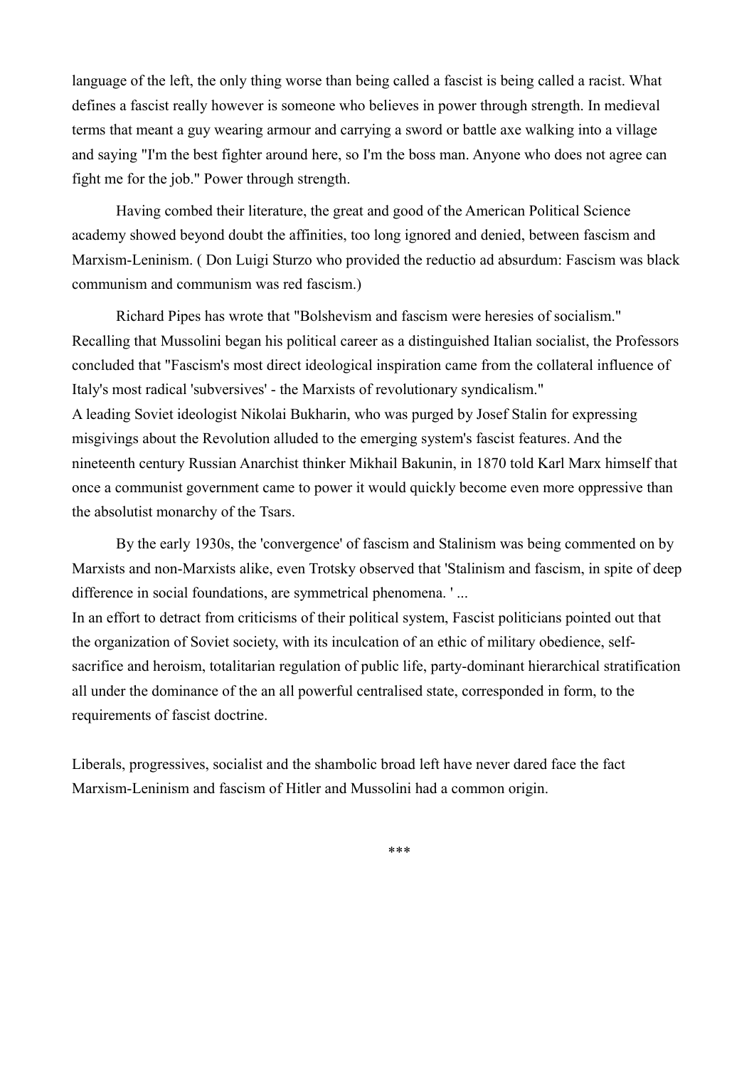language of the left, the only thing worse than being called a fascist is being called a racist. What defines a fascist really however is someone who believes in power through strength. In medieval terms that meant a guy wearing armour and carrying a sword or battle axe walking into a village and saying "I'm the best fighter around here, so I'm the boss man. Anyone who does not agree can fight me for the job." Power through strength.

Having combed their literature, the great and good of the American Political Science academy showed beyond doubt the affinities, too long ignored and denied, between fascism and Marxism-Leninism. ( Don Luigi Sturzo who provided the reductio ad absurdum: Fascism was black communism and communism was red fascism.)

Richard Pipes has wrote that "Bolshevism and fascism were heresies of socialism." Recalling that Mussolini began his political career as a distinguished Italian socialist, the Professors concluded that "Fascism's most direct ideological inspiration came from the collateral influence of Italy's most radical 'subversives' - the Marxists of revolutionary syndicalism."
A leading Soviet ideologist Nikolai Bukharin, who was purged by Josef Stalin for expressing misgivings about the Revolution alluded to the emerging system's fascist features. And the nineteenth century Russian Anarchist thinker Mikhail Bakunin, in 1870 told Karl Marx himself that once a communist government came to power it would quickly become even more oppressive than the absolutist monarchy of the Tsars.

By the early 1930s, the 'convergence' of fascism and Stalinism was being commented on by Marxists and non-Marxists alike, even Trotsky observed that 'Stalinism and fascism, in spite of deep difference in social foundations, are symmetrical phenomena. ' ...
In an effort to detract from criticisms of their political system, Fascist politicians pointed out that the organization of Soviet society, with its inculcation of an ethic of military obedience, self-sacrifice and heroism, totalitarian regulation of public life, party-dominant hierarchical stratification all under the dominance of the an all powerful centralised state, corresponded in form, to the requirements of fascist doctrine.

Liberals, progressives, socialist and the shambolic broad left have never dared face the fact Marxism-Leninism and fascism of Hitler and Mussolini had a common origin.

***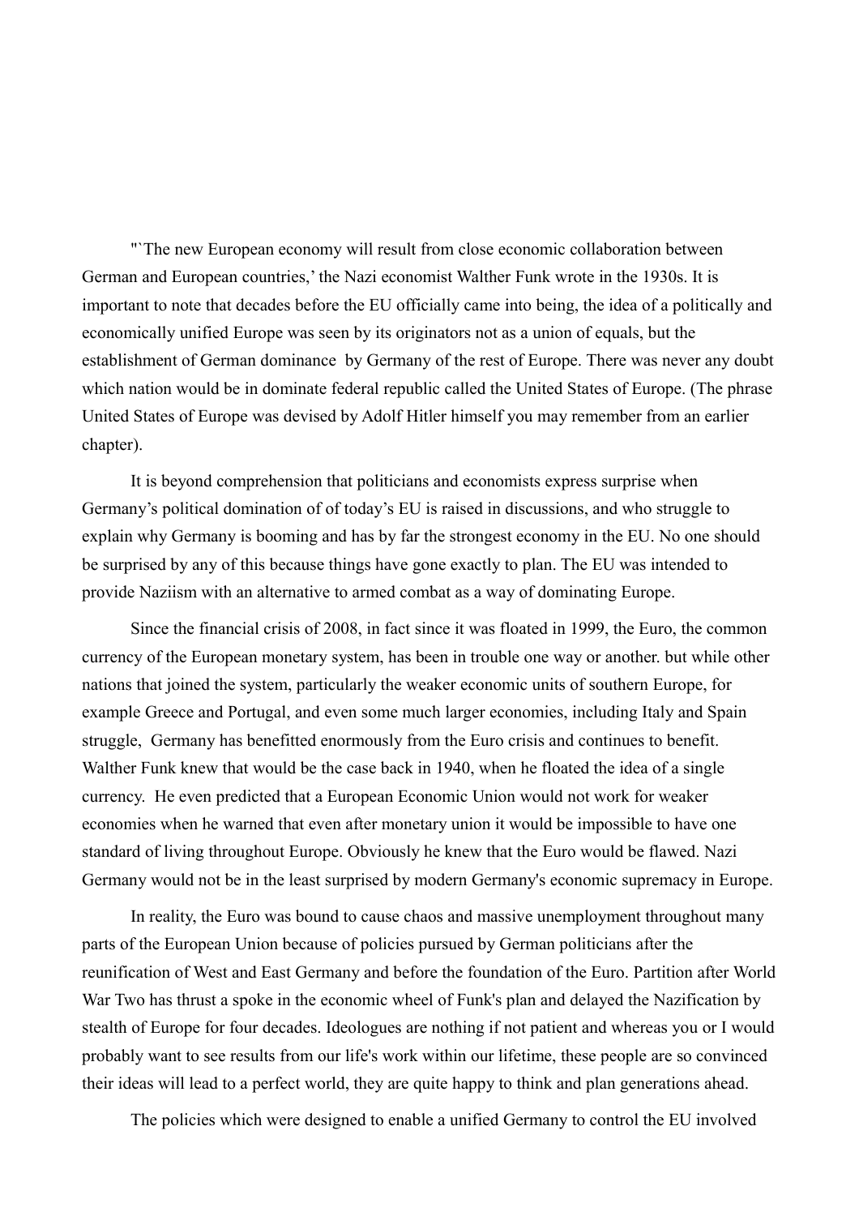"`The new European economy will result from close economic collaboration between German and European countries,' the Nazi economist Walther Funk wrote in the 1930s. It is important to note that decades before the EU officially came into being, the idea of a politically and economically unified Europe was seen by its originators not as a union of equals, but the establishment of German dominance  by Germany of the rest of Europe. There was never any doubt which nation would be in dominate federal republic called the United States of Europe. (The phrase United States of Europe was devised by Adolf Hitler himself you may remember from an earlier chapter).

It is beyond comprehension that politicians and economists express surprise when Germany's political domination of of today's EU is raised in discussions, and who struggle to explain why Germany is booming and has by far the strongest economy in the EU. No one should be surprised by any of this because things have gone exactly to plan. The EU was intended to provide Naziism with an alternative to armed combat as a way of dominating Europe.

Since the financial crisis of 2008, in fact since it was floated in 1999, the Euro, the common currency of the European monetary system, has been in trouble one way or another. but while other nations that joined the system, particularly the weaker economic units of southern Europe, for example Greece and Portugal, and even some much larger economies, including Italy and Spain struggle,  Germany has benefitted enormously from the Euro crisis and continues to benefit. Walther Funk knew that would be the case back in 1940, when he floated the idea of a single currency.  He even predicted that a European Economic Union would not work for weaker economies when he warned that even after monetary union it would be impossible to have one standard of living throughout Europe. Obviously he knew that the Euro would be flawed. Nazi Germany would not be in the least surprised by modern Germany's economic supremacy in Europe.

In reality, the Euro was bound to cause chaos and massive unemployment throughout many parts of the European Union because of policies pursued by German politicians after the reunification of West and East Germany and before the foundation of the Euro. Partition after World War Two has thrust a spoke in the economic wheel of Funk's plan and delayed the Nazification by stealth of Europe for four decades. Ideologues are nothing if not patient and whereas you or I would probably want to see results from our life's work within our lifetime, these people are so convinced their ideas will lead to a perfect world, they are quite happy to think and plan generations ahead.

The policies which were designed to enable a unified Germany to control the EU involved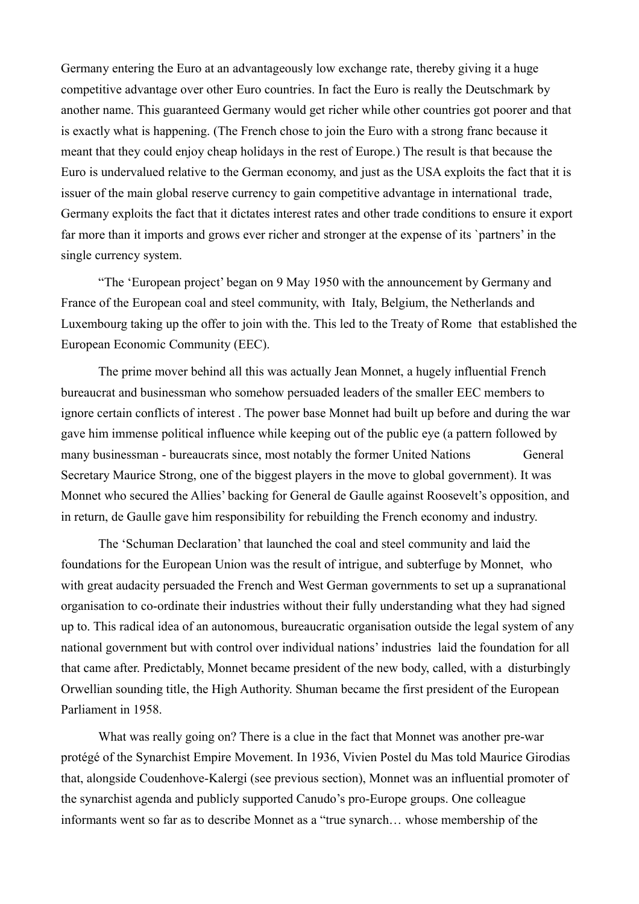Germany entering the Euro at an advantageously low exchange rate, thereby giving it a huge competitive advantage over other Euro countries. In fact the Euro is really the Deutschmark by another name. This guaranteed Germany would get richer while other countries got poorer and that is exactly what is happening. (The French chose to join the Euro with a strong franc because it meant that they could enjoy cheap holidays in the rest of Europe.) The result is that because the Euro is undervalued relative to the German economy, and just as the USA exploits the fact that it is issuer of the main global reserve currency to gain competitive advantage in international trade, Germany exploits the fact that it dictates interest rates and other trade conditions to ensure it export far more than it imports and grows ever richer and stronger at the expense of its `partners' in the single currency system.

"The 'European project' began on 9 May 1950 with the announcement by Germany and France of the European coal and steel community, with Italy, Belgium, the Netherlands and Luxembourg taking up the offer to join with the. This led to the Treaty of Rome that established the European Economic Community (EEC).

The prime mover behind all this was actually Jean Monnet, a hugely influential French bureaucrat and businessman who somehow persuaded leaders of the smaller EEC members to ignore certain conflicts of interest . The power base Monnet had built up before and during the war gave him immense political influence while keeping out of the public eye (a pattern followed by many businessman - bureaucrats since, most notably the former United Nations General Secretary Maurice Strong, one of the biggest players in the move to global government). It was Monnet who secured the Allies' backing for General de Gaulle against Roosevelt's opposition, and in return, de Gaulle gave him responsibility for rebuilding the French economy and industry.

The 'Schuman Declaration' that launched the coal and steel community and laid the foundations for the European Union was the result of intrigue, and subterfuge by Monnet, who with great audacity persuaded the French and West German governments to set up a supranational organisation to co-ordinate their industries without their fully understanding what they had signed up to. This radical idea of an autonomous, bureaucratic organisation outside the legal system of any national government but with control over individual nations' industries laid the foundation for all that came after. Predictably, Monnet became president of the new body, called, with a disturbingly Orwellian sounding title, the High Authority. Shuman became the first president of the European Parliament in 1958.

What was really going on? There is a clue in the fact that Monnet was another pre-war protégé of the Synarchist Empire Movement. In 1936, Vivien Postel du Mas told Maurice Girodias that, alongside Coudenhove-Kalergi (see previous section), Monnet was an influential promoter of the synarchist agenda and publicly supported Canudo's pro-Europe groups. One colleague informants went so far as to describe Monnet as a "true synarch… whose membership of the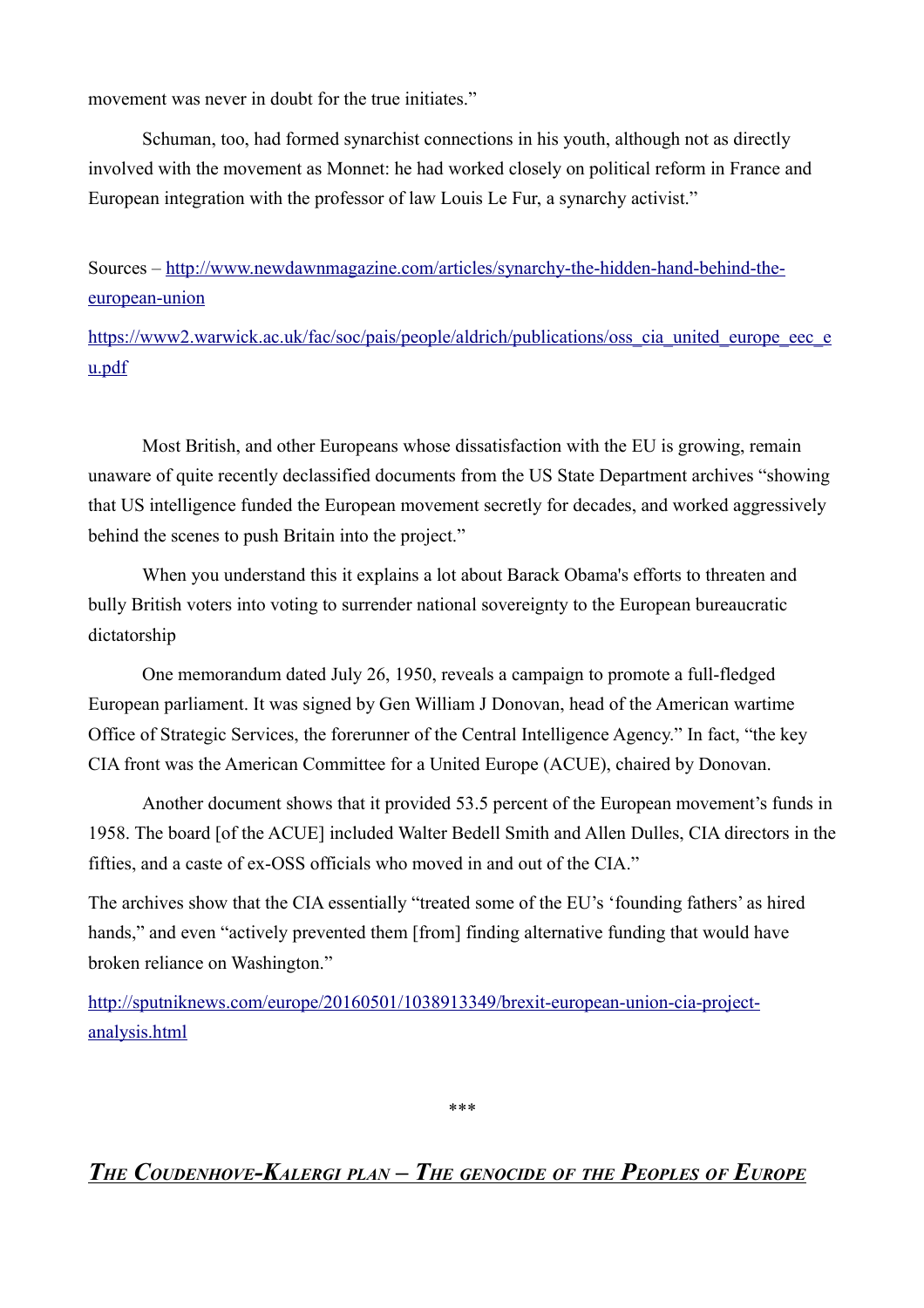movement was never in doubt for the true initiates."

Schuman, too, had formed synarchist connections in his youth, although not as directly involved with the movement as Monnet: he had worked closely on political reform in France and European integration with the professor of law Louis Le Fur, a synarchy activist."

Sources – http://www.newdawnmagazine.com/articles/synarchy-the-hidden-hand-behind-the-european-union

https://www2.warwick.ac.uk/fac/soc/pais/people/aldrich/publications/oss_cia_united_europe_eec_eu.pdf

Most British, and other Europeans whose dissatisfaction with the EU is growing, remain unaware of quite recently declassified documents from the US State Department archives "showing that US intelligence funded the European movement secretly for decades, and worked aggressively behind the scenes to push Britain into the project."

When you understand this it explains a lot about Barack Obama's efforts to threaten and bully British voters into voting to surrender national sovereignty to the European bureaucratic dictatorship

One memorandum dated July 26, 1950, reveals a campaign to promote a full-fledged European parliament. It was signed by Gen William J Donovan, head of the American wartime Office of Strategic Services, the forerunner of the Central Intelligence Agency." In fact, "the key CIA front was the American Committee for a United Europe (ACUE), chaired by Donovan.

Another document shows that it provided 53.5 percent of the European movement's funds in 1958. The board [of the ACUE] included Walter Bedell Smith and Allen Dulles, CIA directors in the fifties, and a caste of ex-OSS officials who moved in and out of the CIA."

The archives show that the CIA essentially "treated some of the EU's 'founding fathers' as hired hands," and even "actively prevented them [from] finding alternative funding that would have broken reliance on Washington."

http://sputniknews.com/europe/20160501/1038913349/brexit-european-union-cia-project-analysis.html

\*\*\*

## *The Coudenhove-Kalergi plan – The genocide of the Peoples of Europe*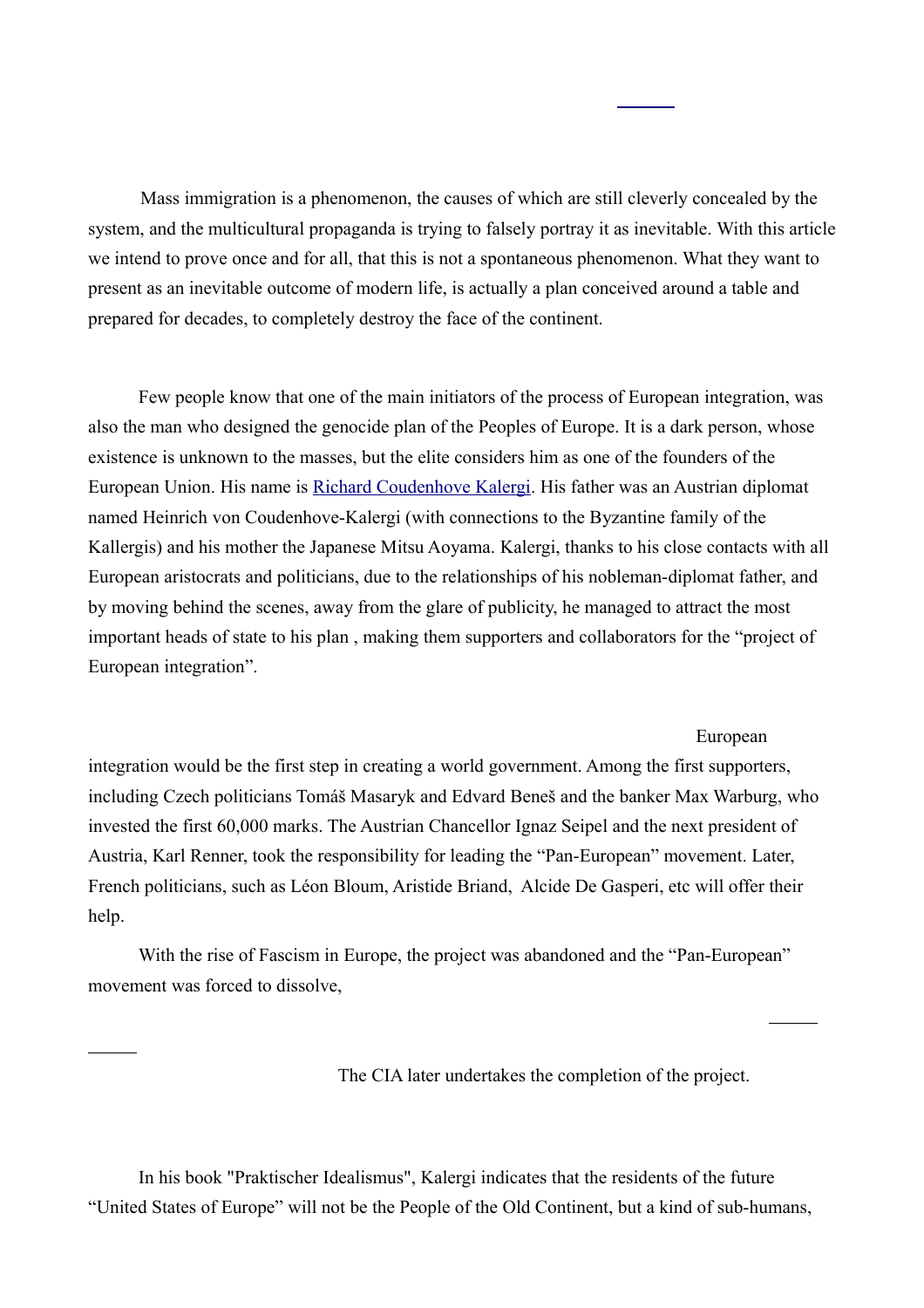Mass immigration is a phenomenon, the causes of which are still cleverly concealed by the system, and the multicultural propaganda is trying to falsely portray it as inevitable. With this article we intend to prove once and for all, that this is not a spontaneous phenomenon. What they want to present as an inevitable outcome of modern life, is actually a plan conceived around a table and prepared for decades, to completely destroy the face of the continent.

Few people know that one of the main initiators of the process of European integration, was also the man who designed the genocide plan of the Peoples of Europe. It is a dark person, whose existence is unknown to the masses, but the elite considers him as one of the founders of the European Union. His name is Richard Coudenhove Kalergi. His father was an Austrian diplomat named Heinrich von Coudenhove-Kalergi (with connections to the Byzantine family of the Kallergis) and his mother the Japanese Mitsu Aoyama. Kalergi, thanks to his close contacts with all European aristocrats and politicians, due to the relationships of his nobleman-diplomat father, and by moving behind the scenes, away from the glare of publicity, he managed to attract the most important heads of state to his plan , making them supporters and collaborators for the "project of European integration".

European integration would be the first step in creating a world government. Among the first supporters, including Czech politicians Tomáš Masaryk and Edvard Beneš and the banker Max Warburg, who invested the first 60,000 marks. The Austrian Chancellor Ignaz Seipel and the next president of Austria, Karl Renner, took the responsibility for leading the "Pan-European" movement. Later, French politicians, such as Léon Bloum, Aristide Briand, Alcide De Gasperi, etc will offer their help.

With the rise of Fascism in Europe, the project was abandoned and the "Pan-European" movement was forced to dissolve,

The CIA later undertakes the completion of the project.

In his book "Praktischer Idealismus", Kalergi indicates that the residents of the future "United States of Europe" will not be the People of the Old Continent, but a kind of sub-humans,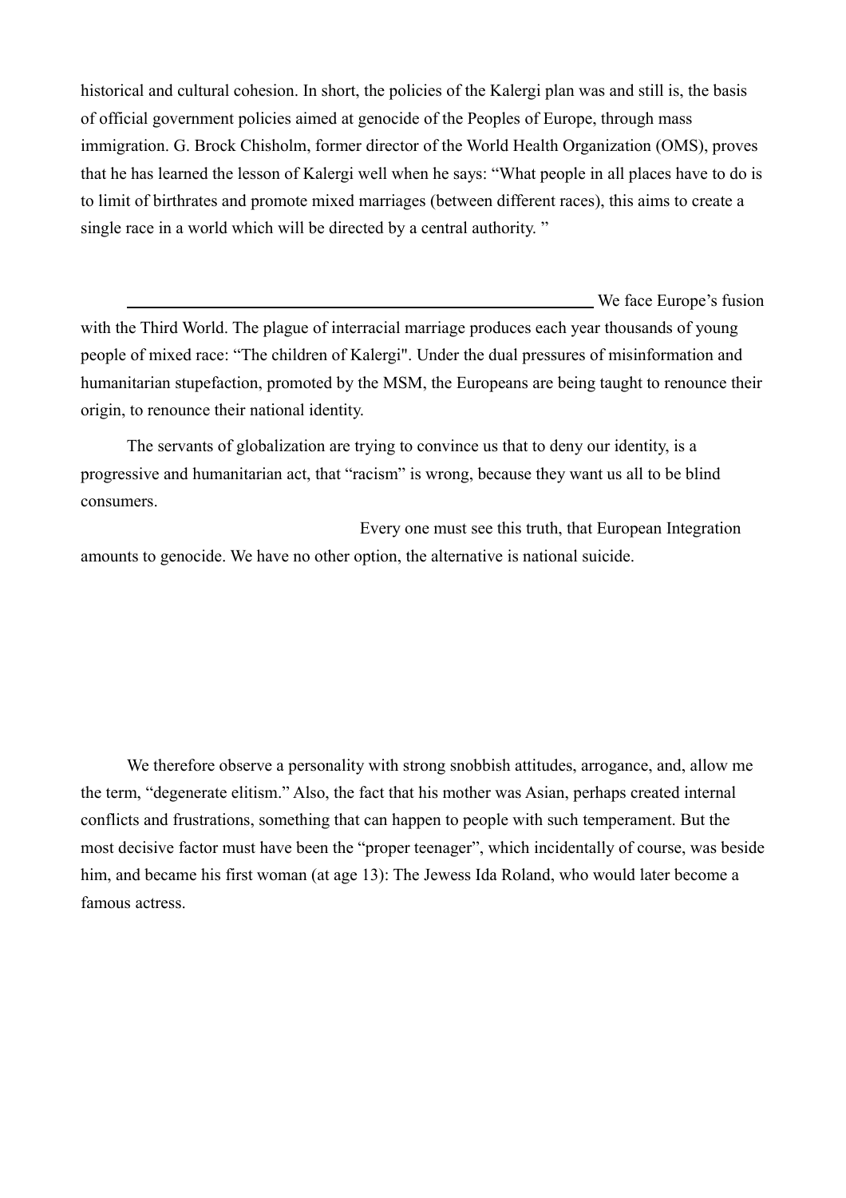historical and cultural cohesion. In short, the policies of the Kalergi plan was and still is, the basis of official government policies aimed at genocide of the Peoples of Europe, through mass immigration. G. Brock Chisholm, former director of the World Health Organization (OMS), proves that he has learned the lesson of Kalergi well when he says: "What people in all places have to do is to limit of birthrates and promote mixed marriages (between different races), this aims to create a single race in a world which will be directed by a central authority. "

We face Europe's fusion with the Third World. The plague of interracial marriage produces each year thousands of young people of mixed race: "The children of Kalergi". Under the dual pressures of misinformation and humanitarian stupefaction, promoted by the MSM, the Europeans are being taught to renounce their origin, to renounce their national identity.

The servants of globalization are trying to convince us that to deny our identity, is a progressive and humanitarian act, that "racism" is wrong, because they want us all to be blind consumers.

Every one must see this truth, that European Integration amounts to genocide. We have no other option, the alternative is national suicide.

We therefore observe a personality with strong snobbish attitudes, arrogance, and, allow me the term, "degenerate elitism." Also, the fact that his mother was Asian, perhaps created internal conflicts and frustrations, something that can happen to people with such temperament. But the most decisive factor must have been the "proper teenager", which incidentally of course, was beside him, and became his first woman (at age 13): The Jewess Ida Roland, who would later become a famous actress.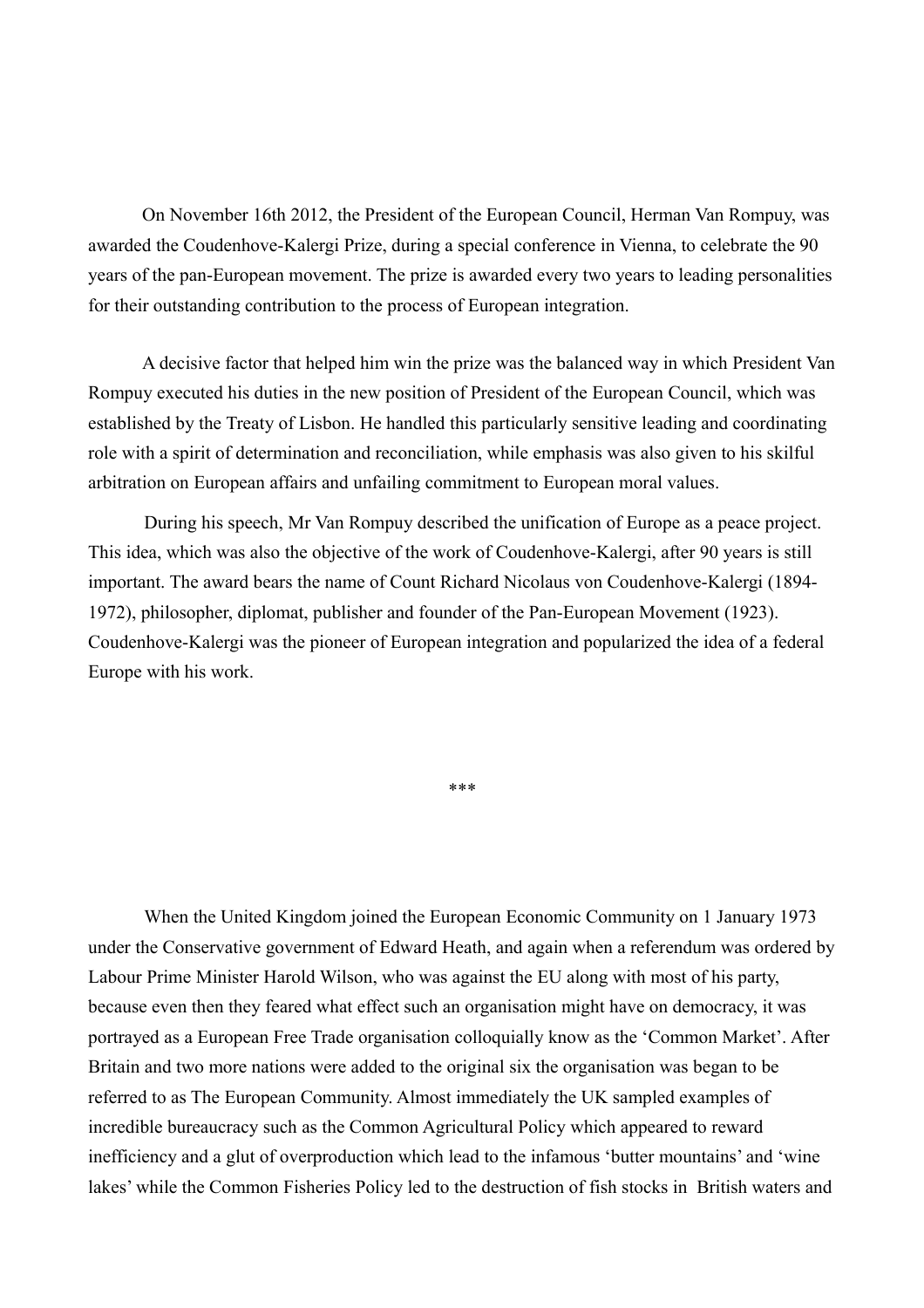On November 16th 2012, the President of the European Council, Herman Van Rompuy, was awarded the Coudenhove-Kalergi Prize, during a special conference in Vienna, to celebrate the 90 years of the pan-European movement. The prize is awarded every two years to leading personalities for their outstanding contribution to the process of European integration.

A decisive factor that helped him win the prize was the balanced way in which President Van Rompuy executed his duties in the new position of President of the European Council, which was established by the Treaty of Lisbon. He handled this particularly sensitive leading and coordinating role with a spirit of determination and reconciliation, while emphasis was also given to his skilful arbitration on European affairs and unfailing commitment to European moral values.

During his speech, Mr Van Rompuy described the unification of Europe as a peace project. This idea, which was also the objective of the work of Coudenhove-Kalergi, after 90 years is still important. The award bears the name of Count Richard Nicolaus von Coudenhove-Kalergi (1894-1972), philosopher, diplomat, publisher and founder of the Pan-European Movement (1923). Coudenhove-Kalergi was the pioneer of European integration and popularized the idea of a federal Europe with his work.

***

When the United Kingdom joined the European Economic Community on 1 January 1973 under the Conservative government of Edward Heath, and again when a referendum was ordered by Labour Prime Minister Harold Wilson, who was against the EU along with most of his party, because even then they feared what effect such an organisation might have on democracy, it was portrayed as a European Free Trade organisation colloquially know as the 'Common Market'. After Britain and two more nations were added to the original six the organisation was began to be referred to as The European Community. Almost immediately the UK sampled examples of incredible bureaucracy such as the Common Agricultural Policy which appeared to reward inefficiency and a glut of overproduction which lead to the infamous 'butter mountains' and 'wine lakes' while the Common Fisheries Policy led to the destruction of fish stocks in British waters and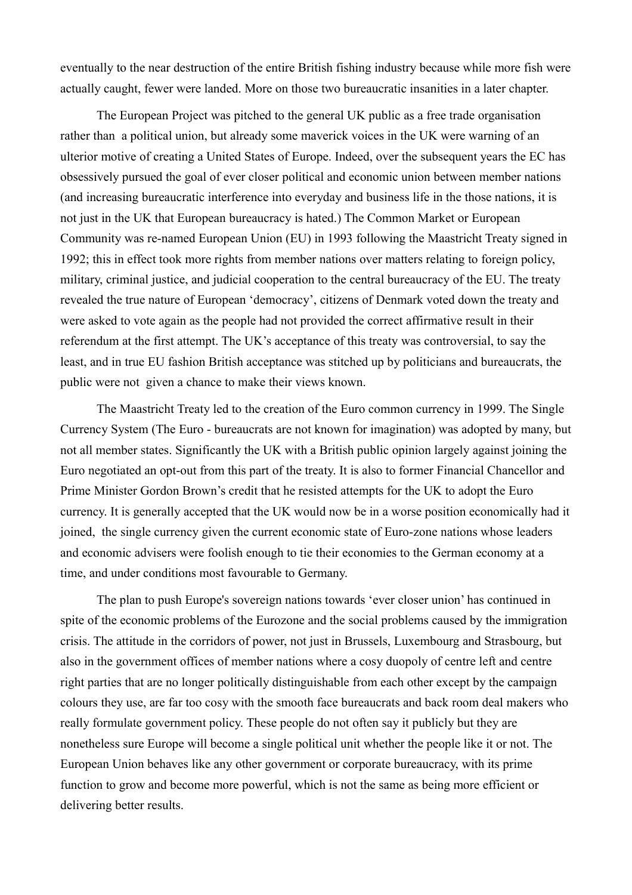eventually to the near destruction of the entire British fishing industry because while more fish were actually caught, fewer were landed. More on those two bureaucratic insanities in a later chapter.

The European Project was pitched to the general UK public as a free trade organisation rather than  a political union, but already some maverick voices in the UK were warning of an ulterior motive of creating a United States of Europe. Indeed, over the subsequent years the EC has obsessively pursued the goal of ever closer political and economic union between member nations (and increasing bureaucratic interference into everyday and business life in the those nations, it is not just in the UK that European bureaucracy is hated.) The Common Market or European Community was re-named European Union (EU) in 1993 following the Maastricht Treaty signed in 1992; this in effect took more rights from member nations over matters relating to foreign policy, military, criminal justice, and judicial cooperation to the central bureaucracy of the EU. The treaty revealed the true nature of European 'democracy', citizens of Denmark voted down the treaty and were asked to vote again as the people had not provided the correct affirmative result in their referendum at the first attempt. The UK's acceptance of this treaty was controversial, to say the least, and in true EU fashion British acceptance was stitched up by politicians and bureaucrats, the public were not  given a chance to make their views known.

The Maastricht Treaty led to the creation of the Euro common currency in 1999. The Single Currency System (The Euro - bureaucrats are not known for imagination) was adopted by many, but not all member states. Significantly the UK with a British public opinion largely against joining the Euro negotiated an opt-out from this part of the treaty. It is also to former Financial Chancellor and Prime Minister Gordon Brown's credit that he resisted attempts for the UK to adopt the Euro currency. It is generally accepted that the UK would now be in a worse position economically had it joined,  the single currency given the current economic state of Euro-zone nations whose leaders and economic advisers were foolish enough to tie their economies to the German economy at a time, and under conditions most favourable to Germany.

The plan to push Europe's sovereign nations towards 'ever closer union' has continued in spite of the economic problems of the Eurozone and the social problems caused by the immigration crisis. The attitude in the corridors of power, not just in Brussels, Luxembourg and Strasbourg, but also in the government offices of member nations where a cosy duopoly of centre left and centre right parties that are no longer politically distinguishable from each other except by the campaign colours they use, are far too cosy with the smooth face bureaucrats and back room deal makers who really formulate government policy. These people do not often say it publicly but they are nonetheless sure Europe will become a single political unit whether the people like it or not. The European Union behaves like any other government or corporate bureaucracy, with its prime function to grow and become more powerful, which is not the same as being more efficient or delivering better results.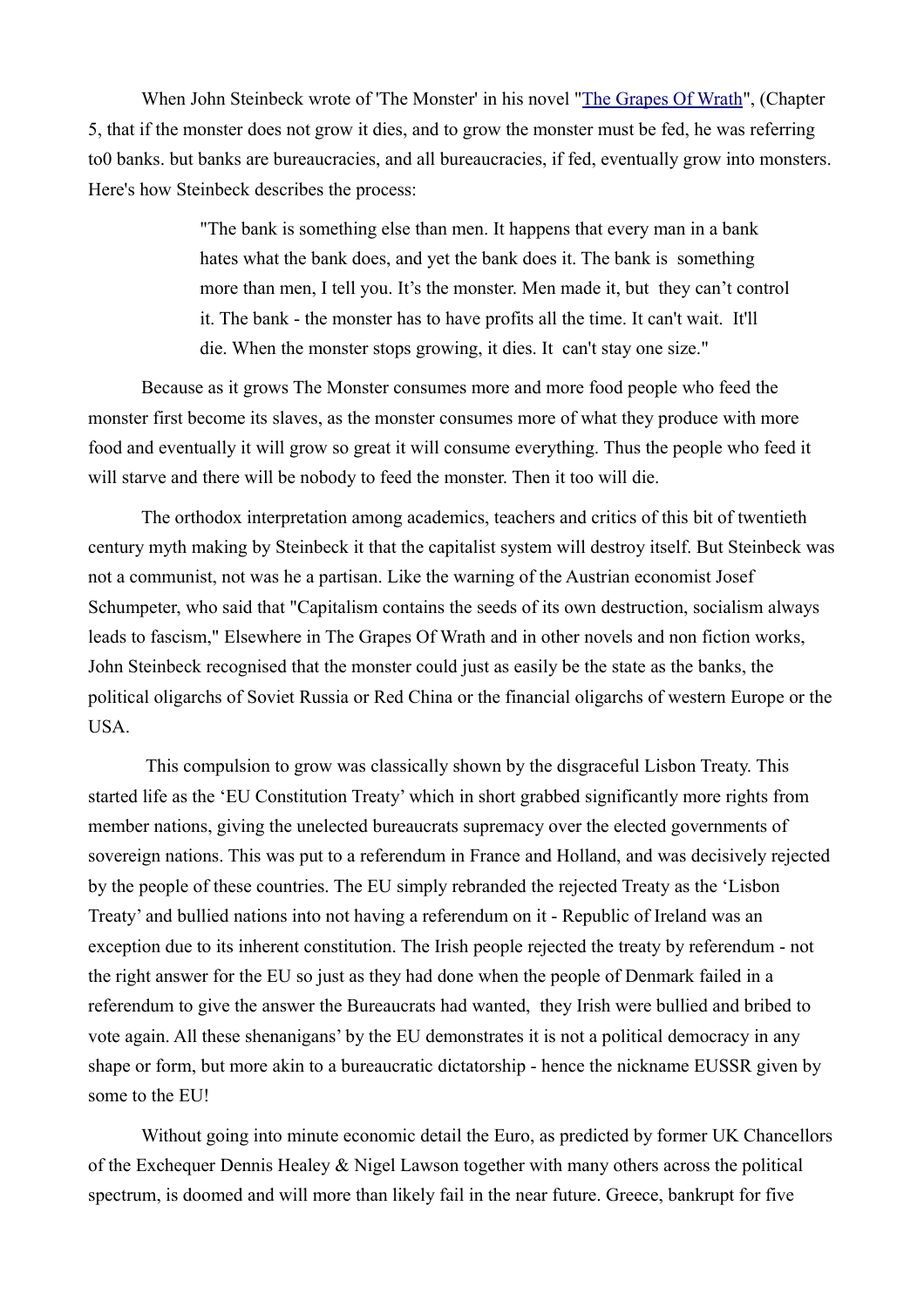When John Steinbeck wrote of 'The Monster' in his novel "[The Grapes Of Wrath](#)", (Chapter 5, that if the monster does not grow it dies, and to grow the monster must be fed, he was referring to0 banks. but banks are bureaucracies, and all bureaucracies, if fed, eventually grow into monsters. Here's how Steinbeck describes the process:

> "The bank is something else than men. It happens that every man in a bank hates what the bank does, and yet the bank does it. The bank is something more than men, I tell you. It's the monster. Men made it, but they can't control it. The bank - the monster has to have profits all the time. It can't wait. It'll die. When the monster stops growing, it dies. It can't stay one size."

Because as it grows The Monster consumes more and more food people who feed the monster first become its slaves, as the monster consumes more of what they produce with more food and eventually it will grow so great it will consume everything. Thus the people who feed it will starve and there will be nobody to feed the monster. Then it too will die.

The orthodox interpretation among academics, teachers and critics of this bit of twentieth century myth making by Steinbeck it that the capitalist system will destroy itself. But Steinbeck was not a communist, not was he a partisan. Like the warning of the Austrian economist Josef Schumpeter, who said that "Capitalism contains the seeds of its own destruction, socialism always leads to fascism," Elsewhere in The Grapes Of Wrath and in other novels and non fiction works, John Steinbeck recognised that the monster could just as easily be the state as the banks, the political oligarchs of Soviet Russia or Red China or the financial oligarchs of western Europe or the USA.

This compulsion to grow was classically shown by the disgraceful Lisbon Treaty. This started life as the 'EU Constitution Treaty' which in short grabbed significantly more rights from member nations, giving the unelected bureaucrats supremacy over the elected governments of sovereign nations. This was put to a referendum in France and Holland, and was decisively rejected by the people of these countries. The EU simply rebranded the rejected Treaty as the 'Lisbon Treaty' and bullied nations into not having a referendum on it - Republic of Ireland was an exception due to its inherent constitution. The Irish people rejected the treaty by referendum - not the right answer for the EU so just as they had done when the people of Denmark failed in a referendum to give the answer the Bureaucrats had wanted, they Irish were bullied and bribed to vote again. All these shenanigans' by the EU demonstrates it is not a political democracy in any shape or form, but more akin to a bureaucratic dictatorship - hence the nickname EUSSR given by some to the EU!

Without going into minute economic detail the Euro, as predicted by former UK Chancellors of the Exchequer Dennis Healey & Nigel Lawson together with many others across the political spectrum, is doomed and will more than likely fail in the near future. Greece, bankrupt for five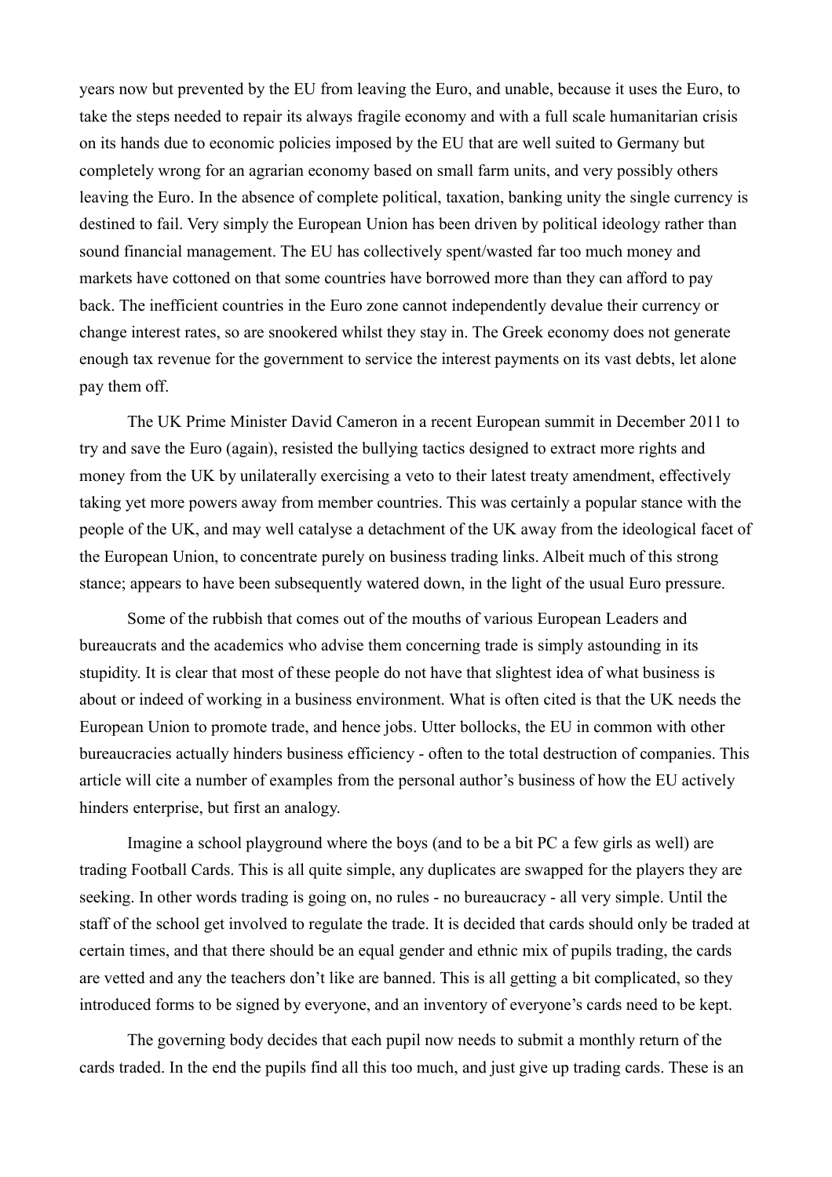years now but prevented by the EU from leaving the Euro, and unable, because it uses the Euro, to take the steps needed to repair its always fragile economy and with a full scale humanitarian crisis on its hands due to economic policies imposed by the EU that are well suited to Germany but completely wrong for an agrarian economy based on small farm units, and very possibly others leaving the Euro. In the absence of complete political, taxation, banking unity the single currency is destined to fail. Very simply the European Union has been driven by political ideology rather than sound financial management. The EU has collectively spent/wasted far too much money and markets have cottoned on that some countries have borrowed more than they can afford to pay back. The inefficient countries in the Euro zone cannot independently devalue their currency or change interest rates, so are snookered whilst they stay in. The Greek economy does not generate enough tax revenue for the government to service the interest payments on its vast debts, let alone pay them off.

The UK Prime Minister David Cameron in a recent European summit in December 2011 to try and save the Euro (again), resisted the bullying tactics designed to extract more rights and money from the UK by unilaterally exercising a veto to their latest treaty amendment, effectively taking yet more powers away from member countries. This was certainly a popular stance with the people of the UK, and may well catalyse a detachment of the UK away from the ideological facet of the European Union, to concentrate purely on business trading links. Albeit much of this strong stance; appears to have been subsequently watered down, in the light of the usual Euro pressure.

Some of the rubbish that comes out of the mouths of various European Leaders and bureaucrats and the academics who advise them concerning trade is simply astounding in its stupidity. It is clear that most of these people do not have that slightest idea of what business is about or indeed of working in a business environment. What is often cited is that the UK needs the European Union to promote trade, and hence jobs. Utter bollocks, the EU in common with other bureaucracies actually hinders business efficiency - often to the total destruction of companies. This article will cite a number of examples from the personal author's business of how the EU actively hinders enterprise, but first an analogy.

Imagine a school playground where the boys (and to be a bit PC a few girls as well) are trading Football Cards. This is all quite simple, any duplicates are swapped for the players they are seeking. In other words trading is going on, no rules - no bureaucracy - all very simple. Until the staff of the school get involved to regulate the trade. It is decided that cards should only be traded at certain times, and that there should be an equal gender and ethnic mix of pupils trading, the cards are vetted and any the teachers don't like are banned. This is all getting a bit complicated, so they introduced forms to be signed by everyone, and an inventory of everyone's cards need to be kept.

The governing body decides that each pupil now needs to submit a monthly return of the cards traded. In the end the pupils find all this too much, and just give up trading cards. These is an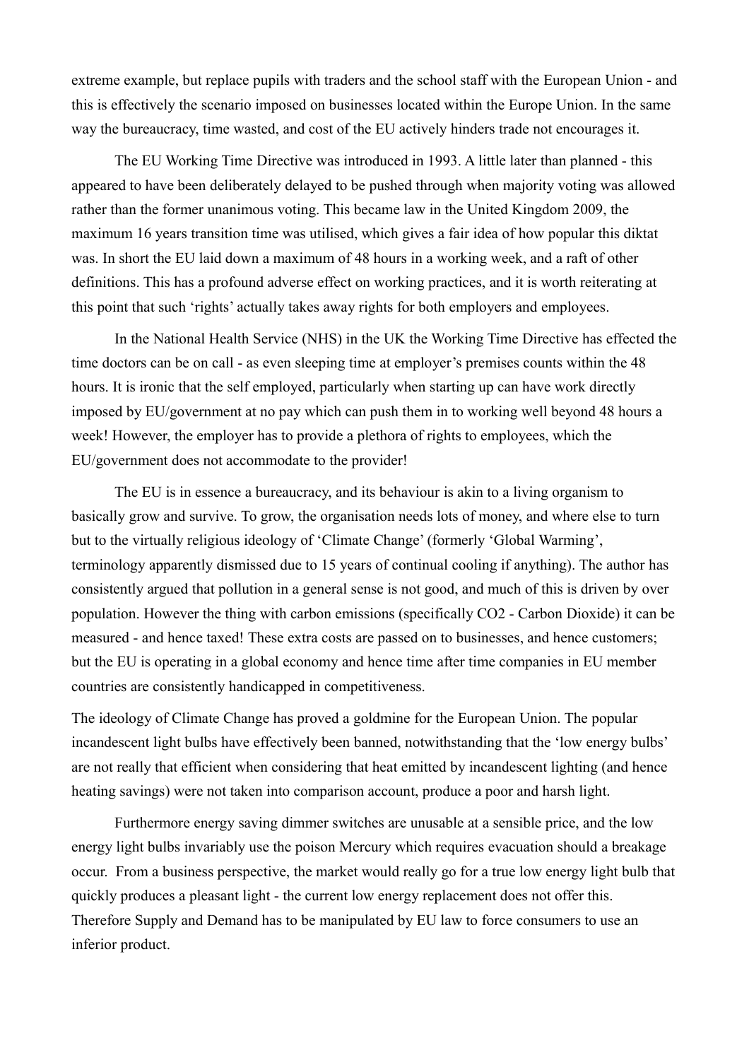extreme example, but replace pupils with traders and the school staff with the European Union - and this is effectively the scenario imposed on businesses located within the Europe Union. In the same way the bureaucracy, time wasted, and cost of the EU actively hinders trade not encourages it.

The EU Working Time Directive was introduced in 1993. A little later than planned - this appeared to have been deliberately delayed to be pushed through when majority voting was allowed rather than the former unanimous voting. This became law in the United Kingdom 2009, the maximum 16 years transition time was utilised, which gives a fair idea of how popular this diktat was. In short the EU laid down a maximum of 48 hours in a working week, and a raft of other definitions. This has a profound adverse effect on working practices, and it is worth reiterating at this point that such 'rights' actually takes away rights for both employers and employees.

In the National Health Service (NHS) in the UK the Working Time Directive has effected the time doctors can be on call - as even sleeping time at employer's premises counts within the 48 hours. It is ironic that the self employed, particularly when starting up can have work directly imposed by EU/government at no pay which can push them in to working well beyond 48 hours a week! However, the employer has to provide a plethora of rights to employees, which the EU/government does not accommodate to the provider!

The EU is in essence a bureaucracy, and its behaviour is akin to a living organism to basically grow and survive. To grow, the organisation needs lots of money, and where else to turn but to the virtually religious ideology of 'Climate Change' (formerly 'Global Warming', terminology apparently dismissed due to 15 years of continual cooling if anything). The author has consistently argued that pollution in a general sense is not good, and much of this is driven by over population. However the thing with carbon emissions (specifically $CO_2$ - Carbon Dioxide) it can be measured - and hence taxed! These extra costs are passed on to businesses, and hence customers; but the EU is operating in a global economy and hence time after time companies in EU member countries are consistently handicapped in competitiveness.

The ideology of Climate Change has proved a goldmine for the European Union. The popular incandescent light bulbs have effectively been banned, notwithstanding that the 'low energy bulbs' are not really that efficient when considering that heat emitted by incandescent lighting (and hence heating savings) were not taken into comparison account, produce a poor and harsh light.

Furthermore energy saving dimmer switches are unusable at a sensible price, and the low energy light bulbs invariably use the poison Mercury which requires evacuation should a breakage occur. From a business perspective, the market would really go for a true low energy light bulb that quickly produces a pleasant light - the current low energy replacement does not offer this. Therefore Supply and Demand has to be manipulated by EU law to force consumers to use an inferior product.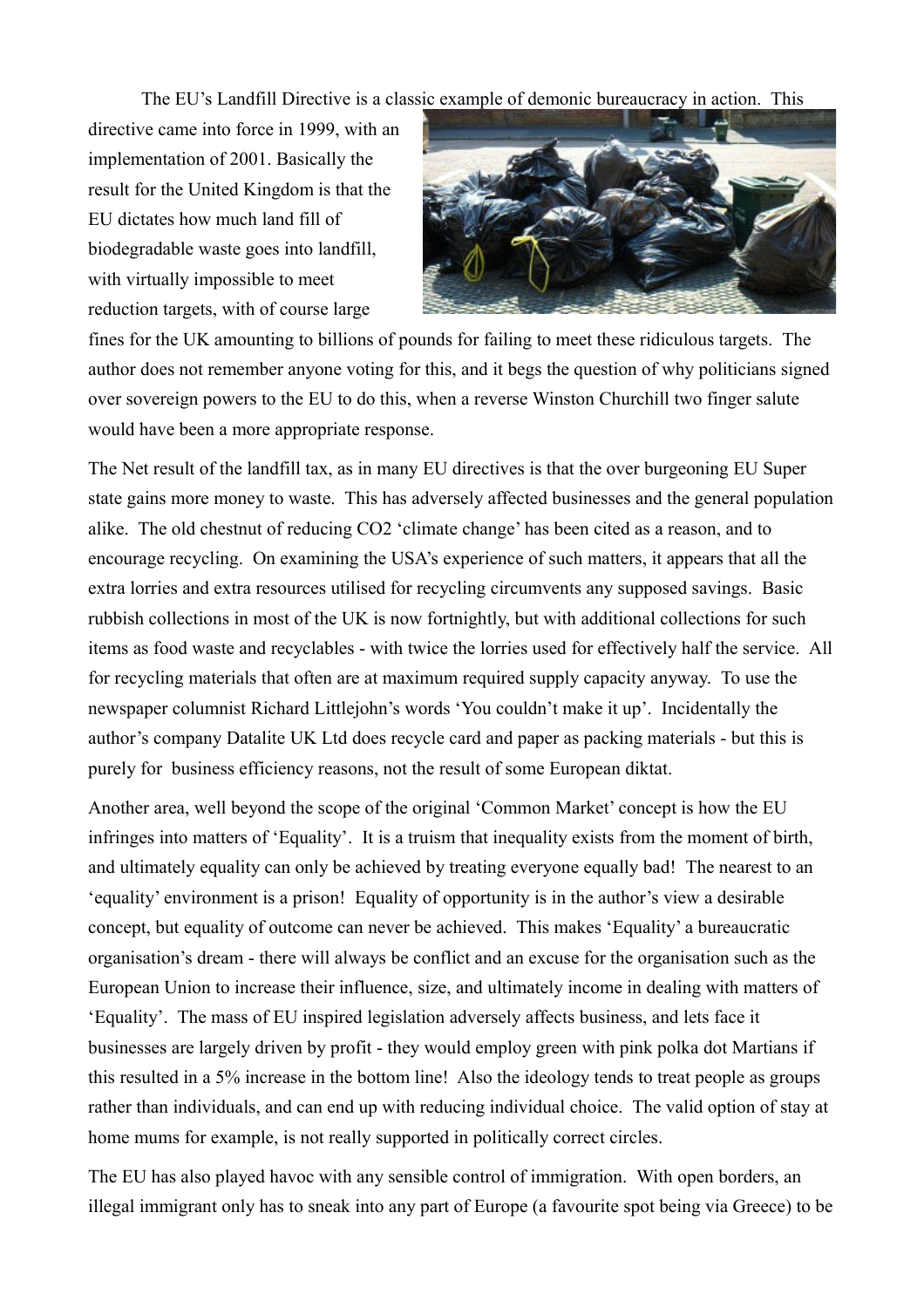The EU's Landfill Directive is a classic example of demonic bureaucracy in action. This directive came into force in 1999, with an implementation of 2001. Basically the result for the United Kingdom is that the EU dictates how much land fill of biodegradable waste goes into landfill, with virtually impossible to meet reduction targets, with of course large fines for the UK amounting to billions of pounds for failing to meet these ridiculous targets. The author does not remember anyone voting for this, and it begs the question of why politicians signed over sovereign powers to the EU to do this, when a reverse Winston Churchill two finger salute would have been a more appropriate response.

The Net result of the landfill tax, as in many EU directives is that the over burgeoning EU Super state gains more money to waste. This has adversely affected businesses and the general population alike. The old chestnut of reducing CO2 'climate change' has been cited as a reason, and to encourage recycling. On examining the USA's experience of such matters, it appears that all the extra lorries and extra resources utilised for recycling circumvents any supposed savings. Basic rubbish collections in most of the UK is now fortnightly, but with additional collections for such items as food waste and recyclables - with twice the lorries used for effectively half the service. All for recycling materials that often are at maximum required supply capacity anyway. To use the newspaper columnist Richard Littlejohn's words 'You couldn't make it up'. Incidentally the author's company Datalite UK Ltd does recycle card and paper as packing materials - but this is purely for business efficiency reasons, not the result of some European diktat.

Another area, well beyond the scope of the original 'Common Market' concept is how the EU infringes into matters of 'Equality'. It is a truism that inequality exists from the moment of birth, and ultimately equality can only be achieved by treating everyone equally bad! The nearest to an 'equality' environment is a prison! Equality of opportunity is in the author's view a desirable concept, but equality of outcome can never be achieved. This makes 'Equality' a bureaucratic organisation's dream - there will always be conflict and an excuse for the organisation such as the European Union to increase their influence, size, and ultimately income in dealing with matters of 'Equality'. The mass of EU inspired legislation adversely affects business, and lets face it businesses are largely driven by profit - they would employ green with pink polka dot Martians if this resulted in a 5% increase in the bottom line! Also the ideology tends to treat people as groups rather than individuals, and can end up with reducing individual choice. The valid option of stay at home mums for example, is not really supported in politically correct circles.

The EU has also played havoc with any sensible control of immigration. With open borders, an illegal immigrant only has to sneak into any part of Europe (a favourite spot being via Greece) to be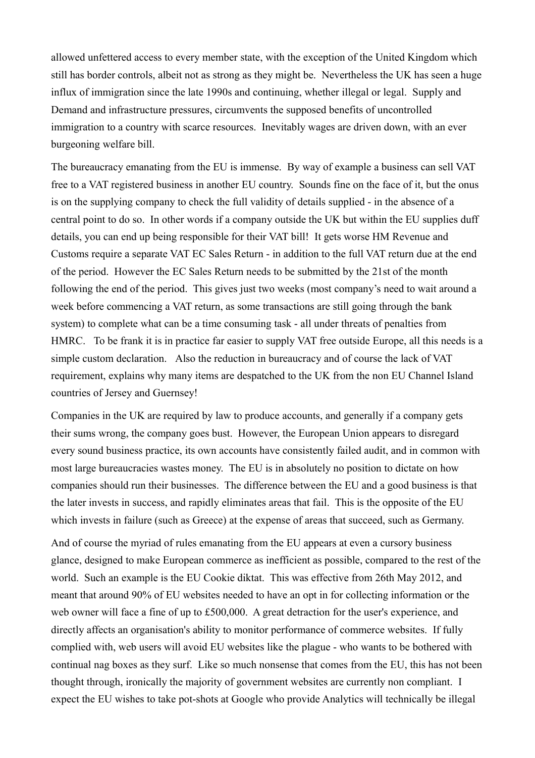allowed unfettered access to every member state, with the exception of the United Kingdom which still has border controls, albeit not as strong as they might be. Nevertheless the UK has seen a huge influx of immigration since the late 1990s and continuing, whether illegal or legal. Supply and Demand and infrastructure pressures, circumvents the supposed benefits of uncontrolled immigration to a country with scarce resources. Inevitably wages are driven down, with an ever burgeoning welfare bill.

The bureaucracy emanating from the EU is immense. By way of example a business can sell VAT free to a VAT registered business in another EU country. Sounds fine on the face of it, but the onus is on the supplying company to check the full validity of details supplied - in the absence of a central point to do so. In other words if a company outside the UK but within the EU supplies duff details, you can end up being responsible for their VAT bill! It gets worse HM Revenue and Customs require a separate VAT EC Sales Return - in addition to the full VAT return due at the end of the period. However the EC Sales Return needs to be submitted by the 21st of the month following the end of the period. This gives just two weeks (most company's need to wait around a week before commencing a VAT return, as some transactions are still going through the bank system) to complete what can be a time consuming task - all under threats of penalties from HMRC. To be frank it is in practice far easier to supply VAT free outside Europe, all this needs is a simple custom declaration. Also the reduction in bureaucracy and of course the lack of VAT requirement, explains why many items are despatched to the UK from the non EU Channel Island countries of Jersey and Guernsey!

Companies in the UK are required by law to produce accounts, and generally if a company gets their sums wrong, the company goes bust. However, the European Union appears to disregard every sound business practice, its own accounts have consistently failed audit, and in common with most large bureaucracies wastes money. The EU is in absolutely no position to dictate on how companies should run their businesses. The difference between the EU and a good business is that the later invests in success, and rapidly eliminates areas that fail. This is the opposite of the EU which invests in failure (such as Greece) at the expense of areas that succeed, such as Germany.

And of course the myriad of rules emanating from the EU appears at even a cursory business glance, designed to make European commerce as inefficient as possible, compared to the rest of the world. Such an example is the EU Cookie diktat. This was effective from 26th May 2012, and meant that around 90% of EU websites needed to have an opt in for collecting information or the web owner will face a fine of up to £500,000. A great detraction for the user's experience, and directly affects an organisation's ability to monitor performance of commerce websites. If fully complied with, web users will avoid EU websites like the plague - who wants to be bothered with continual nag boxes as they surf. Like so much nonsense that comes from the EU, this has not been thought through, ironically the majority of government websites are currently non compliant. I expect the EU wishes to take pot-shots at Google who provide Analytics will technically be illegal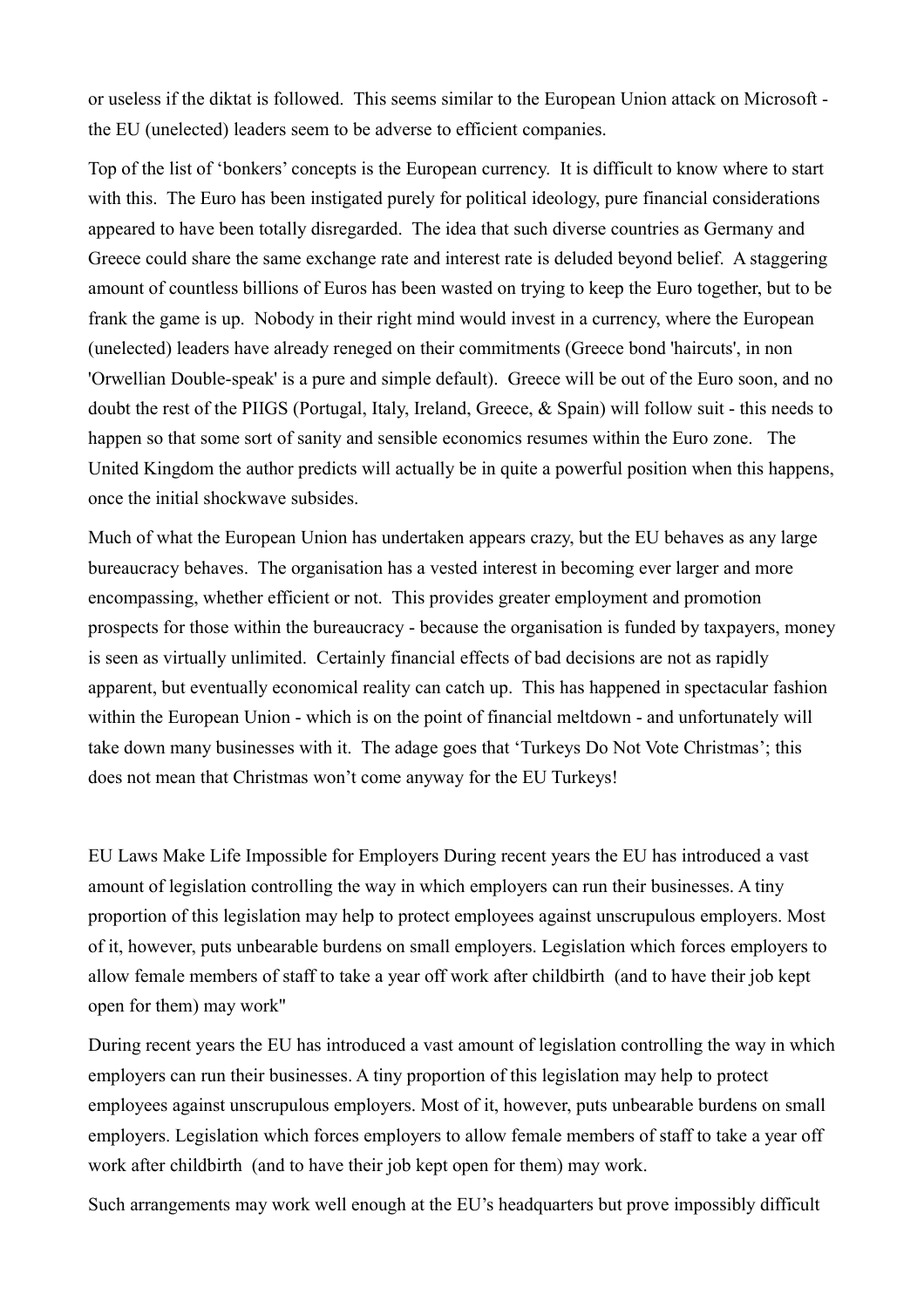or useless if the diktat is followed. This seems similar to the European Union attack on Microsoft - the EU (unelected) leaders seem to be adverse to efficient companies.

Top of the list of 'bonkers' concepts is the European currency. It is difficult to know where to start with this. The Euro has been instigated purely for political ideology, pure financial considerations appeared to have been totally disregarded. The idea that such diverse countries as Germany and Greece could share the same exchange rate and interest rate is deluded beyond belief. A staggering amount of countless billions of Euros has been wasted on trying to keep the Euro together, but to be frank the game is up. Nobody in their right mind would invest in a currency, where the European (unelected) leaders have already reneged on their commitments (Greece bond 'haircuts', in non 'Orwellian Double-speak' is a pure and simple default). Greece will be out of the Euro soon, and no doubt the rest of the PIIGS (Portugal, Italy, Ireland, Greece, & Spain) will follow suit - this needs to happen so that some sort of sanity and sensible economics resumes within the Euro zone. The United Kingdom the author predicts will actually be in quite a powerful position when this happens, once the initial shockwave subsides.

Much of what the European Union has undertaken appears crazy, but the EU behaves as any large bureaucracy behaves. The organisation has a vested interest in becoming ever larger and more encompassing, whether efficient or not. This provides greater employment and promotion prospects for those within the bureaucracy - because the organisation is funded by taxpayers, money is seen as virtually unlimited. Certainly financial effects of bad decisions are not as rapidly apparent, but eventually economical reality can catch up. This has happened in spectacular fashion within the European Union - which is on the point of financial meltdown - and unfortunately will take down many businesses with it. The adage goes that 'Turkeys Do Not Vote Christmas'; this does not mean that Christmas won't come anyway for the EU Turkeys!

EU Laws Make Life Impossible for Employers During recent years the EU has introduced a vast amount of legislation controlling the way in which employers can run their businesses. A tiny proportion of this legislation may help to protect employees against unscrupulous employers. Most of it, however, puts unbearable burdens on small employers. Legislation which forces employers to allow female members of staff to take a year off work after childbirth (and to have their job kept open for them) may work"

During recent years the EU has introduced a vast amount of legislation controlling the way in which employers can run their businesses. A tiny proportion of this legislation may help to protect employees against unscrupulous employers. Most of it, however, puts unbearable burdens on small employers. Legislation which forces employers to allow female members of staff to take a year off work after childbirth (and to have their job kept open for them) may work.

Such arrangements may work well enough at the EU's headquarters but prove impossibly difficult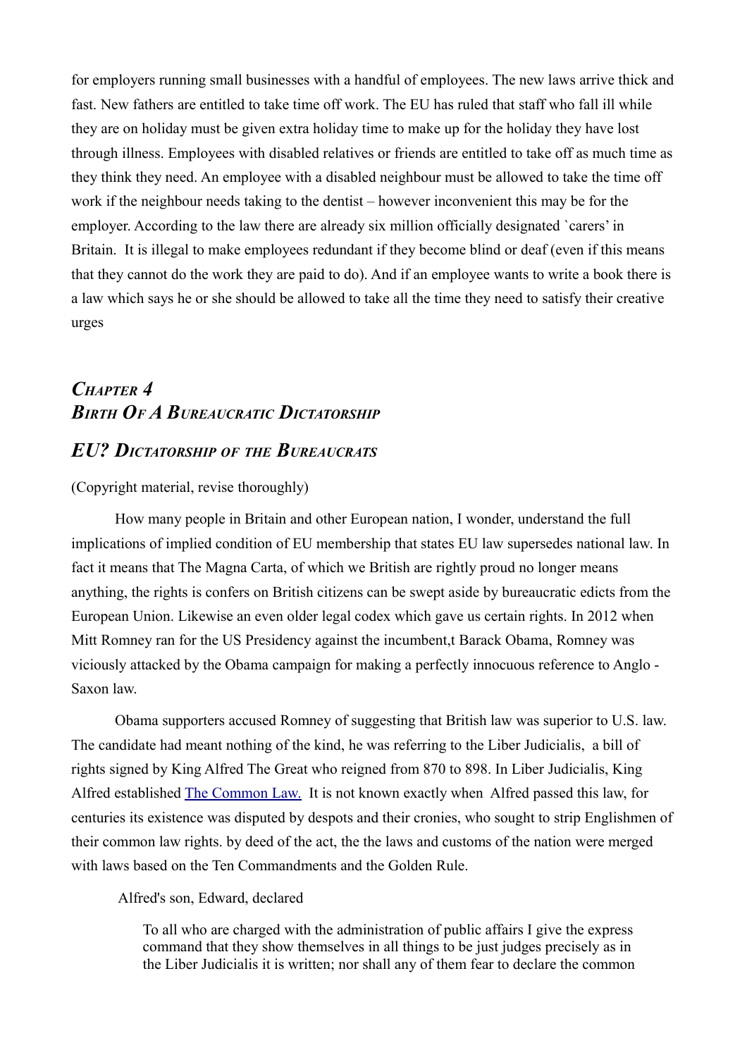for employers running small businesses with a handful of employees. The new laws arrive thick and fast. New fathers are entitled to take time off work. The EU has ruled that staff who fall ill while they are on holiday must be given extra holiday time to make up for the holiday they have lost through illness. Employees with disabled relatives or friends are entitled to take off as much time as they think they need. An employee with a disabled neighbour must be allowed to take the time off work if the neighbour needs taking to the dentist – however inconvenient this may be for the employer. According to the law there are already six million officially designated `carers' in Britain. It is illegal to make employees redundant if they become blind or deaf (even if this means that they cannot do the work they are paid to do). And if an employee wants to write a book there is a law which says he or she should be allowed to take all the time they need to satisfy their creative urges

## *Chapter 4*
## *Birth Of A Bureaucratic Dictatorship*

## *EU? Dictatorship of the Bureaucrats*

(Copyright material, revise thoroughly)

How many people in Britain and other European nation, I wonder, understand the full implications of implied condition of EU membership that states EU law supersedes national law. In fact it means that The Magna Carta, of which we British are rightly proud no longer means anything, the rights is confers on British citizens can be swept aside by bureaucratic edicts from the European Union. Likewise an even older legal codex which gave us certain rights. In 2012 when Mitt Romney ran for the US Presidency against the incumbent,t Barack Obama, Romney was viciously attacked by the Obama campaign for making a perfectly innocuous reference to Anglo - Saxon law.

Obama supporters accused Romney of suggesting that British law was superior to U.S. law. The candidate had meant nothing of the kind, he was referring to the Liber Judicialis, a bill of rights signed by King Alfred The Great who reigned from 870 to 898. In Liber Judicialis, King Alfred established The Common Law. It is not known exactly when Alfred passed this law, for centuries its existence was disputed by despots and their cronies, who sought to strip Englishmen of their common law rights. by deed of the act, the the laws and customs of the nation were merged with laws based on the Ten Commandments and the Golden Rule.

Alfred's son, Edward, declared

> To all who are charged with the administration of public affairs I give the express command that they show themselves in all things to be just judges precisely as in the Liber Judicialis it is written; nor shall any of them fear to declare the common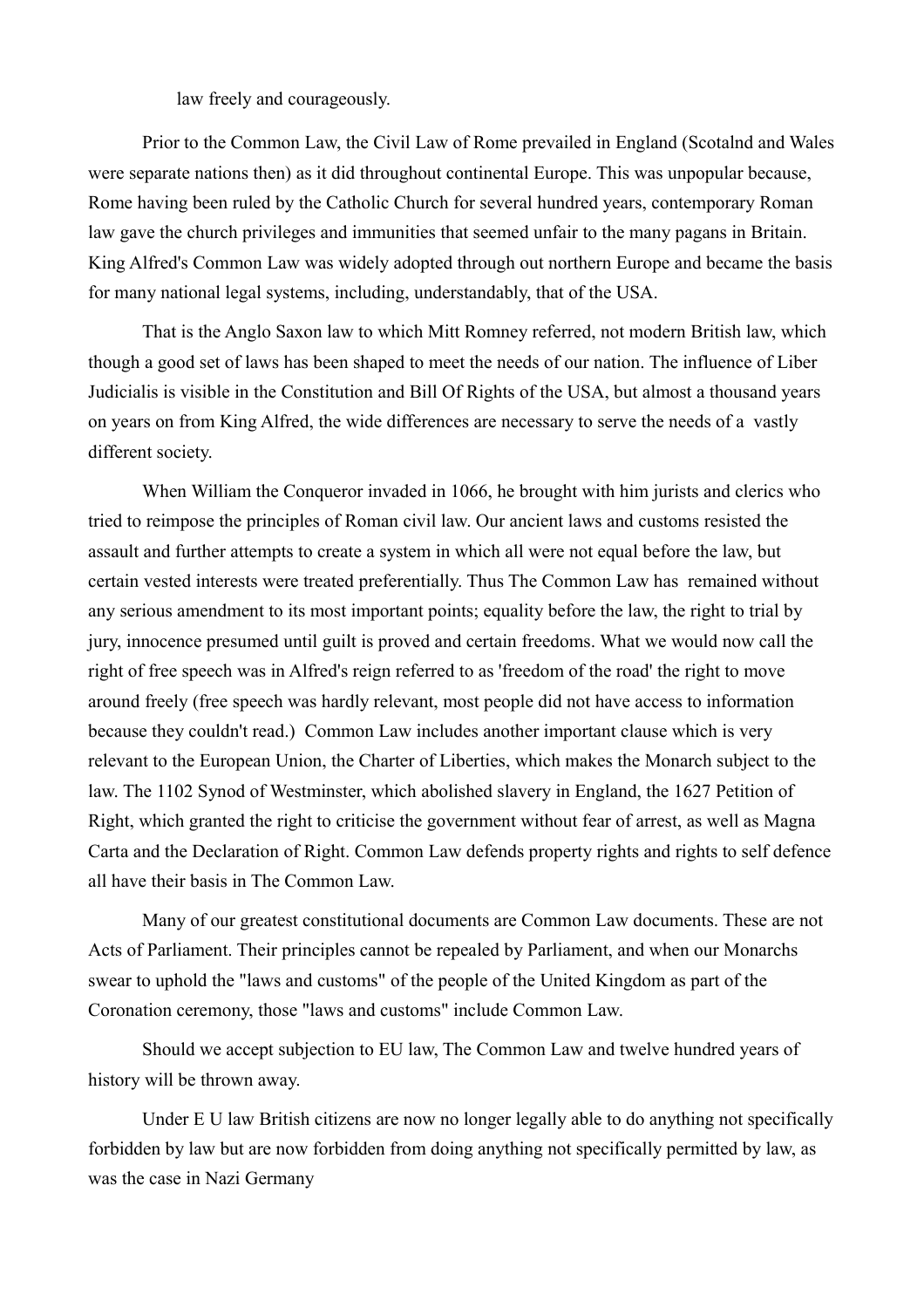law freely and courageously.

Prior to the Common Law, the Civil Law of Rome prevailed in England (Scotalnd and Wales were separate nations then) as it did throughout continental Europe. This was unpopular because, Rome having been ruled by the Catholic Church for several hundred years, contemporary Roman law gave the church privileges and immunities that seemed unfair to the many pagans in Britain. King Alfred's Common Law was widely adopted through out northern Europe and became the basis for many national legal systems, including, understandably, that of the USA.

That is the Anglo Saxon law to which Mitt Romney referred, not modern British law, which though a good set of laws has been shaped to meet the needs of our nation. The influence of Liber Judicialis is visible in the Constitution and Bill Of Rights of the USA, but almost a thousand years on years on from King Alfred, the wide differences are necessary to serve the needs of a vastly different society.

When William the Conqueror invaded in 1066, he brought with him jurists and clerics who tried to reimpose the principles of Roman civil law. Our ancient laws and customs resisted the assault and further attempts to create a system in which all were not equal before the law, but certain vested interests were treated preferentially. Thus The Common Law has remained without any serious amendment to its most important points; equality before the law, the right to trial by jury, innocence presumed until guilt is proved and certain freedoms. What we would now call the right of free speech was in Alfred's reign referred to as 'freedom of the road' the right to move around freely (free speech was hardly relevant, most people did not have access to information because they couldn't read.) Common Law includes another important clause which is very relevant to the European Union, the Charter of Liberties, which makes the Monarch subject to the law. The 1102 Synod of Westminster, which abolished slavery in England, the 1627 Petition of Right, which granted the right to criticise the government without fear of arrest, as well as Magna Carta and the Declaration of Right. Common Law defends property rights and rights to self defence all have their basis in The Common Law.

Many of our greatest constitutional documents are Common Law documents. These are not Acts of Parliament. Their principles cannot be repealed by Parliament, and when our Monarchs swear to uphold the "laws and customs" of the people of the United Kingdom as part of the Coronation ceremony, those "laws and customs" include Common Law.

Should we accept subjection to EU law, The Common Law and twelve hundred years of history will be thrown away.

Under E U law British citizens are now no longer legally able to do anything not specifically forbidden by law but are now forbidden from doing anything not specifically permitted by law, as was the case in Nazi Germany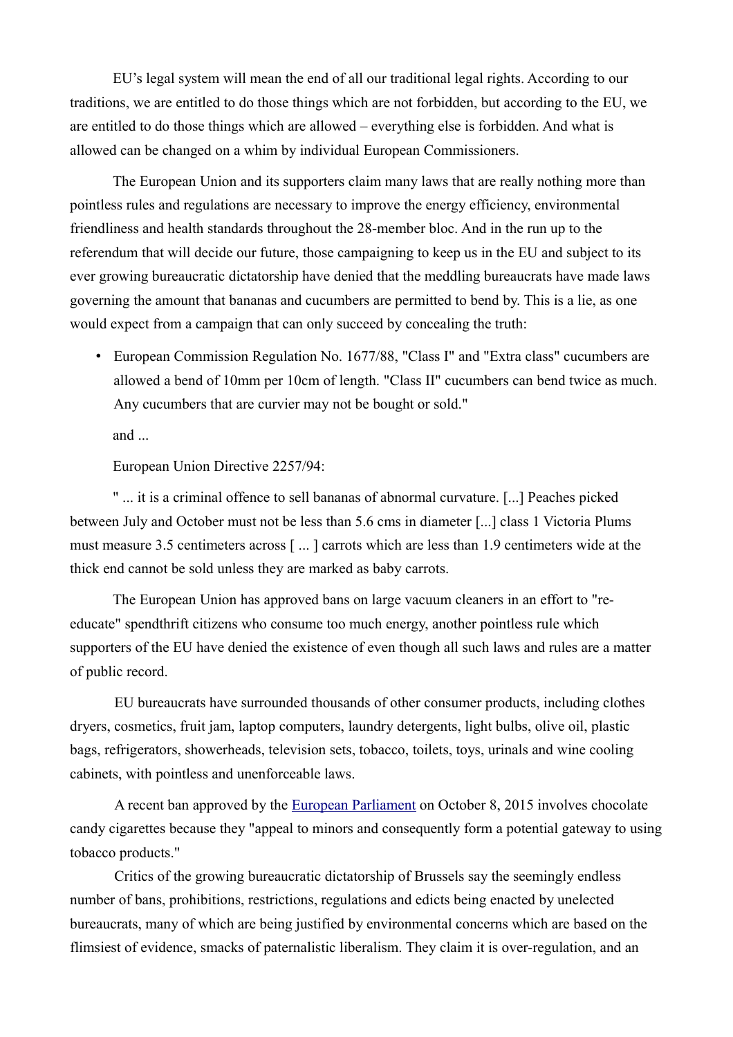EU's legal system will mean the end of all our traditional legal rights. According to our traditions, we are entitled to do those things which are not forbidden, but according to the EU, we are entitled to do those things which are allowed – everything else is forbidden. And what is allowed can be changed on a whim by individual European Commissioners.

The European Union and its supporters claim many laws that are really nothing more than pointless rules and regulations are necessary to improve the energy efficiency, environmental friendliness and health standards throughout the 28-member bloc. And in the run up to the referendum that will decide our future, those campaigning to keep us in the EU and subject to its ever growing bureaucratic dictatorship have denied that the meddling bureaucrats have made laws governing the amount that bananas and cucumbers are permitted to bend by. This is a lie, as one would expect from a campaign that can only succeed by concealing the truth:

- European Commission Regulation No. 1677/88, "Class I" and "Extra class" cucumbers are allowed a bend of 10mm per 10cm of length. "Class II" cucumbers can bend twice as much. Any cucumbers that are curvier may not be bought or sold."

  and ...

  European Union Directive 2257/94:

" ... it is a criminal offence to sell bananas of abnormal curvature. [...] Peaches picked between July and October must not be less than 5.6 cms in diameter [...] class 1 Victoria Plums must measure 3.5 centimeters across [ ... ] carrots which are less than 1.9 centimeters wide at the thick end cannot be sold unless they are marked as baby carrots.

The European Union has approved bans on large vacuum cleaners in an effort to "re-educate" spendthrift citizens who consume too much energy, another pointless rule which supporters of the EU have denied the existence of even though all such laws and rules are a matter of public record.

EU bureaucrats have surrounded thousands of other consumer products, including clothes dryers, cosmetics, fruit jam, laptop computers, laundry detergents, light bulbs, olive oil, plastic bags, refrigerators, showerheads, television sets, tobacco, toilets, toys, urinals and wine cooling cabinets, with pointless and unenforceable laws.

A recent ban approved by the European Parliament on October 8, 2015 involves chocolate candy cigarettes because they "appeal to minors and consequently form a potential gateway to using tobacco products."

Critics of the growing bureaucratic dictatorship of Brussels say the seemingly endless number of bans, prohibitions, restrictions, regulations and edicts being enacted by unelected bureaucrats, many of which are being justified by environmental concerns which are based on the flimsiest of evidence, smacks of paternalistic liberalism. They claim it is over-regulation, and an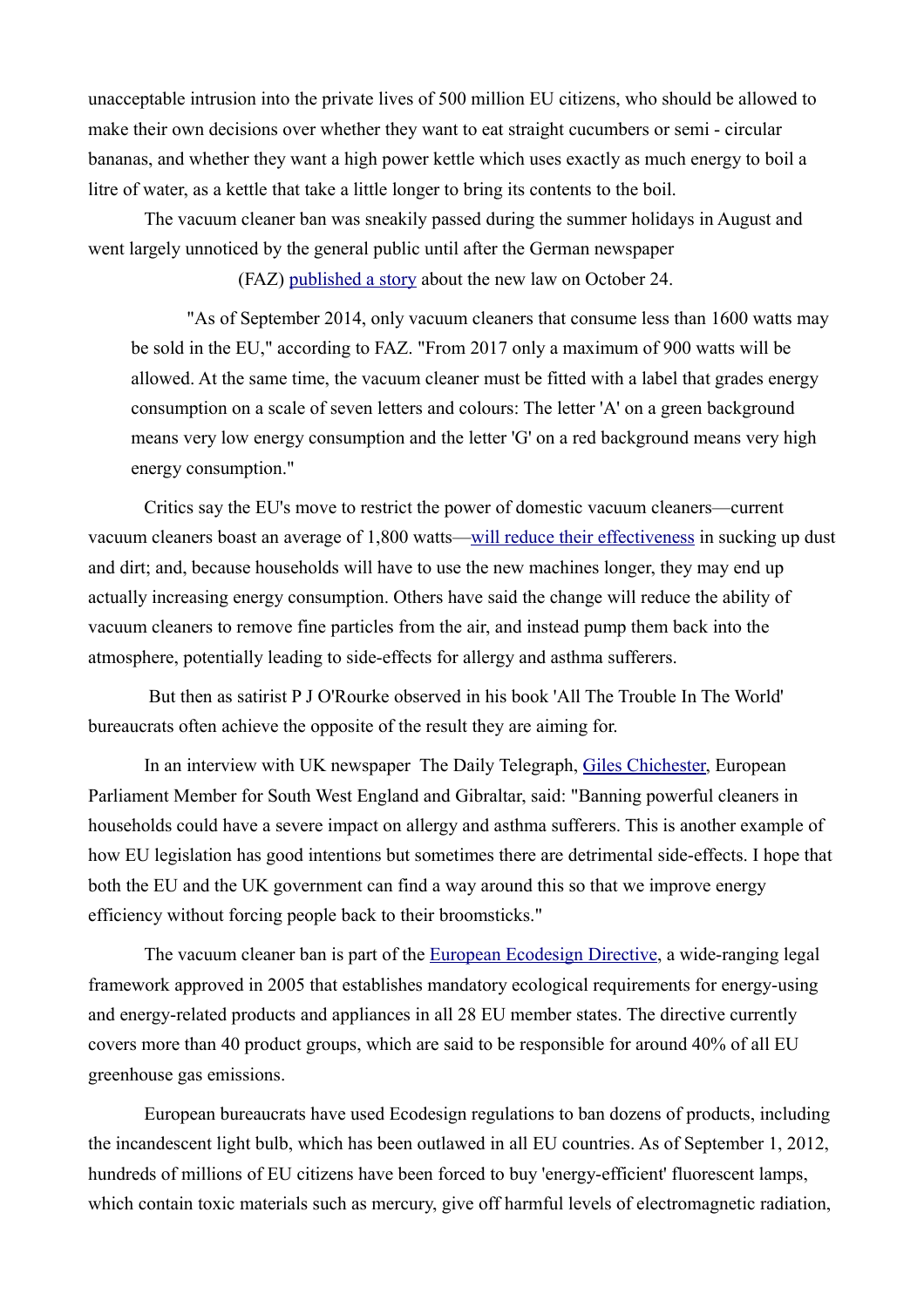unacceptable intrusion into the private lives of 500 million EU citizens, who should be allowed to make their own decisions over whether they want to eat straight cucumbers or semi - circular bananas, and whether they want a high power kettle which uses exactly as much energy to boil a litre of water, as a kettle that take a little longer to bring its contents to the boil.

The vacuum cleaner ban was sneakily passed during the summer holidays in August and went largely unnoticed by the general public until after the German newspaper

(FAZ) published a story about the new law on October 24.

> "As of September 2014, only vacuum cleaners that consume less than 1600 watts may be sold in the EU," according to FAZ. "From 2017 only a maximum of 900 watts will be allowed. At the same time, the vacuum cleaner must be fitted with a label that grades energy consumption on a scale of seven letters and colours: The letter 'A' on a green background means very low energy consumption and the letter 'G' on a red background means very high energy consumption."

Critics say the EU's move to restrict the power of domestic vacuum cleaners—current vacuum cleaners boast an average of 1,800 watts—will reduce their effectiveness in sucking up dust and dirt; and, because households will have to use the new machines longer, they may end up actually increasing energy consumption. Others have said the change will reduce the ability of vacuum cleaners to remove fine particles from the air, and instead pump them back into the atmosphere, potentially leading to side-effects for allergy and asthma sufferers.

But then as satirist P J O'Rourke observed in his book 'All The Trouble In The World' bureaucrats often achieve the opposite of the result they are aiming for.

In an interview with UK newspaper The Daily Telegraph, Giles Chichester, European Parliament Member for South West England and Gibraltar, said: "Banning powerful cleaners in households could have a severe impact on allergy and asthma sufferers. This is another example of how EU legislation has good intentions but sometimes there are detrimental side-effects. I hope that both the EU and the UK government can find a way around this so that we improve energy efficiency without forcing people back to their broomsticks."

The vacuum cleaner ban is part of the European Ecodesign Directive, a wide-ranging legal framework approved in 2005 that establishes mandatory ecological requirements for energy-using and energy-related products and appliances in all 28 EU member states. The directive currently covers more than 40 product groups, which are said to be responsible for around 40% of all EU greenhouse gas emissions.

European bureaucrats have used Ecodesign regulations to ban dozens of products, including the incandescent light bulb, which has been outlawed in all EU countries. As of September 1, 2012, hundreds of millions of EU citizens have been forced to buy 'energy-efficient' fluorescent lamps, which contain toxic materials such as mercury, give off harmful levels of electromagnetic radiation,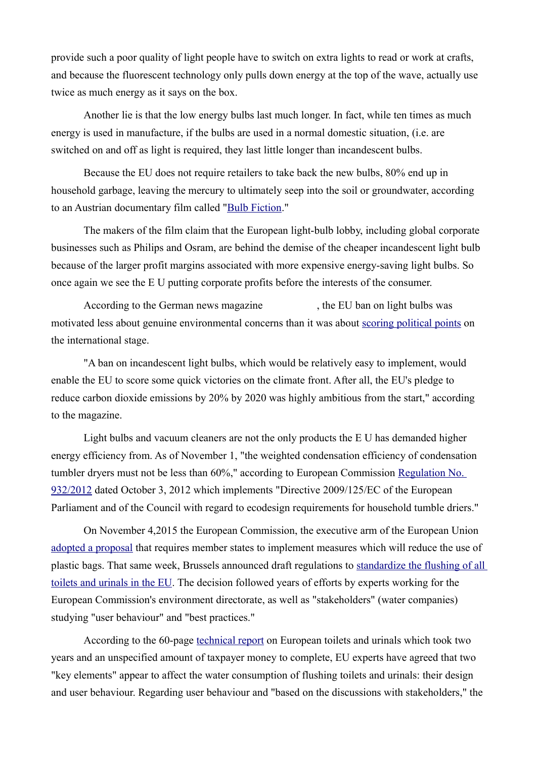provide such a poor quality of light people have to switch on extra lights to read or work at crafts, and because the fluorescent technology only pulls down energy at the top of the wave, actually use twice as much energy as it says on the box.

Another lie is that the low energy bulbs last much longer. In fact, while ten times as much energy is used in manufacture, if the bulbs are used in a normal domestic situation, (i.e. are switched on and off as light is required, they last little longer than incandescent bulbs.

Because the EU does not require retailers to take back the new bulbs, 80% end up in household garbage, leaving the mercury to ultimately seep into the soil or groundwater, according to an Austrian documentary film called "Bulb Fiction."

The makers of the film claim that the European light-bulb lobby, including global corporate businesses such as Philips and Osram, are behind the demise of the cheaper incandescent light bulb because of the larger profit margins associated with more expensive energy-saving light bulbs. So once again we see the E U putting corporate profits before the interests of the consumer.

According to the German news magazine , the EU ban on light bulbs was motivated less about genuine environmental concerns than it was about scoring political points on the international stage.

"A ban on incandescent light bulbs, which would be relatively easy to implement, would enable the EU to score some quick victories on the climate front. After all, the EU's pledge to reduce carbon dioxide emissions by 20% by 2020 was highly ambitious from the start," according to the magazine.

Light bulbs and vacuum cleaners are not the only products the E U has demanded higher energy efficiency from. As of November 1, "the weighted condensation efficiency of condensation tumbler dryers must not be less than 60%," according to European Commission Regulation No. 932/2012 dated October 3, 2012 which implements "Directive 2009/125/EC of the European Parliament and of the Council with regard to ecodesign requirements for household tumble driers."

On November 4,2015 the European Commission, the executive arm of the European Union adopted a proposal that requires member states to implement measures which will reduce the use of plastic bags. That same week, Brussels announced draft regulations to standardize the flushing of all toilets and urinals in the EU. The decision followed years of efforts by experts working for the European Commission's environment directorate, as well as "stakeholders" (water companies) studying "user behaviour" and "best practices."

According to the 60-page technical report on European toilets and urinals which took two years and an unspecified amount of taxpayer money to complete, EU experts have agreed that two "key elements" appear to affect the water consumption of flushing toilets and urinals: their design and user behaviour. Regarding user behaviour and "based on the discussions with stakeholders," the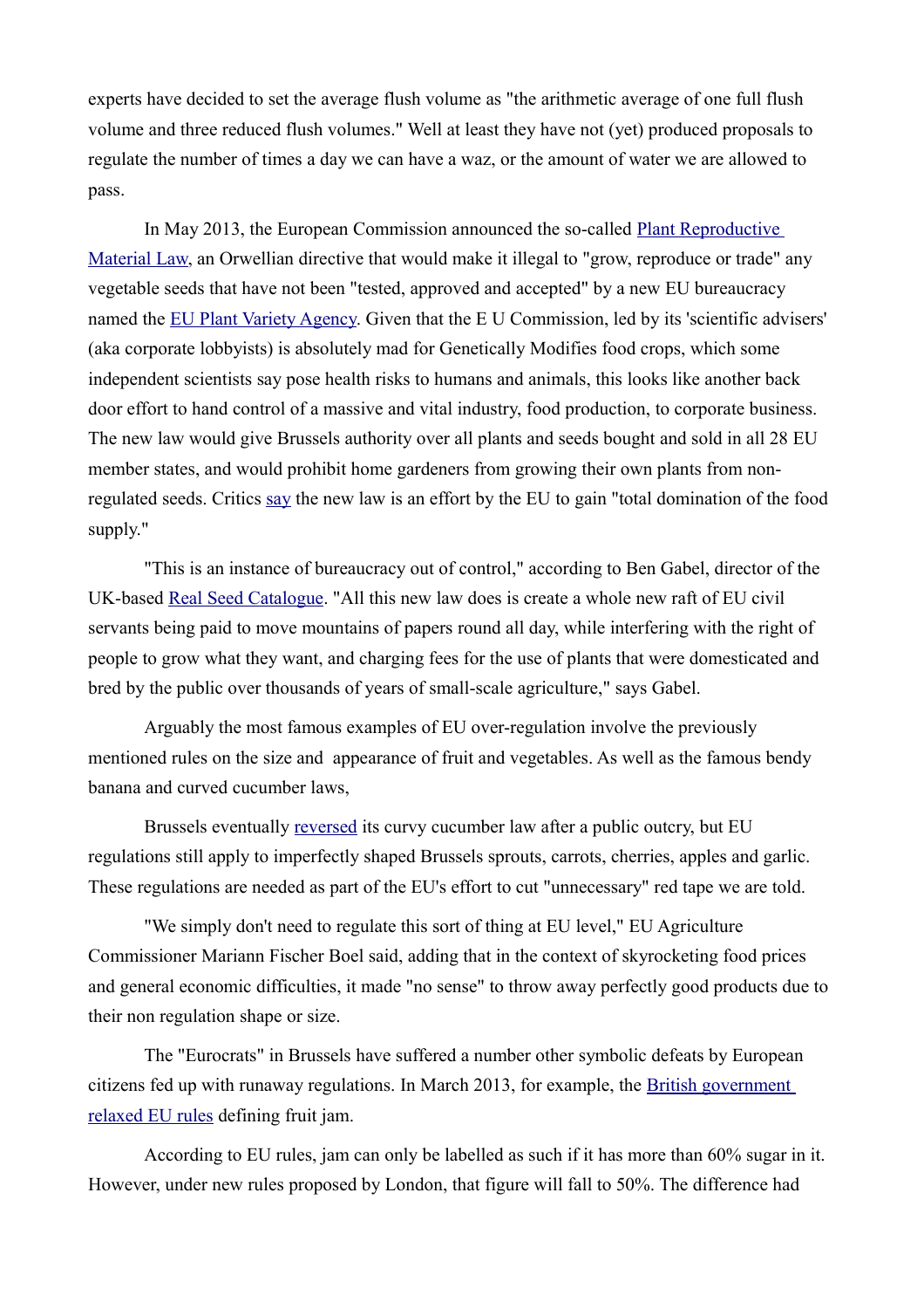experts have decided to set the average flush volume as "the arithmetic average of one full flush volume and three reduced flush volumes." Well at least they have not (yet) produced proposals to regulate the number of times a day we can have a waz, or the amount of water we are allowed to pass.

In May 2013, the European Commission announced the so-called Plant Reproductive Material Law, an Orwellian directive that would make it illegal to "grow, reproduce or trade" any vegetable seeds that have not been "tested, approved and accepted" by a new EU bureaucracy named the EU Plant Variety Agency. Given that the E U Commission, led by its 'scientific advisers' (aka corporate lobbyists) is absolutely mad for Genetically Modifies food crops, which some independent scientists say pose health risks to humans and animals, this looks like another back door effort to hand control of a massive and vital industry, food production, to corporate business. The new law would give Brussels authority over all plants and seeds bought and sold in all 28 EU member states, and would prohibit home gardeners from growing their own plants from non-regulated seeds. Critics say the new law is an effort by the EU to gain "total domination of the food supply."

"This is an instance of bureaucracy out of control," according to Ben Gabel, director of the UK-based Real Seed Catalogue. "All this new law does is create a whole new raft of EU civil servants being paid to move mountains of papers round all day, while interfering with the right of people to grow what they want, and charging fees for the use of plants that were domesticated and bred by the public over thousands of years of small-scale agriculture," says Gabel.

Arguably the most famous examples of EU over-regulation involve the previously mentioned rules on the size and appearance of fruit and vegetables. As well as the famous bendy banana and curved cucumber laws,

Brussels eventually reversed its curvy cucumber law after a public outcry, but EU regulations still apply to imperfectly shaped Brussels sprouts, carrots, cherries, apples and garlic. These regulations are needed as part of the EU's effort to cut "unnecessary" red tape we are told.

"We simply don't need to regulate this sort of thing at EU level," EU Agriculture Commissioner Mariann Fischer Boel said, adding that in the context of skyrocketing food prices and general economic difficulties, it made "no sense" to throw away perfectly good products due to their non regulation shape or size.

The "Eurocrats" in Brussels have suffered a number other symbolic defeats by European citizens fed up with runaway regulations. In March 2013, for example, the British government relaxed EU rules defining fruit jam.

According to EU rules, jam can only be labelled as such if it has more than 60% sugar in it. However, under new rules proposed by London, that figure will fall to 50%. The difference had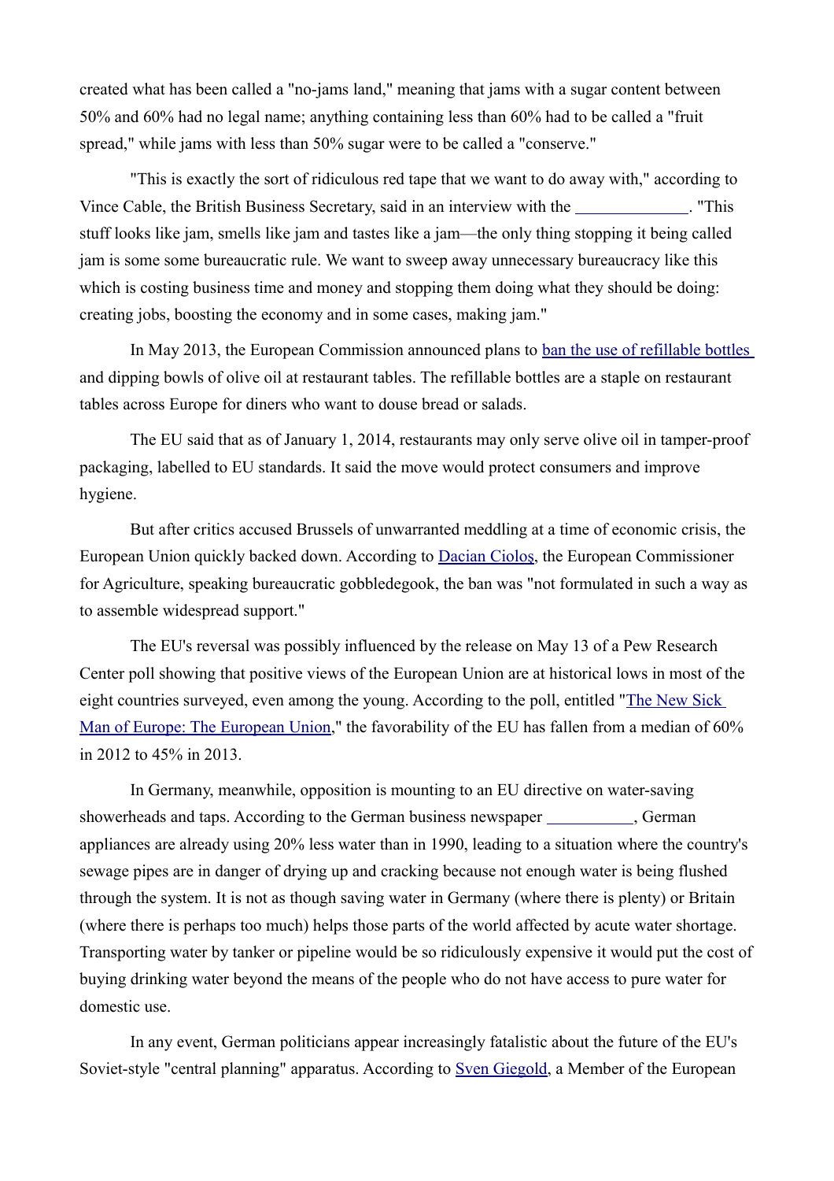created what has been called a "no-jams land," meaning that jams with a sugar content between 50% and 60% had no legal name; anything containing less than 60% had to be called a "fruit spread," while jams with less than 50% sugar were to be called a "conserve."

"This is exactly the sort of ridiculous red tape that we want to do away with," according to Vince Cable, the British Business Secretary, said in an interview with the ______________. "This stuff looks like jam, smells like jam and tastes like a jam—the only thing stopping it being called jam is some some bureaucratic rule. We want to sweep away unnecessary bureaucracy like this which is costing business time and money and stopping them doing what they should be doing: creating jobs, boosting the economy and in some cases, making jam."

In May 2013, the European Commission announced plans to ban the use of refillable bottles and dipping bowls of olive oil at restaurant tables. The refillable bottles are a staple on restaurant tables across Europe for diners who want to douse bread or salads.

The EU said that as of January 1, 2014, restaurants may only serve olive oil in tamper-proof packaging, labelled to EU standards. It said the move would protect consumers and improve hygiene.

But after critics accused Brussels of unwarranted meddling at a time of economic crisis, the European Union quickly backed down. According to Dacian Cioloș, the European Commissioner for Agriculture, speaking bureaucratic gobbledegook, the ban was "not formulated in such a way as to assemble widespread support."

The EU's reversal was possibly influenced by the release on May 13 of a Pew Research Center poll showing that positive views of the European Union are at historical lows in most of the eight countries surveyed, even among the young. According to the poll, entitled "The New Sick Man of Europe: The European Union," the favorability of the EU has fallen from a median of 60% in 2012 to 45% in 2013.

In Germany, meanwhile, opposition is mounting to an EU directive on water-saving showerheads and taps. According to the German business newspaper ___________, German appliances are already using 20% less water than in 1990, leading to a situation where the country's sewage pipes are in danger of drying up and cracking because not enough water is being flushed through the system. It is not as though saving water in Germany (where there is plenty) or Britain (where there is perhaps too much) helps those parts of the world affected by acute water shortage. Transporting water by tanker or pipeline would be so ridiculously expensive it would put the cost of buying drinking water beyond the means of the people who do not have access to pure water for domestic use.

In any event, German politicians appear increasingly fatalistic about the future of the EU's Soviet-style "central planning" apparatus. According to Sven Giegold, a Member of the European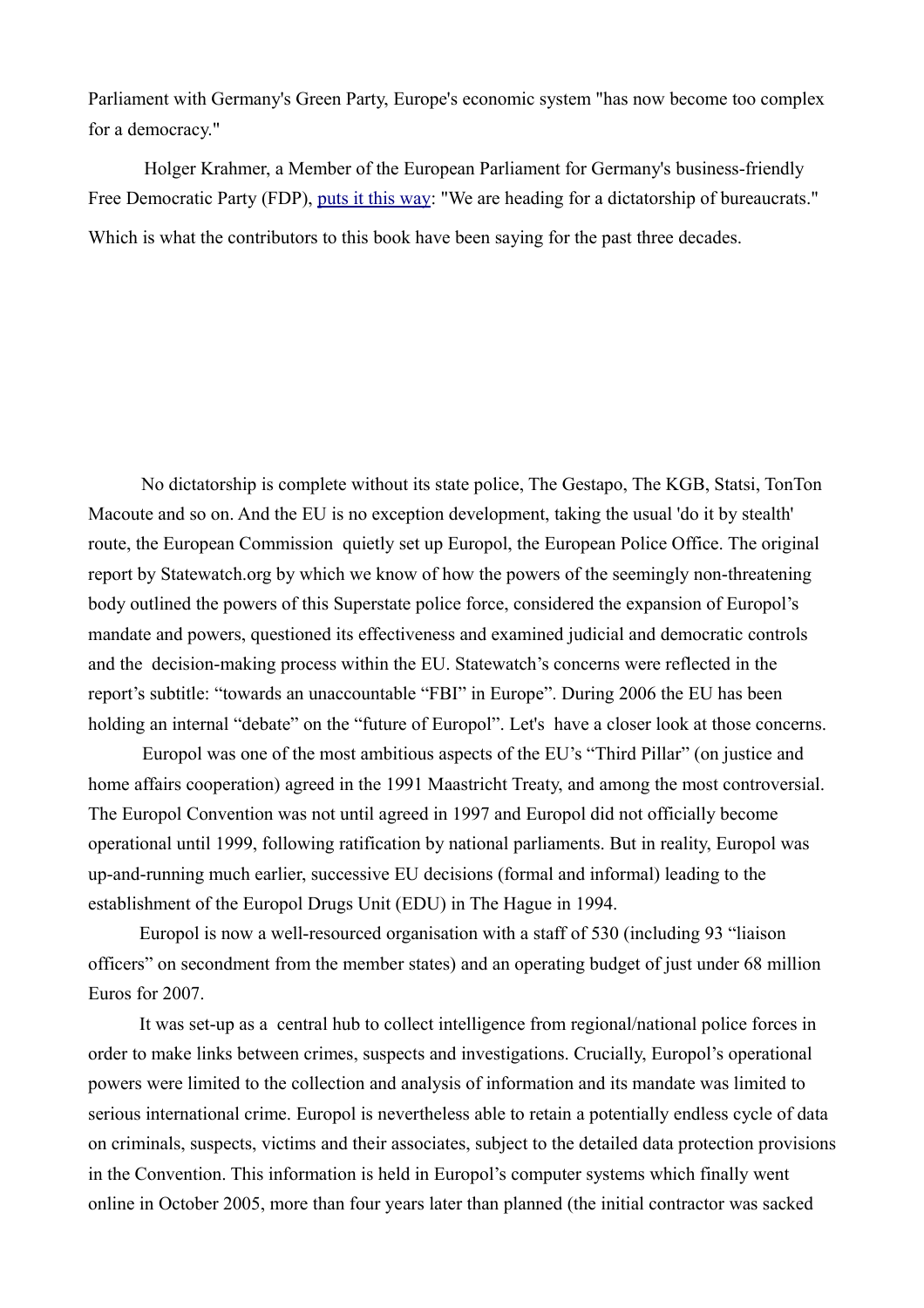Parliament with Germany's Green Party, Europe's economic system "has now become too complex for a democracy."

Holger Krahmer, a Member of the European Parliament for Germany's business-friendly Free Democratic Party (FDP), puts it this way: "We are heading for a dictatorship of bureaucrats."

Which is what the contributors to this book have been saying for the past three decades.

No dictatorship is complete without its state police, The Gestapo, The KGB, Statsi, TonTon Macoute and so on. And the EU is no exception development, taking the usual 'do it by stealth' route, the European Commission quietly set up Europol, the European Police Office. The original report by Statewatch.org by which we know of how the powers of the seemingly non-threatening body outlined the powers of this Superstate police force, considered the expansion of Europol's mandate and powers, questioned its effectiveness and examined judicial and democratic controls and the decision-making process within the EU. Statewatch's concerns were reflected in the report's subtitle: "towards an unaccountable "FBI" in Europe". During 2006 the EU has been holding an internal "debate" on the "future of Europol". Let's have a closer look at those concerns.

Europol was one of the most ambitious aspects of the EU's "Third Pillar" (on justice and home affairs cooperation) agreed in the 1991 Maastricht Treaty, and among the most controversial. The Europol Convention was not until agreed in 1997 and Europol did not officially become operational until 1999, following ratification by national parliaments. But in reality, Europol was up-and-running much earlier, successive EU decisions (formal and informal) leading to the establishment of the Europol Drugs Unit (EDU) in The Hague in 1994.

Europol is now a well-resourced organisation with a staff of 530 (including 93 "liaison officers" on secondment from the member states) and an operating budget of just under 68 million Euros for 2007.

It was set-up as a central hub to collect intelligence from regional/national police forces in order to make links between crimes, suspects and investigations. Crucially, Europol's operational powers were limited to the collection and analysis of information and its mandate was limited to serious international crime. Europol is nevertheless able to retain a potentially endless cycle of data on criminals, suspects, victims and their associates, subject to the detailed data protection provisions in the Convention. This information is held in Europol's computer systems which finally went online in October 2005, more than four years later than planned (the initial contractor was sacked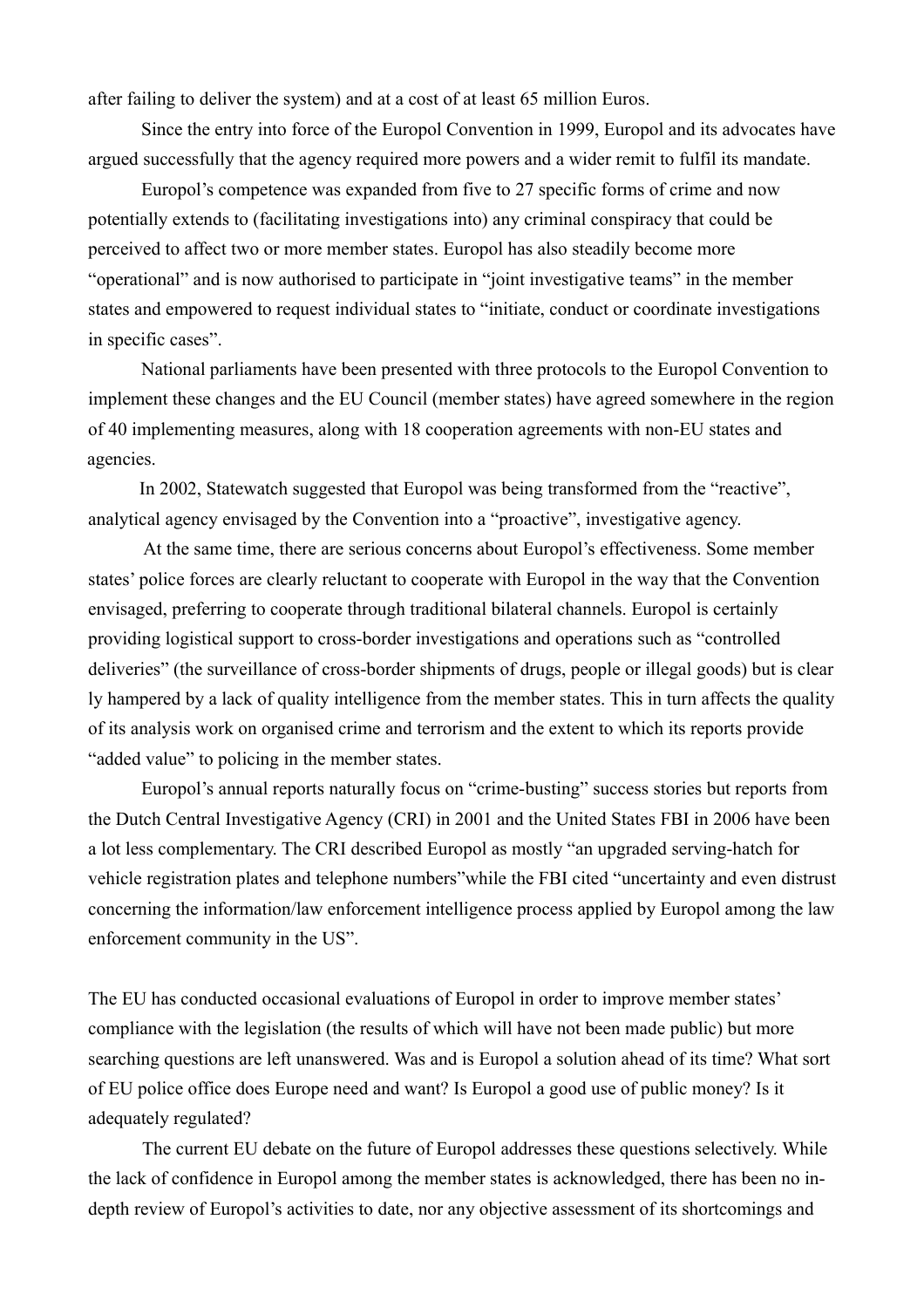after failing to deliver the system) and at a cost of at least 65 million Euros.

Since the entry into force of the Europol Convention in 1999, Europol and its advocates have argued successfully that the agency required more powers and a wider remit to fulfil its mandate.

Europol's competence was expanded from five to 27 specific forms of crime and now potentially extends to (facilitating investigations into) any criminal conspiracy that could be perceived to affect two or more member states. Europol has also steadily become more "operational" and is now authorised to participate in "joint investigative teams" in the member states and empowered to request individual states to "initiate, conduct or coordinate investigations in specific cases".

National parliaments have been presented with three protocols to the Europol Convention to implement these changes and the EU Council (member states) have agreed somewhere in the region of 40 implementing measures, along with 18 cooperation agreements with non-EU states and agencies.

In 2002, Statewatch suggested that Europol was being transformed from the "reactive", analytical agency envisaged by the Convention into a "proactive", investigative agency.

At the same time, there are serious concerns about Europol's effectiveness. Some member states' police forces are clearly reluctant to cooperate with Europol in the way that the Convention envisaged, preferring to cooperate through traditional bilateral channels. Europol is certainly providing logistical support to cross-border investigations and operations such as "controlled deliveries" (the surveillance of cross-border shipments of drugs, people or illegal goods) but is clear ly hampered by a lack of quality intelligence from the member states. This in turn affects the quality of its analysis work on organised crime and terrorism and the extent to which its reports provide "added value" to policing in the member states.

Europol's annual reports naturally focus on "crime-busting" success stories but reports from the Dutch Central Investigative Agency (CRI) in 2001 and the United States FBI in 2006 have been a lot less complementary. The CRI described Europol as mostly "an upgraded serving-hatch for vehicle registration plates and telephone numbers"while the FBI cited "uncertainty and even distrust concerning the information/law enforcement intelligence process applied by Europol among the law enforcement community in the US".

The EU has conducted occasional evaluations of Europol in order to improve member states' compliance with the legislation (the results of which will have not been made public) but more searching questions are left unanswered. Was and is Europol a solution ahead of its time? What sort of EU police office does Europe need and want? Is Europol a good use of public money? Is it adequately regulated?

The current EU debate on the future of Europol addresses these questions selectively. While the lack of confidence in Europol among the member states is acknowledged, there has been no in-depth review of Europol's activities to date, nor any objective assessment of its shortcomings and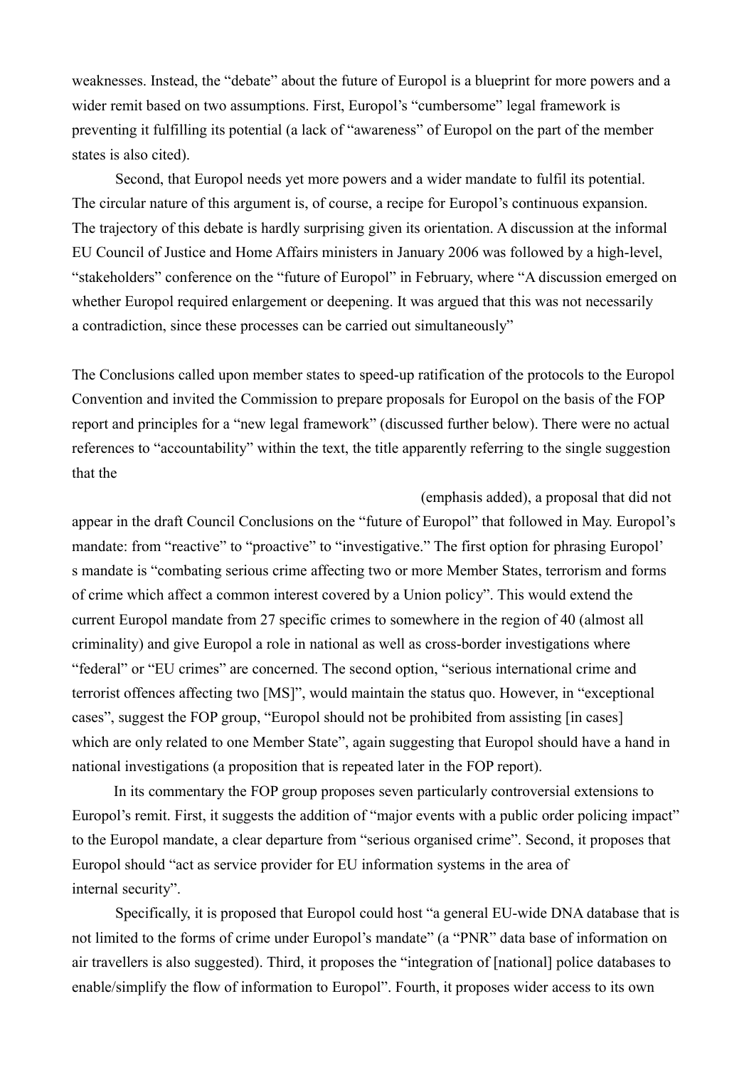weaknesses. Instead, the “debate” about the future of Europol is a blueprint for more powers and a wider remit based on two assumptions. First, Europol’s “cumbersome” legal framework is preventing it fulfilling its potential (a lack of “awareness” of Europol on the part of the member states is also cited).

Second, that Europol needs yet more powers and a wider mandate to fulfil its potential. The circular nature of this argument is, of course, a recipe for Europol’s continuous expansion. The trajectory of this debate is hardly surprising given its orientation. A discussion at the informal EU Council of Justice and Home Affairs ministers in January 2006 was followed by a high-level, “stakeholders” conference on the “future of Europol” in February, where “A discussion emerged on whether Europol required enlargement or deepening. It was argued that this was not necessarily a contradiction, since these processes can be carried out simultaneously”

The Conclusions called upon member states to speed-up ratification of the protocols to the Europol Convention and invited the Commission to prepare proposals for Europol on the basis of the FOP report and principles for a “new legal framework” (discussed further below). There were no actual references to “accountability” within the text, the title apparently referring to the single suggestion that the

(emphasis added), a proposal that did not appear in the draft Council Conclusions on the “future of Europol” that followed in May. Europol’s mandate: from “reactive” to “proactive” to “investigative.” The first option for phrasing Europol’s mandate is “combating serious crime affecting two or more Member States, terrorism and forms of crime which affect a common interest covered by a Union policy”. This would extend the current Europol mandate from 27 specific crimes to somewhere in the region of 40 (almost all criminality) and give Europol a role in national as well as cross-border investigations where “federal” or “EU crimes” are concerned. The second option, “serious international crime and terrorist offences affecting two [MS]”, would maintain the status quo. However, in “exceptional cases”, suggest the FOP group, “Europol should not be prohibited from assisting [in cases] which are only related to one Member State”, again suggesting that Europol should have a hand in national investigations (a proposition that is repeated later in the FOP report).

In its commentary the FOP group proposes seven particularly controversial extensions to Europol’s remit. First, it suggests the addition of “major events with a public order policing impact” to the Europol mandate, a clear departure from “serious organised crime”. Second, it proposes that Europol should “act as service provider for EU information systems in the area of internal security”.

Specifically, it is proposed that Europol could host “a general EU-wide DNA database that is not limited to the forms of crime under Europol’s mandate” (a “PNR” data base of information on air travellers is also suggested). Third, it proposes the “integration of [national] police databases to enable/simplify the flow of information to Europol”. Fourth, it proposes wider access to its own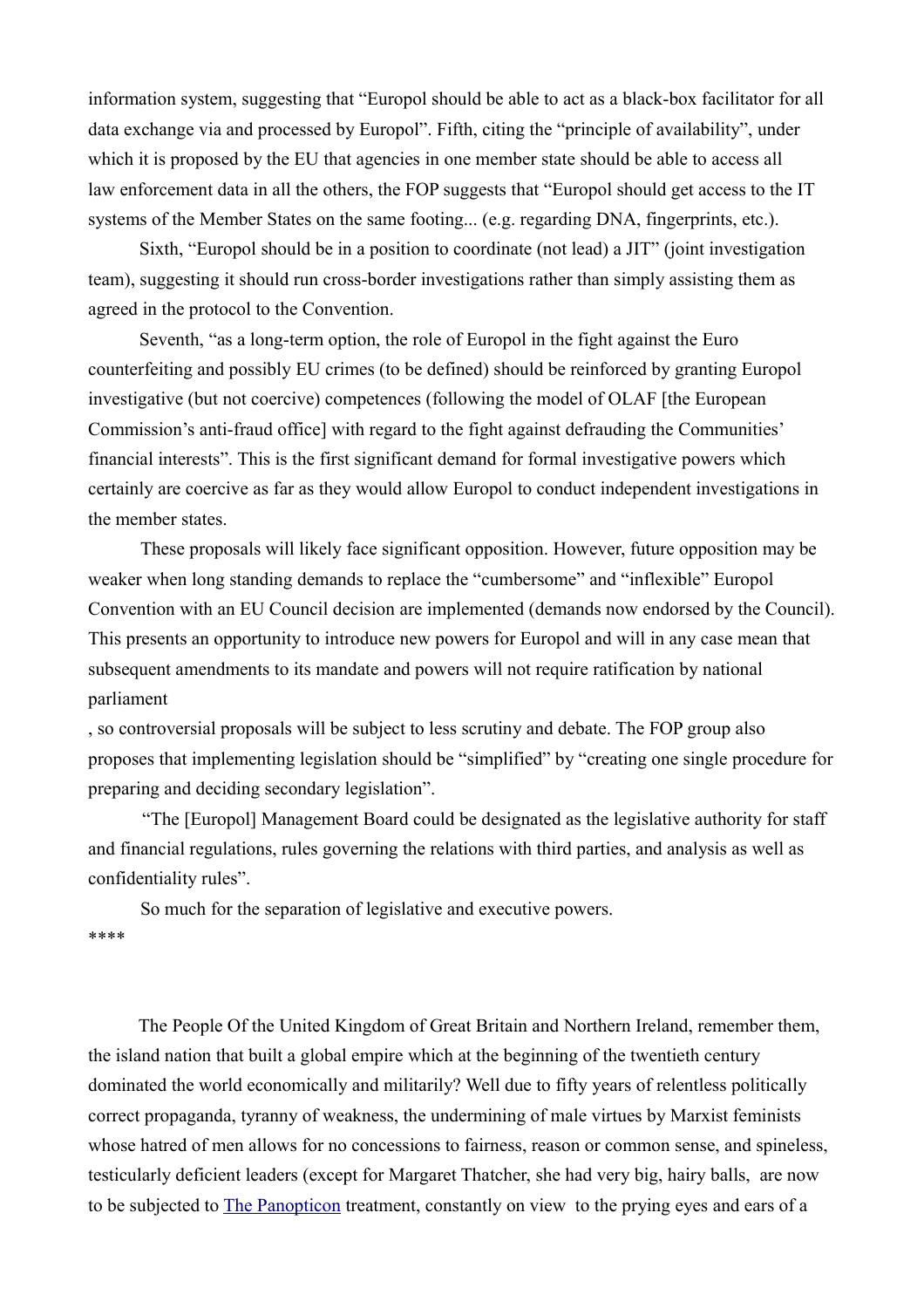information system, suggesting that "Europol should be able to act as a black-box facilitator for all data exchange via and processed by Europol". Fifth, citing the "principle of availability", under which it is proposed by the EU that agencies in one member state should be able to access all law enforcement data in all the others, the FOP suggests that "Europol should get access to the IT systems of the Member States on the same footing... (e.g. regarding DNA, fingerprints, etc.).

Sixth, "Europol should be in a position to coordinate (not lead) a JIT" (joint investigation team), suggesting it should run cross-border investigations rather than simply assisting them as agreed in the protocol to the Convention.

Seventh, "as a long-term option, the role of Europol in the fight against the Euro counterfeiting and possibly EU crimes (to be defined) should be reinforced by granting Europol investigative (but not coercive) competences (following the model of OLAF [the European Commission's anti-fraud office] with regard to the fight against defrauding the Communities' financial interests". This is the first significant demand for formal investigative powers which certainly are coercive as far as they would allow Europol to conduct independent investigations in the member states.

These proposals will likely face significant opposition. However, future opposition may be weaker when long standing demands to replace the "cumbersome" and "inflexible" Europol Convention with an EU Council decision are implemented (demands now endorsed by the Council). This presents an opportunity to introduce new powers for Europol and will in any case mean that subsequent amendments to its mandate and powers will not require ratification by national parliament

, so controversial proposals will be subject to less scrutiny and debate. The FOP group also proposes that implementing legislation should be "simplified" by "creating one single procedure for preparing and deciding secondary legislation".

"The [Europol] Management Board could be designated as the legislative authority for staff and financial regulations, rules governing the relations with third parties, and analysis as well as confidentiality rules".

So much for the separation of legislative and executive powers.

****

The People Of the United Kingdom of Great Britain and Northern Ireland, remember them, the island nation that built a global empire which at the beginning of the twentieth century dominated the world economically and militarily? Well due to fifty years of relentless politically correct propaganda, tyranny of weakness, the undermining of male virtues by Marxist feminists whose hatred of men allows for no concessions to fairness, reason or common sense, and spineless, testicularly deficient leaders (except for Margaret Thatcher, she had very big, hairy balls, are now to be subjected to The Panopticon treatment, constantly on view to the prying eyes and ears of a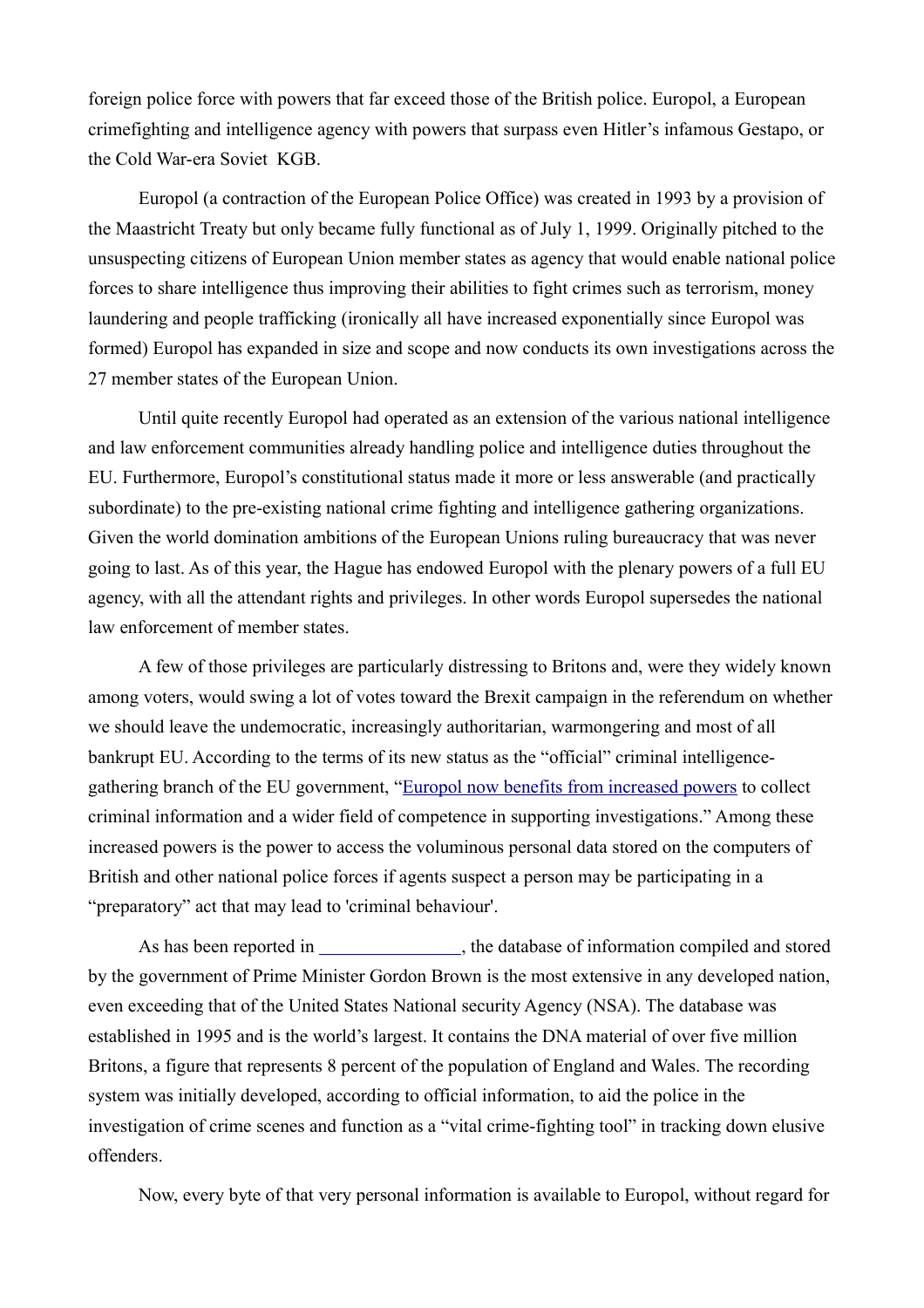foreign police force with powers that far exceed those of the British police. Europol, a European crimefighting and intelligence agency with powers that surpass even Hitler's infamous Gestapo, or the Cold War-era Soviet KGB.

Europol (a contraction of the European Police Office) was created in 1993 by a provision of the Maastricht Treaty but only became fully functional as of July 1, 1999. Originally pitched to the unsuspecting citizens of European Union member states as agency that would enable national police forces to share intelligence thus improving their abilities to fight crimes such as terrorism, money laundering and people trafficking (ironically all have increased exponentially since Europol was formed) Europol has expanded in size and scope and now conducts its own investigations across the 27 member states of the European Union.

Until quite recently Europol had operated as an extension of the various national intelligence and law enforcement communities already handling police and intelligence duties throughout the EU. Furthermore, Europol's constitutional status made it more or less answerable (and practically subordinate) to the pre-existing national crime fighting and intelligence gathering organizations. Given the world domination ambitions of the European Unions ruling bureaucracy that was never going to last. As of this year, the Hague has endowed Europol with the plenary powers of a full EU agency, with all the attendant rights and privileges. In other words Europol supersedes the national law enforcement of member states.

A few of those privileges are particularly distressing to Britons and, were they widely known among voters, would swing a lot of votes toward the Brexit campaign in the referendum on whether we should leave the undemocratic, increasingly authoritarian, warmongering and most of all bankrupt EU. According to the terms of its new status as the "official" criminal intelligence-gathering branch of the EU government, "Europol now benefits from increased powers to collect criminal information and a wider field of competence in supporting investigations." Among these increased powers is the power to access the voluminous personal data stored on the computers of British and other national police forces if agents suspect a person may be participating in a "preparatory" act that may lead to 'criminal behaviour'.

As has been reported in _______________, the database of information compiled and stored by the government of Prime Minister Gordon Brown is the most extensive in any developed nation, even exceeding that of the United States National security Agency (NSA). The database was established in 1995 and is the world's largest. It contains the DNA material of over five million Britons, a figure that represents 8 percent of the population of England and Wales. The recording system was initially developed, according to official information, to aid the police in the investigation of crime scenes and function as a "vital crime-fighting tool" in tracking down elusive offenders.

Now, every byte of that very personal information is available to Europol, without regard for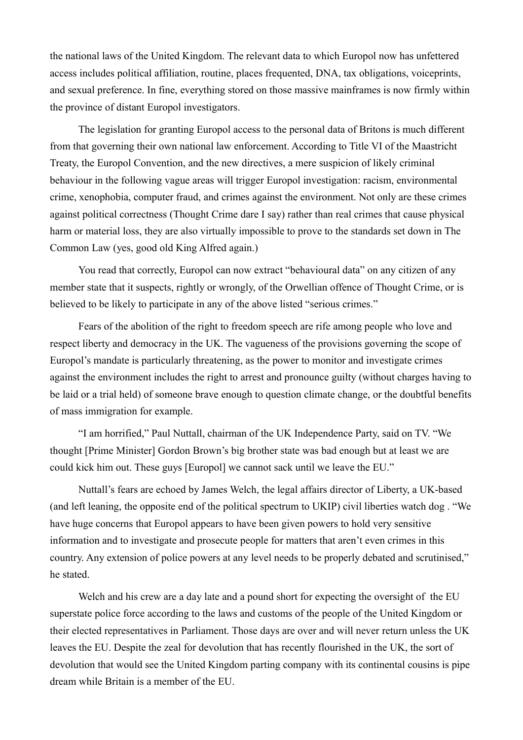the national laws of the United Kingdom. The relevant data to which Europol now has unfettered access includes political affiliation, routine, places frequented, DNA, tax obligations, voiceprints, and sexual preference. In fine, everything stored on those massive mainframes is now firmly within the province of distant Europol investigators.

The legislation for granting Europol access to the personal data of Britons is much different from that governing their own national law enforcement. According to Title VI of the Maastricht Treaty, the Europol Convention, and the new directives, a mere suspicion of likely criminal behaviour in the following vague areas will trigger Europol investigation: racism, environmental crime, xenophobia, computer fraud, and crimes against the environment. Not only are these crimes against political correctness (Thought Crime dare I say) rather than real crimes that cause physical harm or material loss, they are also virtually impossible to prove to the standards set down in The Common Law (yes, good old King Alfred again.)

You read that correctly, Europol can now extract "behavioural data" on any citizen of any member state that it suspects, rightly or wrongly, of the Orwellian offence of Thought Crime, or is believed to be likely to participate in any of the above listed "serious crimes."

Fears of the abolition of the right to freedom speech are rife among people who love and respect liberty and democracy in the UK. The vagueness of the provisions governing the scope of Europol's mandate is particularly threatening, as the power to monitor and investigate crimes against the environment includes the right to arrest and pronounce guilty (without charges having to be laid or a trial held) of someone brave enough to question climate change, or the doubtful benefits of mass immigration for example.

"I am horrified," Paul Nuttall, chairman of the UK Independence Party, said on TV. "We thought [Prime Minister] Gordon Brown's big brother state was bad enough but at least we are could kick him out. These guys [Europol] we cannot sack until we leave the EU."

Nuttall's fears are echoed by James Welch, the legal affairs director of Liberty, a UK-based (and left leaning, the opposite end of the political spectrum to UKIP) civil liberties watch dog . "We have huge concerns that Europol appears to have been given powers to hold very sensitive information and to investigate and prosecute people for matters that aren't even crimes in this country. Any extension of police powers at any level needs to be properly debated and scrutinised," he stated.

Welch and his crew are a day late and a pound short for expecting the oversight of  the EU superstate police force according to the laws and customs of the people of the United Kingdom or their elected representatives in Parliament. Those days are over and will never return unless the UK leaves the EU. Despite the zeal for devolution that has recently flourished in the UK, the sort of devolution that would see the United Kingdom parting company with its continental cousins is pipe dream while Britain is a member of the EU.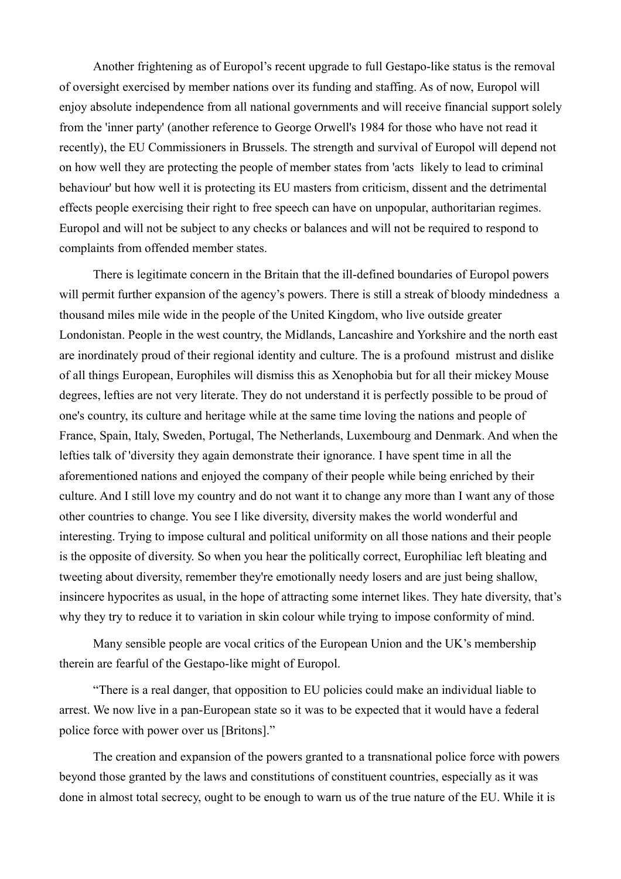Another frightening as of Europol's recent upgrade to full Gestapo-like status is the removal of oversight exercised by member nations over its funding and staffing. As of now, Europol will enjoy absolute independence from all national governments and will receive financial support solely from the 'inner party' (another reference to George Orwell's 1984 for those who have not read it recently), the EU Commissioners in Brussels. The strength and survival of Europol will depend not on how well they are protecting the people of member states from 'acts likely to lead to criminal behaviour' but how well it is protecting its EU masters from criticism, dissent and the detrimental effects people exercising their right to free speech can have on unpopular, authoritarian regimes. Europol and will not be subject to any checks or balances and will not be required to respond to complaints from offended member states.

There is legitimate concern in the Britain that the ill-defined boundaries of Europol powers will permit further expansion of the agency's powers. There is still a streak of bloody mindedness a thousand miles mile wide in the people of the United Kingdom, who live outside greater Londonistan. People in the west country, the Midlands, Lancashire and Yorkshire and the north east are inordinately proud of their regional identity and culture. The is a profound mistrust and dislike of all things European, Europhiles will dismiss this as Xenophobia but for all their mickey Mouse degrees, lefties are not very literate. They do not understand it is perfectly possible to be proud of one's country, its culture and heritage while at the same time loving the nations and people of France, Spain, Italy, Sweden, Portugal, The Netherlands, Luxembourg and Denmark. And when the lefties talk of 'diversity they again demonstrate their ignorance. I have spent time in all the aforementioned nations and enjoyed the company of their people while being enriched by their culture. And I still love my country and do not want it to change any more than I want any of those other countries to change. You see I like diversity, diversity makes the world wonderful and interesting. Trying to impose cultural and political uniformity on all those nations and their people is the opposite of diversity. So when you hear the politically correct, Europhiliac left bleating and tweeting about diversity, remember they're emotionally needy losers and are just being shallow, insincere hypocrites as usual, in the hope of attracting some internet likes. They hate diversity, that's why they try to reduce it to variation in skin colour while trying to impose conformity of mind.

Many sensible people are vocal critics of the European Union and the UK's membership therein are fearful of the Gestapo-like might of Europol.

"There is a real danger, that opposition to EU policies could make an individual liable to arrest. We now live in a pan-European state so it was to be expected that it would have a federal police force with power over us [Britons]."

The creation and expansion of the powers granted to a transnational police force with powers beyond those granted by the laws and constitutions of constituent countries, especially as it was done in almost total secrecy, ought to be enough to warn us of the true nature of the EU. While it is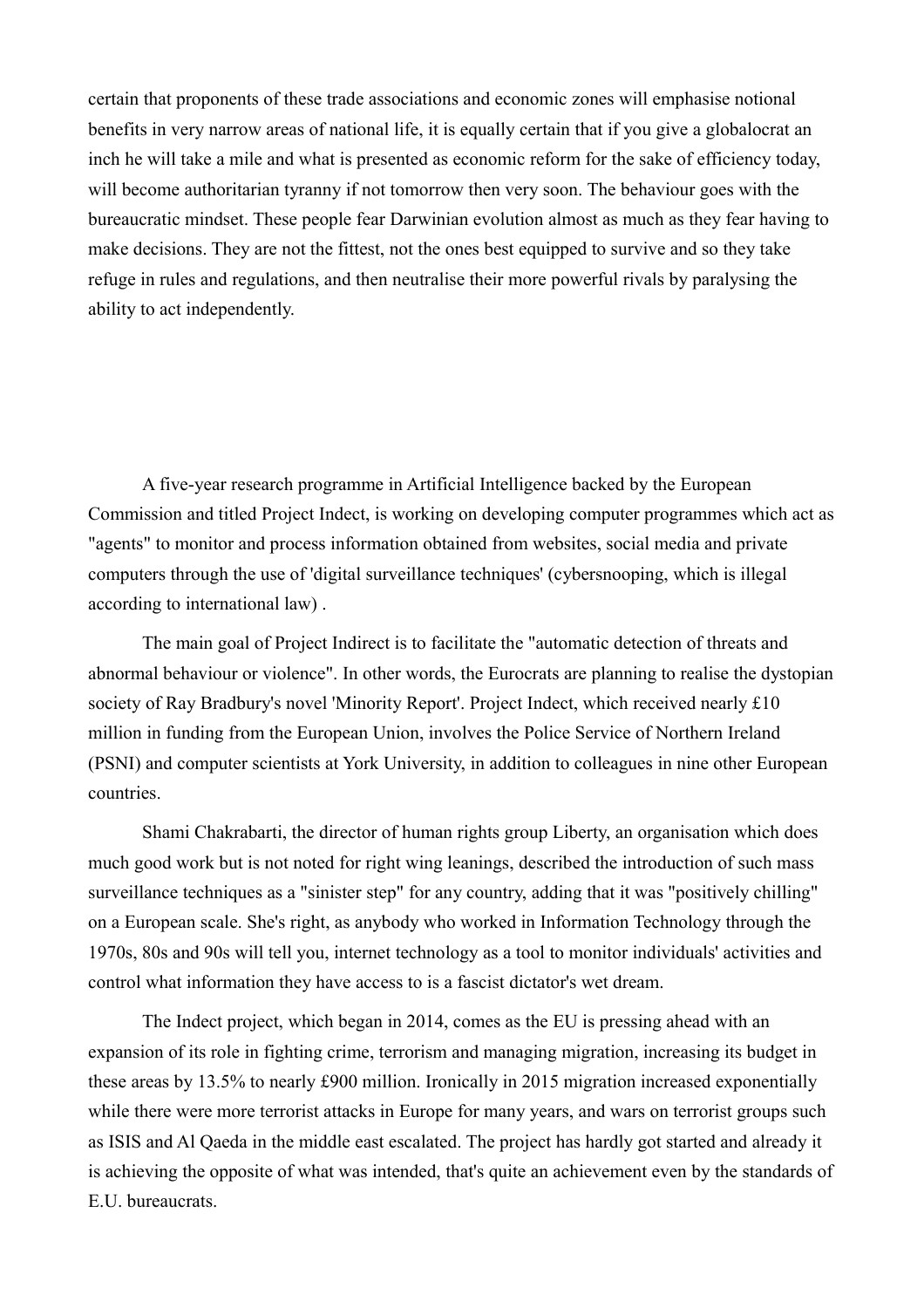certain that proponents of these trade associations and economic zones will emphasise notional benefits in very narrow areas of national life, it is equally certain that if you give a globalocrat an inch he will take a mile and what is presented as economic reform for the sake of efficiency today, will become authoritarian tyranny if not tomorrow then very soon. The behaviour goes with the bureaucratic mindset. These people fear Darwinian evolution almost as much as they fear having to make decisions. They are not the fittest, not the ones best equipped to survive and so they take refuge in rules and regulations, and then neutralise their more powerful rivals by paralysing the ability to act independently.

A five-year research programme in Artificial Intelligence backed by the European Commission and titled Project Indect, is working on developing computer programmes which act as "agents" to monitor and process information obtained from websites, social media and private computers through the use of 'digital surveillance techniques' (cybersnooping, which is illegal according to international law) .

The main goal of Project Indirect is to facilitate the "automatic detection of threats and abnormal behaviour or violence". In other words, the Eurocrats are planning to realise the dystopian society of Ray Bradbury's novel 'Minority Report'. Project Indect, which received nearly £10 million in funding from the European Union, involves the Police Service of Northern Ireland (PSNI) and computer scientists at York University, in addition to colleagues in nine other European countries.

Shami Chakrabarti, the director of human rights group Liberty, an organisation which does much good work but is not noted for right wing leanings, described the introduction of such mass surveillance techniques as a "sinister step" for any country, adding that it was "positively chilling" on a European scale. She's right, as anybody who worked in Information Technology through the 1970s, 80s and 90s will tell you, internet technology as a tool to monitor individuals' activities and control what information they have access to is a fascist dictator's wet dream.

The Indect project, which began in 2014, comes as the EU is pressing ahead with an expansion of its role in fighting crime, terrorism and managing migration, increasing its budget in these areas by 13.5% to nearly £900 million. Ironically in 2015 migration increased exponentially while there were more terrorist attacks in Europe for many years, and wars on terrorist groups such as ISIS and Al Qaeda in the middle east escalated. The project has hardly got started and already it is achieving the opposite of what was intended, that's quite an achievement even by the standards of E.U. bureaucrats.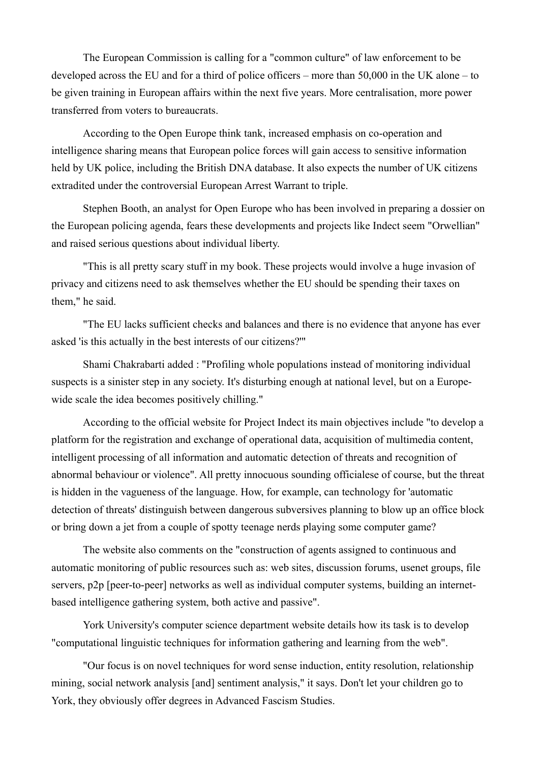The European Commission is calling for a "common culture" of law enforcement to be developed across the EU and for a third of police officers – more than 50,000 in the UK alone – to be given training in European affairs within the next five years. More centralisation, more power transferred from voters to bureaucrats.

According to the Open Europe think tank, increased emphasis on co-operation and intelligence sharing means that European police forces will gain access to sensitive information held by UK police, including the British DNA database. It also expects the number of UK citizens extradited under the controversial European Arrest Warrant to triple.

Stephen Booth, an analyst for Open Europe who has been involved in preparing a dossier on the European policing agenda, fears these developments and projects like Indect seem "Orwellian" and raised serious questions about individual liberty.

"This is all pretty scary stuff in my book. These projects would involve a huge invasion of privacy and citizens need to ask themselves whether the EU should be spending their taxes on them," he said.

"The EU lacks sufficient checks and balances and there is no evidence that anyone has ever asked 'is this actually in the best interests of our citizens?'"

Shami Chakrabarti added : "Profiling whole populations instead of monitoring individual suspects is a sinister step in any society. It's disturbing enough at national level, but on a Europe-wide scale the idea becomes positively chilling."

According to the official website for Project Indect its main objectives include "to develop a platform for the registration and exchange of operational data, acquisition of multimedia content, intelligent processing of all information and automatic detection of threats and recognition of abnormal behaviour or violence". All pretty innocuous sounding officialese of course, but the threat is hidden in the vagueness of the language. How, for example, can technology for 'automatic detection of threats' distinguish between dangerous subversives planning to blow up an office block or bring down a jet from a couple of spotty teenage nerds playing some computer game?

The website also comments on the "construction of agents assigned to continuous and automatic monitoring of public resources such as: web sites, discussion forums, usenet groups, file servers, p2p [peer-to-peer] networks as well as individual computer systems, building an internet-based intelligence gathering system, both active and passive".

York University's computer science department website details how its task is to develop "computational linguistic techniques for information gathering and learning from the web".

"Our focus is on novel techniques for word sense induction, entity resolution, relationship mining, social network analysis [and] sentiment analysis," it says. Don't let your children go to York, they obviously offer degrees in Advanced Fascism Studies.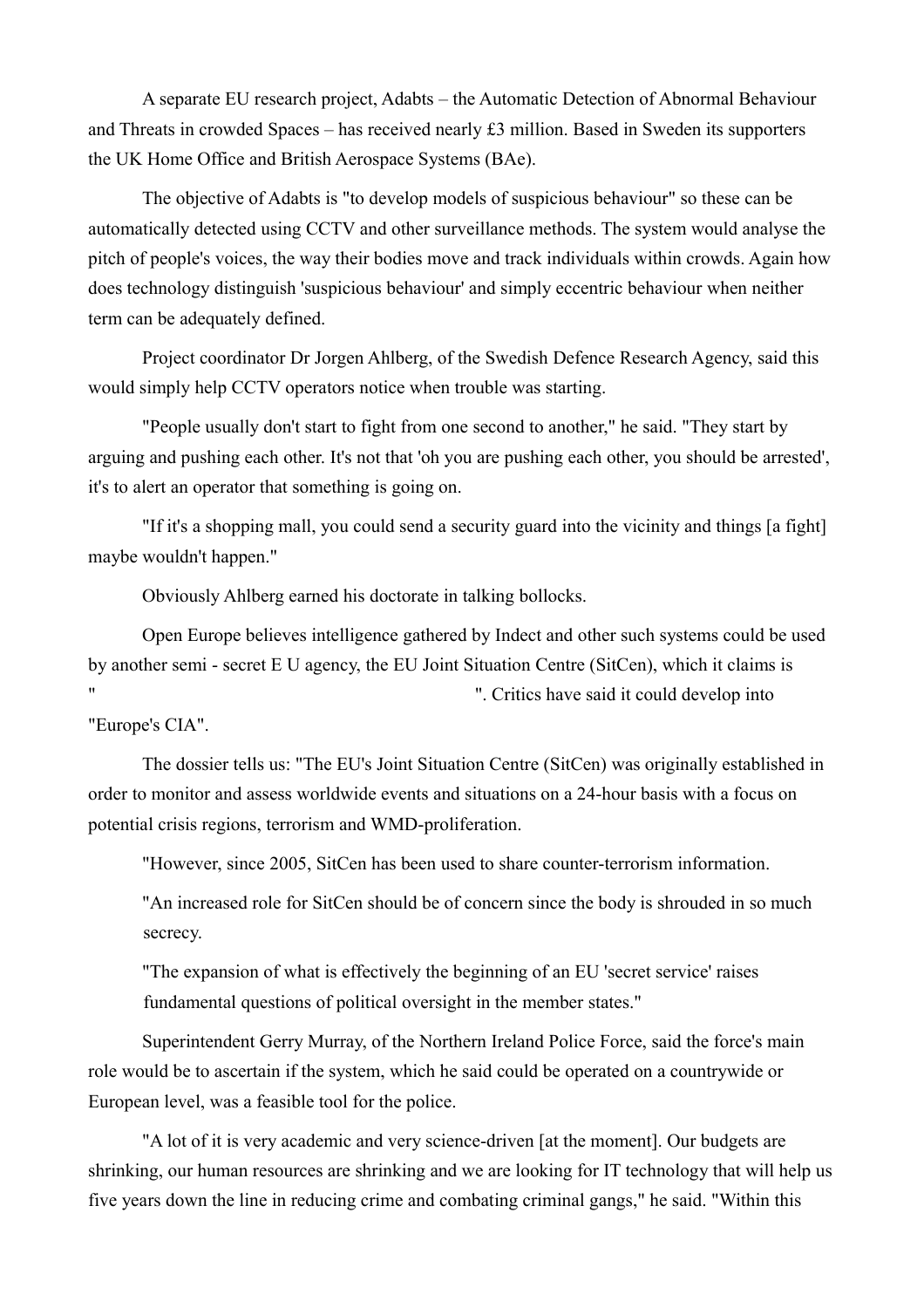A separate EU research project, Adabts – the Automatic Detection of Abnormal Behaviour and Threats in crowded Spaces – has received nearly £3 million. Based in Sweden its supporters the UK Home Office and British Aerospace Systems (BAe).

The objective of Adabts is "to develop models of suspicious behaviour" so these can be automatically detected using CCTV and other surveillance methods. The system would analyse the pitch of people's voices, the way their bodies move and track individuals within crowds. Again how does technology distinguish 'suspicious behaviour' and simply eccentric behaviour when neither term can be adequately defined.

Project coordinator Dr Jorgen Ahlberg, of the Swedish Defence Research Agency, said this would simply help CCTV operators notice when trouble was starting.

"People usually don't start to fight from one second to another," he said. "They start by arguing and pushing each other. It's not that 'oh you are pushing each other, you should be arrested', it's to alert an operator that something is going on.

"If it's a shopping mall, you could send a security guard into the vicinity and things [a fight] maybe wouldn't happen."

Obviously Ahlberg earned his doctorate in talking bollocks.

Open Europe believes intelligence gathered by Indect and other such systems could be used by another semi - secret E U agency, the EU Joint Situation Centre (SitCen), which it claims is " ". Critics have said it could develop into "Europe's CIA".

The dossier tells us: "The EU's Joint Situation Centre (SitCen) was originally established in order to monitor and assess worldwide events and situations on a 24-hour basis with a focus on potential crisis regions, terrorism and WMD-proliferation.

"However, since 2005, SitCen has been used to share counter-terrorism information.

"An increased role for SitCen should be of concern since the body is shrouded in so much secrecy.

"The expansion of what is effectively the beginning of an EU 'secret service' raises fundamental questions of political oversight in the member states."

Superintendent Gerry Murray, of the Northern Ireland Police Force, said the force's main role would be to ascertain if the system, which he said could be operated on a countrywide or European level, was a feasible tool for the police.

"A lot of it is very academic and very science-driven [at the moment]. Our budgets are shrinking, our human resources are shrinking and we are looking for IT technology that will help us five years down the line in reducing crime and combating criminal gangs," he said. "Within this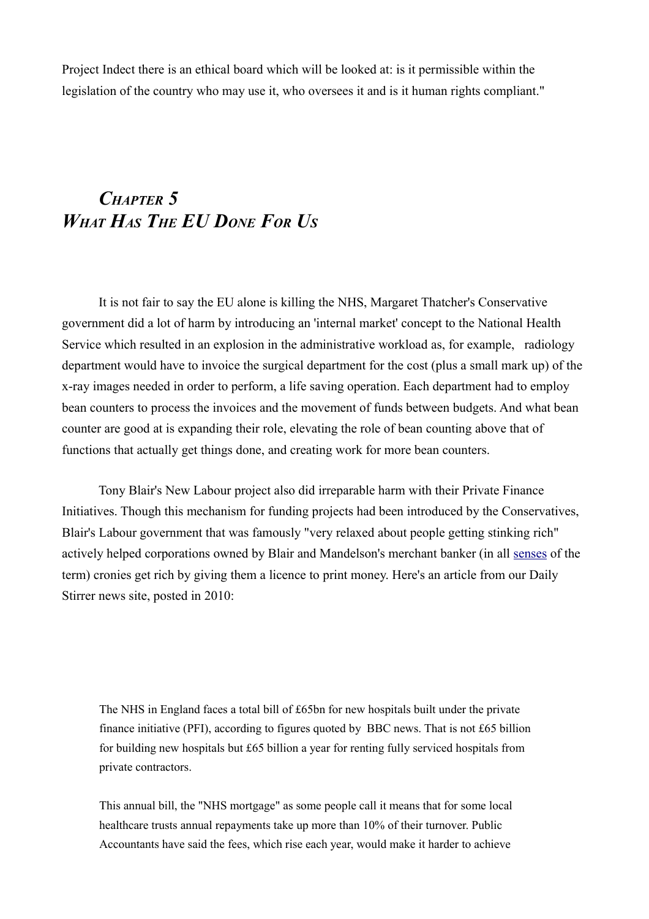Project Indect there is an ethical board which will be looked at: is it permissible within the legislation of the country who may use it, who oversees it and is it human rights compliant."

## *Chapter 5*
## *What Has The EU Done For Us*

It is not fair to say the EU alone is killing the NHS, Margaret Thatcher's Conservative government did a lot of harm by introducing an 'internal market' concept to the National Health Service which resulted in an explosion in the administrative workload as, for example, radiology department would have to invoice the surgical department for the cost (plus a small mark up) of the x-ray images needed in order to perform, a life saving operation. Each department had to employ bean counters to process the invoices and the movement of funds between budgets. And what bean counter are good at is expanding their role, elevating the role of bean counting above that of functions that actually get things done, and creating work for more bean counters.

Tony Blair's New Labour project also did irreparable harm with their Private Finance Initiatives. Though this mechanism for funding projects had been introduced by the Conservatives, Blair's Labour government that was famously "very relaxed about people getting stinking rich" actively helped corporations owned by Blair and Mandelson's merchant banker (in all senses of the term) cronies get rich by giving them a licence to print money. Here's an article from our Daily Stirrer news site, posted in 2010:

> The NHS in England faces a total bill of £65bn for new hospitals built under the private finance initiative (PFI), according to figures quoted by BBC news. That is not £65 billion for building new hospitals but £65 billion a year for renting fully serviced hospitals from private contractors.
>
> This annual bill, the "NHS mortgage" as some people call it means that for some local healthcare trusts annual repayments take up more than 10% of their turnover. Public Accountants have said the fees, which rise each year, would make it harder to achieve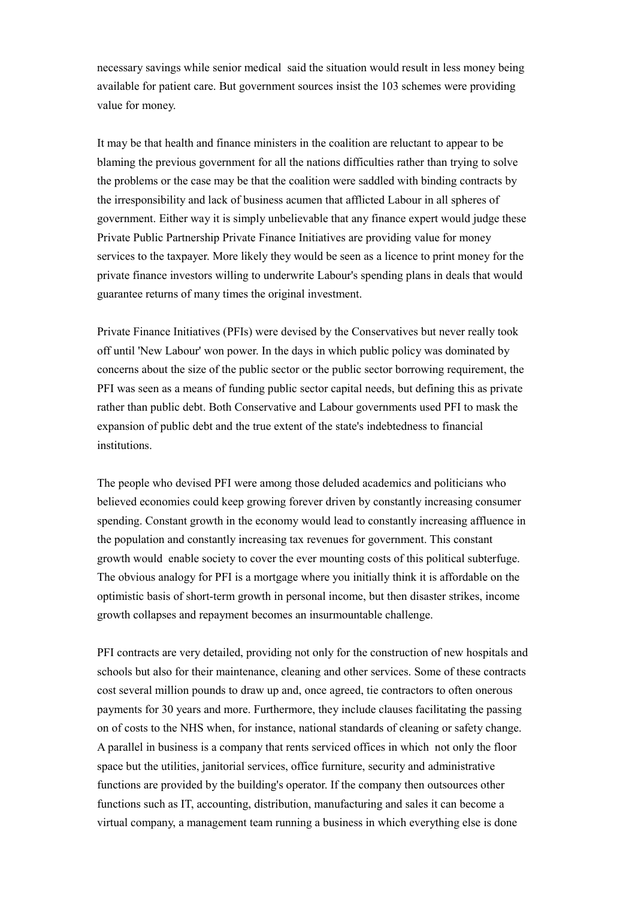necessary savings while senior medical said the situation would result in less money being available for patient care. But government sources insist the 103 schemes were providing value for money.

It may be that health and finance ministers in the coalition are reluctant to appear to be blaming the previous government for all the nations difficulties rather than trying to solve the problems or the case may be that the coalition were saddled with binding contracts by the irresponsibility and lack of business acumen that afflicted Labour in all spheres of government. Either way it is simply unbelievable that any finance expert would judge these Private Public Partnership Private Finance Initiatives are providing value for money services to the taxpayer. More likely they would be seen as a licence to print money for the private finance investors willing to underwrite Labour's spending plans in deals that would guarantee returns of many times the original investment.

Private Finance Initiatives (PFIs) were devised by the Conservatives but never really took off until 'New Labour' won power. In the days in which public policy was dominated by concerns about the size of the public sector or the public sector borrowing requirement, the PFI was seen as a means of funding public sector capital needs, but defining this as private rather than public debt. Both Conservative and Labour governments used PFI to mask the expansion of public debt and the true extent of the state's indebtedness to financial institutions.

The people who devised PFI were among those deluded academics and politicians who believed economies could keep growing forever driven by constantly increasing consumer spending. Constant growth in the economy would lead to constantly increasing affluence in the population and constantly increasing tax revenues for government. This constant growth would enable society to cover the ever mounting costs of this political subterfuge. The obvious analogy for PFI is a mortgage where you initially think it is affordable on the optimistic basis of short-term growth in personal income, but then disaster strikes, income growth collapses and repayment becomes an insurmountable challenge.

PFI contracts are very detailed, providing not only for the construction of new hospitals and schools but also for their maintenance, cleaning and other services. Some of these contracts cost several million pounds to draw up and, once agreed, tie contractors to often onerous payments for 30 years and more. Furthermore, they include clauses facilitating the passing on of costs to the NHS when, for instance, national standards of cleaning or safety change. A parallel in business is a company that rents serviced offices in which not only the floor space but the utilities, janitorial services, office furniture, security and administrative functions are provided by the building's operator. If the company then outsources other functions such as IT, accounting, distribution, manufacturing and sales it can become a virtual company, a management team running a business in which everything else is done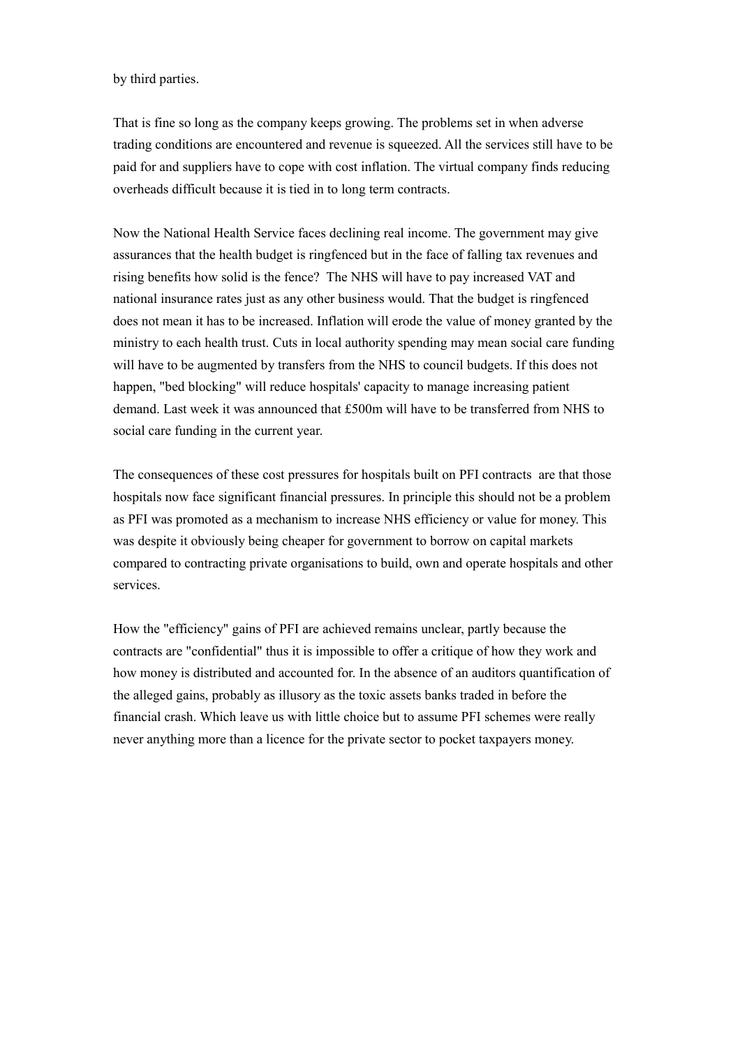by third parties.

That is fine so long as the company keeps growing. The problems set in when adverse trading conditions are encountered and revenue is squeezed. All the services still have to be paid for and suppliers have to cope with cost inflation. The virtual company finds reducing overheads difficult because it is tied in to long term contracts.

Now the National Health Service faces declining real income. The government may give assurances that the health budget is ringfenced but in the face of falling tax revenues and rising benefits how solid is the fence? The NHS will have to pay increased VAT and national insurance rates just as any other business would. That the budget is ringfenced does not mean it has to be increased. Inflation will erode the value of money granted by the ministry to each health trust. Cuts in local authority spending may mean social care funding will have to be augmented by transfers from the NHS to council budgets. If this does not happen, "bed blocking" will reduce hospitals' capacity to manage increasing patient demand. Last week it was announced that £500m will have to be transferred from NHS to social care funding in the current year.

The consequences of these cost pressures for hospitals built on PFI contracts are that those hospitals now face significant financial pressures. In principle this should not be a problem as PFI was promoted as a mechanism to increase NHS efficiency or value for money. This was despite it obviously being cheaper for government to borrow on capital markets compared to contracting private organisations to build, own and operate hospitals and other services.

How the "efficiency" gains of PFI are achieved remains unclear, partly because the contracts are "confidential" thus it is impossible to offer a critique of how they work and how money is distributed and accounted for. In the absence of an auditors quantification of the alleged gains, probably as illusory as the toxic assets banks traded in before the financial crash. Which leave us with little choice but to assume PFI schemes were really never anything more than a licence for the private sector to pocket taxpayers money.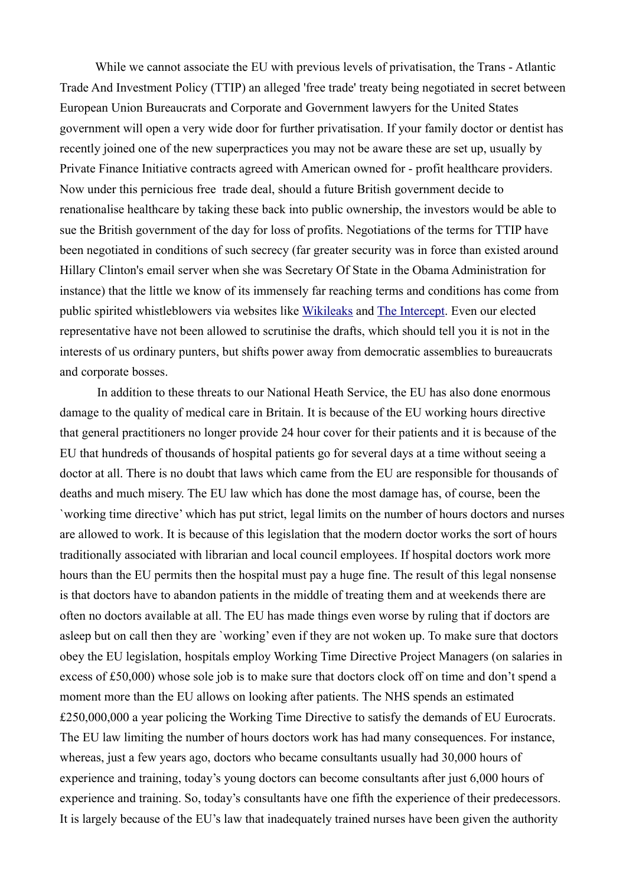While we cannot associate the EU with previous levels of privatisation, the Trans - Atlantic Trade And Investment Policy (TTIP) an alleged 'free trade' treaty being negotiated in secret between European Union Bureaucrats and Corporate and Government lawyers for the United States government will open a very wide door for further privatisation. If your family doctor or dentist has recently joined one of the new superpractices you may not be aware these are set up, usually by Private Finance Initiative contracts agreed with American owned for - profit healthcare providers. Now under this pernicious free trade deal, should a future British government decide to renationalise healthcare by taking these back into public ownership, the investors would be able to sue the British government of the day for loss of profits. Negotiations of the terms for TTIP have been negotiated in conditions of such secrecy (far greater security was in force than existed around Hillary Clinton's email server when she was Secretary Of State in the Obama Administration for instance) that the little we know of its immensely far reaching terms and conditions has come from public spirited whistleblowers via websites like Wikileaks and The Intercept. Even our elected representative have not been allowed to scrutinise the drafts, which should tell you it is not in the interests of us ordinary punters, but shifts power away from democratic assemblies to bureaucrats and corporate bosses.

In addition to these threats to our National Heath Service, the EU has also done enormous damage to the quality of medical care in Britain. It is because of the EU working hours directive that general practitioners no longer provide 24 hour cover for their patients and it is because of the EU that hundreds of thousands of hospital patients go for several days at a time without seeing a doctor at all. There is no doubt that laws which came from the EU are responsible for thousands of deaths and much misery. The EU law which has done the most damage has, of course, been the `working time directive' which has put strict, legal limits on the number of hours doctors and nurses are allowed to work. It is because of this legislation that the modern doctor works the sort of hours traditionally associated with librarian and local council employees. If hospital doctors work more hours than the EU permits then the hospital must pay a huge fine. The result of this legal nonsense is that doctors have to abandon patients in the middle of treating them and at weekends there are often no doctors available at all. The EU has made things even worse by ruling that if doctors are asleep but on call then they are `working' even if they are not woken up. To make sure that doctors obey the EU legislation, hospitals employ Working Time Directive Project Managers (on salaries in excess of £50,000) whose sole job is to make sure that doctors clock off on time and don't spend a moment more than the EU allows on looking after patients. The NHS spends an estimated £250,000,000 a year policing the Working Time Directive to satisfy the demands of EU Eurocrats. The EU law limiting the number of hours doctors work has had many consequences. For instance, whereas, just a few years ago, doctors who became consultants usually had 30,000 hours of experience and training, today's young doctors can become consultants after just 6,000 hours of experience and training. So, today's consultants have one fifth the experience of their predecessors. It is largely because of the EU's law that inadequately trained nurses have been given the authority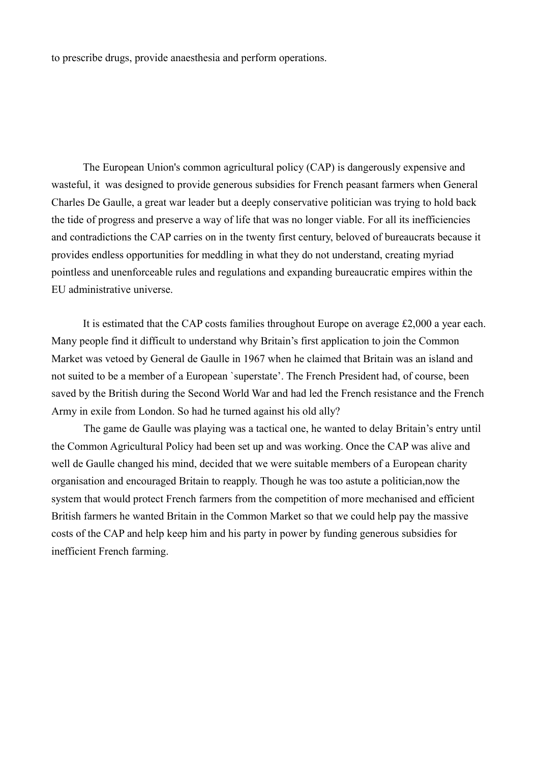to prescribe drugs, provide anaesthesia and perform operations.

The European Union's common agricultural policy (CAP) is dangerously expensive and wasteful, it  was designed to provide generous subsidies for French peasant farmers when General Charles De Gaulle, a great war leader but a deeply conservative politician was trying to hold back the tide of progress and preserve a way of life that was no longer viable. For all its inefficiencies and contradictions the CAP carries on in the twenty first century, beloved of bureaucrats because it provides endless opportunities for meddling in what they do not understand, creating myriad pointless and unenforceable rules and regulations and expanding bureaucratic empires within the EU administrative universe.

It is estimated that the CAP costs families throughout Europe on average £2,000 a year each. Many people find it difficult to understand why Britain's first application to join the Common Market was vetoed by General de Gaulle in 1967 when he claimed that Britain was an island and not suited to be a member of a European `superstate'. The French President had, of course, been saved by the British during the Second World War and had led the French resistance and the French Army in exile from London. So had he turned against his old ally?

The game de Gaulle was playing was a tactical one, he wanted to delay Britain's entry until the Common Agricultural Policy had been set up and was working. Once the CAP was alive and well de Gaulle changed his mind, decided that we were suitable members of a European charity organisation and encouraged Britain to reapply. Though he was too astute a politician,now the system that would protect French farmers from the competition of more mechanised and efficient British farmers he wanted Britain in the Common Market so that we could help pay the massive costs of the CAP and help keep him and his party in power by funding generous subsidies for inefficient French farming.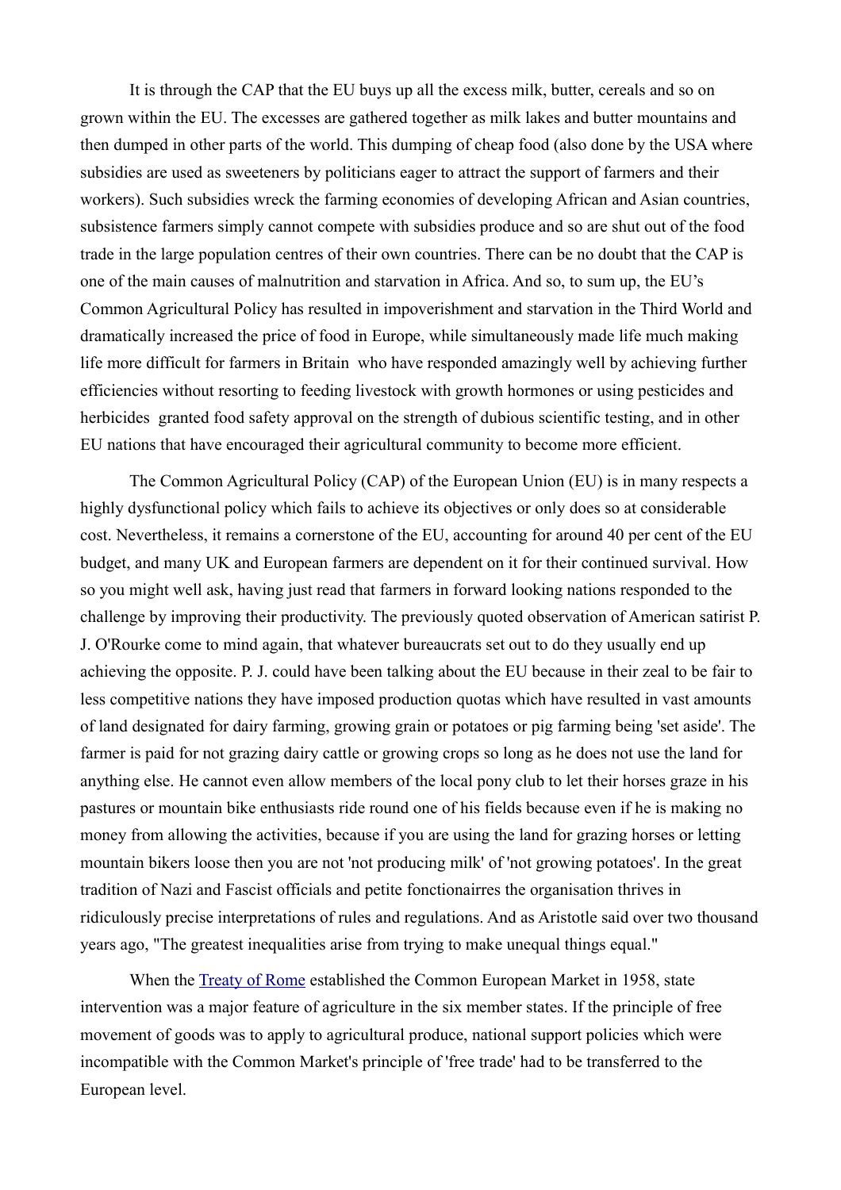It is through the CAP that the EU buys up all the excess milk, butter, cereals and so on grown within the EU. The excesses are gathered together as milk lakes and butter mountains and then dumped in other parts of the world. This dumping of cheap food (also done by the USA where subsidies are used as sweeteners by politicians eager to attract the support of farmers and their workers). Such subsidies wreck the farming economies of developing African and Asian countries, subsistence farmers simply cannot compete with subsidies produce and so are shut out of the food trade in the large population centres of their own countries. There can be no doubt that the CAP is one of the main causes of malnutrition and starvation in Africa. And so, to sum up, the EU's Common Agricultural Policy has resulted in impoverishment and starvation in the Third World and dramatically increased the price of food in Europe, while simultaneously made life much making life more difficult for farmers in Britain who have responded amazingly well by achieving further efficiencies without resorting to feeding livestock with growth hormones or using pesticides and herbicides granted food safety approval on the strength of dubious scientific testing, and in other EU nations that have encouraged their agricultural community to become more efficient.

The Common Agricultural Policy (CAP) of the European Union (EU) is in many respects a highly dysfunctional policy which fails to achieve its objectives or only does so at considerable cost. Nevertheless, it remains a cornerstone of the EU, accounting for around 40 per cent of the EU budget, and many UK and European farmers are dependent on it for their continued survival. How so you might well ask, having just read that farmers in forward looking nations responded to the challenge by improving their productivity. The previously quoted observation of American satirist P. J. O'Rourke come to mind again, that whatever bureaucrats set out to do they usually end up achieving the opposite. P. J. could have been talking about the EU because in their zeal to be fair to less competitive nations they have imposed production quotas which have resulted in vast amounts of land designated for dairy farming, growing grain or potatoes or pig farming being 'set aside'. The farmer is paid for not grazing dairy cattle or growing crops so long as he does not use the land for anything else. He cannot even allow members of the local pony club to let their horses graze in his pastures or mountain bike enthusiasts ride round one of his fields because even if he is making no money from allowing the activities, because if you are using the land for grazing horses or letting mountain bikers loose then you are not 'not producing milk' of 'not growing potatoes'. In the great tradition of Nazi and Fascist officials and petite fonctionairres the organisation thrives in ridiculously precise interpretations of rules and regulations. And as Aristotle said over two thousand years ago, "The greatest inequalities arise from trying to make unequal things equal."

When the [Treaty of Rome] established the Common European Market in 1958, state intervention was a major feature of agriculture in the six member states. If the principle of free movement of goods was to apply to agricultural produce, national support policies which were incompatible with the Common Market's principle of 'free trade' had to be transferred to the European level.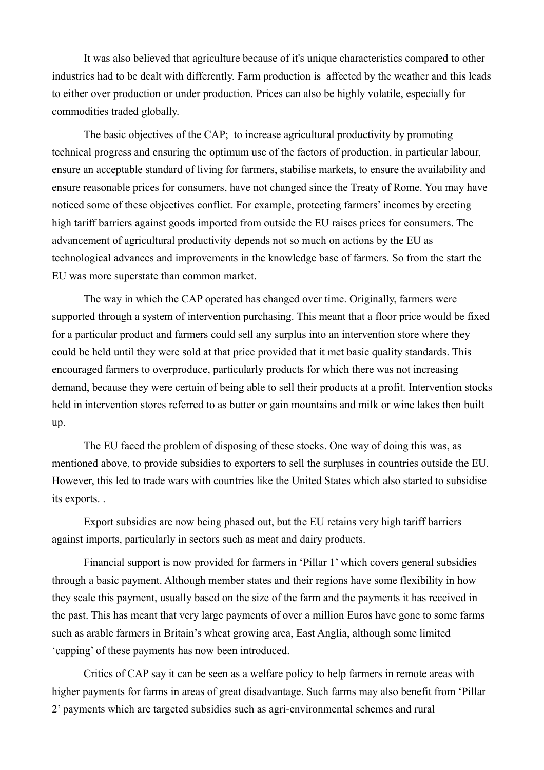It was also believed that agriculture because of it's unique characteristics compared to other industries had to be dealt with differently. Farm production is affected by the weather and this leads to either over production or under production. Prices can also be highly volatile, especially for commodities traded globally.

The basic objectives of the CAP; to increase agricultural productivity by promoting technical progress and ensuring the optimum use of the factors of production, in particular labour, ensure an acceptable standard of living for farmers, stabilise markets, to ensure the availability and ensure reasonable prices for consumers, have not changed since the Treaty of Rome. You may have noticed some of these objectives conflict. For example, protecting farmers' incomes by erecting high tariff barriers against goods imported from outside the EU raises prices for consumers. The advancement of agricultural productivity depends not so much on actions by the EU as technological advances and improvements in the knowledge base of farmers. So from the start the EU was more superstate than common market.

The way in which the CAP operated has changed over time. Originally, farmers were supported through a system of intervention purchasing. This meant that a floor price would be fixed for a particular product and farmers could sell any surplus into an intervention store where they could be held until they were sold at that price provided that it met basic quality standards. This encouraged farmers to overproduce, particularly products for which there was not increasing demand, because they were certain of being able to sell their products at a profit. Intervention stocks held in intervention stores referred to as butter or gain mountains and milk or wine lakes then built up.

The EU faced the problem of disposing of these stocks. One way of doing this was, as mentioned above, to provide subsidies to exporters to sell the surpluses in countries outside the EU. However, this led to trade wars with countries like the United States which also started to subsidise its exports. .

Export subsidies are now being phased out, but the EU retains very high tariff barriers against imports, particularly in sectors such as meat and dairy products.

Financial support is now provided for farmers in 'Pillar 1' which covers general subsidies through a basic payment. Although member states and their regions have some flexibility in how they scale this payment, usually based on the size of the farm and the payments it has received in the past. This has meant that very large payments of over a million Euros have gone to some farms such as arable farmers in Britain's wheat growing area, East Anglia, although some limited 'capping' of these payments has now been introduced.

Critics of CAP say it can be seen as a welfare policy to help farmers in remote areas with higher payments for farms in areas of great disadvantage. Such farms may also benefit from 'Pillar 2' payments which are targeted subsidies such as agri-environmental schemes and rural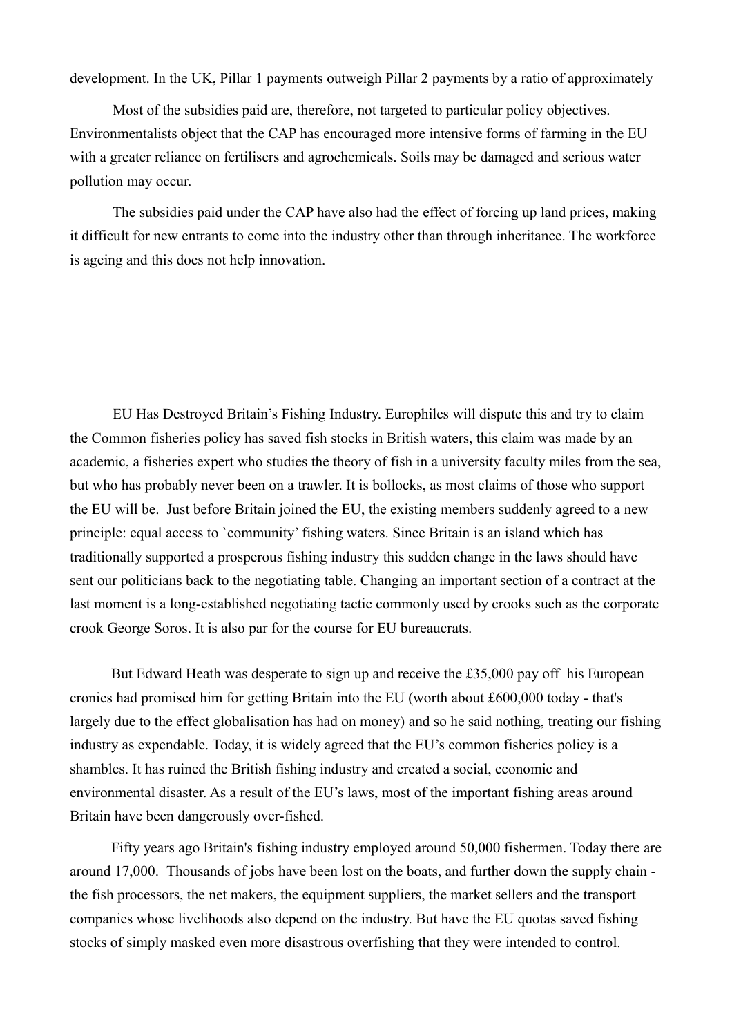development. In the UK, Pillar 1 payments outweigh Pillar 2 payments by a ratio of approximately

Most of the subsidies paid are, therefore, not targeted to particular policy objectives. Environmentalists object that the CAP has encouraged more intensive forms of farming in the EU with a greater reliance on fertilisers and agrochemicals. Soils may be damaged and serious water pollution may occur.

The subsidies paid under the CAP have also had the effect of forcing up land prices, making it difficult for new entrants to come into the industry other than through inheritance. The workforce is ageing and this does not help innovation.

EU Has Destroyed Britain's Fishing Industry. Europhiles will dispute this and try to claim the Common fisheries policy has saved fish stocks in British waters, this claim was made by an academic, a fisheries expert who studies the theory of fish in a university faculty miles from the sea, but who has probably never been on a trawler. It is bollocks, as most claims of those who support the EU will be. Just before Britain joined the EU, the existing members suddenly agreed to a new principle: equal access to `community' fishing waters. Since Britain is an island which has traditionally supported a prosperous fishing industry this sudden change in the laws should have sent our politicians back to the negotiating table. Changing an important section of a contract at the last moment is a long-established negotiating tactic commonly used by crooks such as the corporate crook George Soros. It is also par for the course for EU bureaucrats.

But Edward Heath was desperate to sign up and receive the £35,000 pay off his European cronies had promised him for getting Britain into the EU (worth about £600,000 today - that's largely due to the effect globalisation has had on money) and so he said nothing, treating our fishing industry as expendable. Today, it is widely agreed that the EU's common fisheries policy is a shambles. It has ruined the British fishing industry and created a social, economic and environmental disaster. As a result of the EU's laws, most of the important fishing areas around Britain have been dangerously over-fished.

Fifty years ago Britain's fishing industry employed around 50,000 fishermen. Today there are around 17,000. Thousands of jobs have been lost on the boats, and further down the supply chain - the fish processors, the net makers, the equipment suppliers, the market sellers and the transport companies whose livelihoods also depend on the industry. But have the EU quotas saved fishing stocks of simply masked even more disastrous overfishing that they were intended to control.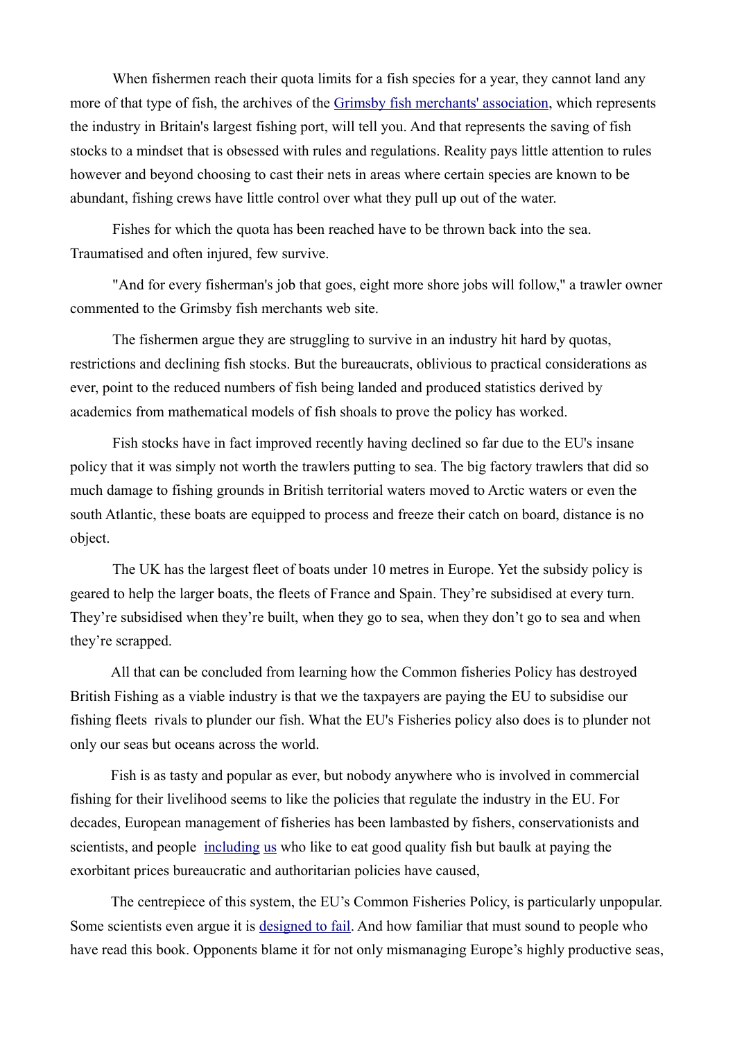When fishermen reach their quota limits for a fish species for a year, they cannot land any more of that type of fish, the archives of the Grimsby fish merchants' association, which represents the industry in Britain's largest fishing port, will tell you. And that represents the saving of fish stocks to a mindset that is obsessed with rules and regulations. Reality pays little attention to rules however and beyond choosing to cast their nets in areas where certain species are known to be abundant, fishing crews have little control over what they pull up out of the water.

Fishes for which the quota has been reached have to be thrown back into the sea. Traumatised and often injured, few survive.

"And for every fisherman's job that goes, eight more shore jobs will follow," a trawler owner commented to the Grimsby fish merchants web site.

The fishermen argue they are struggling to survive in an industry hit hard by quotas, restrictions and declining fish stocks. But the bureaucrats, oblivious to practical considerations as ever, point to the reduced numbers of fish being landed and produced statistics derived by academics from mathematical models of fish shoals to prove the policy has worked.

Fish stocks have in fact improved recently having declined so far due to the EU's insane policy that it was simply not worth the trawlers putting to sea. The big factory trawlers that did so much damage to fishing grounds in British territorial waters moved to Arctic waters or even the south Atlantic, these boats are equipped to process and freeze their catch on board, distance is no object.

The UK has the largest fleet of boats under 10 metres in Europe. Yet the subsidy policy is geared to help the larger boats, the fleets of France and Spain. They're subsidised at every turn. They're subsidised when they're built, when they go to sea, when they don't go to sea and when they're scrapped.

All that can be concluded from learning how the Common fisheries Policy has destroyed British Fishing as a viable industry is that we the taxpayers are paying the EU to subsidise our fishing fleets rivals to plunder our fish. What the EU's Fisheries policy also does is to plunder not only our seas but oceans across the world.

Fish is as tasty and popular as ever, but nobody anywhere who is involved in commercial fishing for their livelihood seems to like the policies that regulate the industry in the EU. For decades, European management of fisheries has been lambasted by fishers, conservationists and scientists, and people including us who like to eat good quality fish but baulk at paying the exorbitant prices bureaucratic and authoritarian policies have caused,

The centrepiece of this system, the EU's Common Fisheries Policy, is particularly unpopular. Some scientists even argue it is designed to fail. And how familiar that must sound to people who have read this book. Opponents blame it for not only mismanaging Europe's highly productive seas,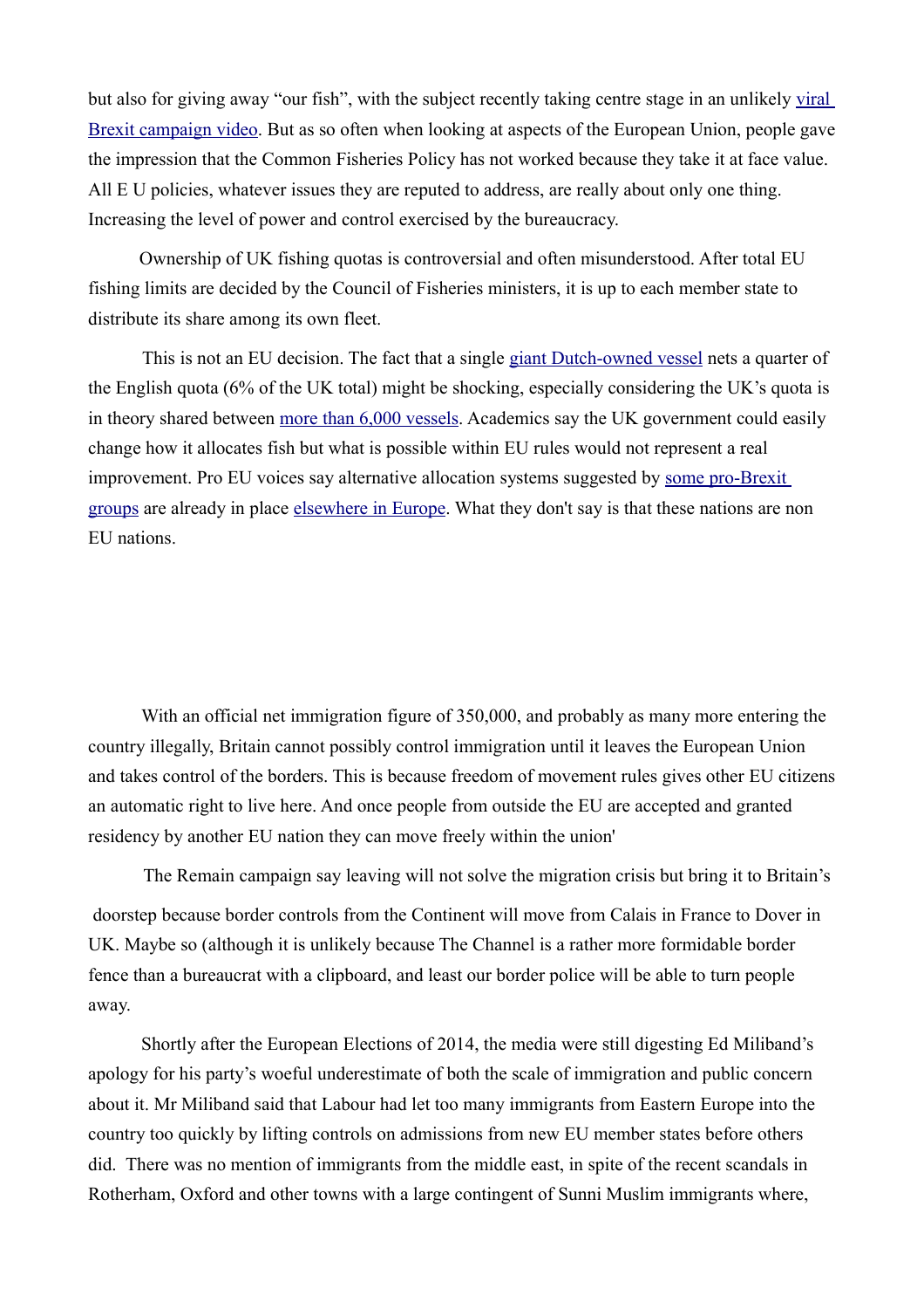but also for giving away "our fish", with the subject recently taking centre stage in an unlikely viral Brexit campaign video. But as so often when looking at aspects of the European Union, people gave the impression that the Common Fisheries Policy has not worked because they take it at face value. All E U policies, whatever issues they are reputed to address, are really about only one thing. Increasing the level of power and control exercised by the bureaucracy.

Ownership of UK fishing quotas is controversial and often misunderstood. After total EU fishing limits are decided by the Council of Fisheries ministers, it is up to each member state to distribute its share among its own fleet.

This is not an EU decision. The fact that a single giant Dutch-owned vessel nets a quarter of the English quota (6% of the UK total) might be shocking, especially considering the UK's quota is in theory shared between more than 6,000 vessels. Academics say the UK government could easily change how it allocates fish but what is possible within EU rules would not represent a real improvement. Pro EU voices say alternative allocation systems suggested by some pro-Brexit groups are already in place elsewhere in Europe. What they don't say is that these nations are non EU nations.

With an official net immigration figure of 350,000, and probably as many more entering the country illegally, Britain cannot possibly control immigration until it leaves the European Union and takes control of the borders. This is because freedom of movement rules gives other EU citizens an automatic right to live here. And once people from outside the EU are accepted and granted residency by another EU nation they can move freely within the union'

The Remain campaign say leaving will not solve the migration crisis but bring it to Britain's doorstep because border controls from the Continent will move from Calais in France to Dover in UK. Maybe so (although it is unlikely because The Channel is a rather more formidable border fence than a bureaucrat with a clipboard, and least our border police will be able to turn people away.

Shortly after the European Elections of 2014, the media were still digesting Ed Miliband's apology for his party's woeful underestimate of both the scale of immigration and public concern about it. Mr Miliband said that Labour had let too many immigrants from Eastern Europe into the country too quickly by lifting controls on admissions from new EU member states before others did. There was no mention of immigrants from the middle east, in spite of the recent scandals in Rotherham, Oxford and other towns with a large contingent of Sunni Muslim immigrants where,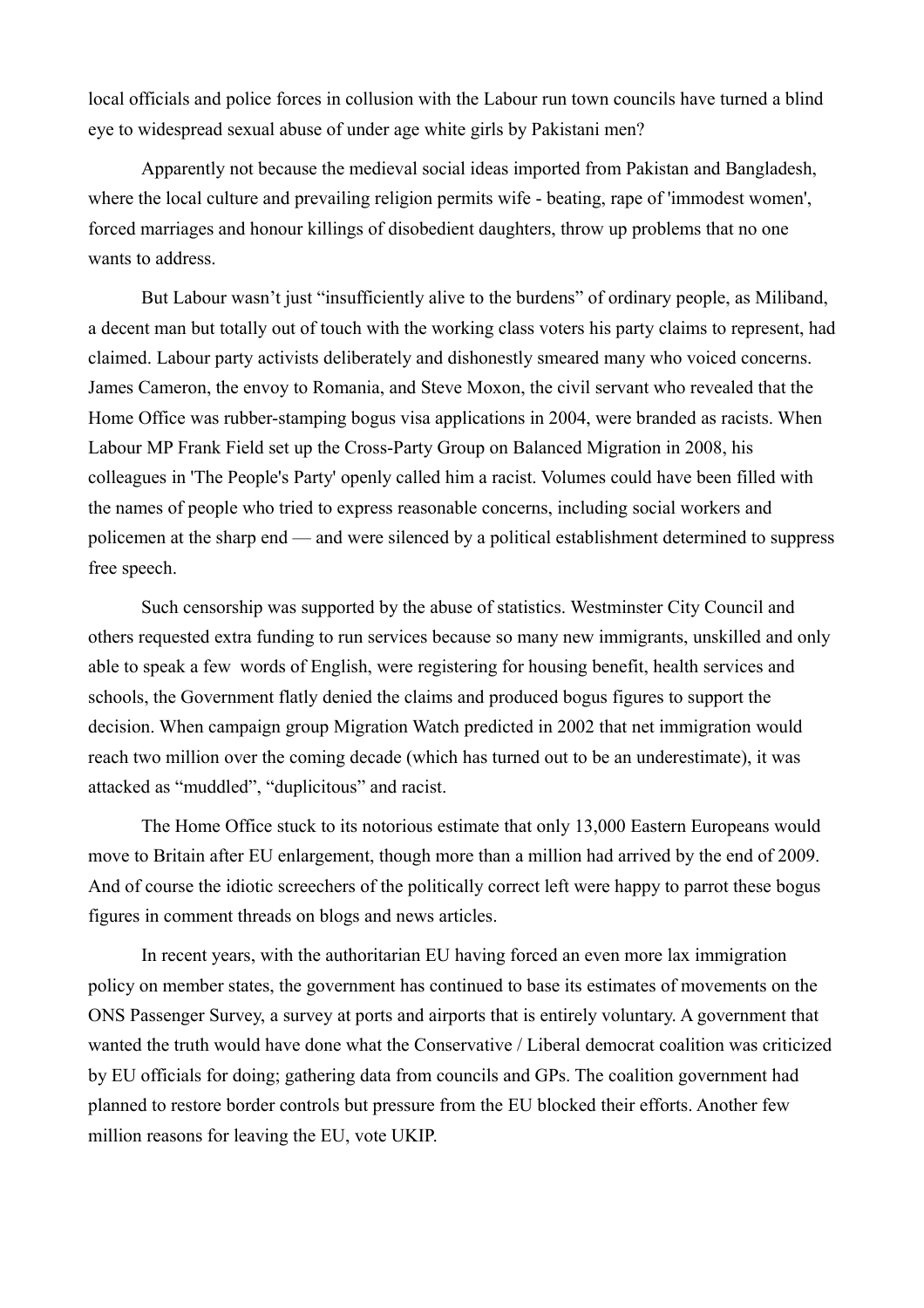local officials and police forces in collusion with the Labour run town councils have turned a blind eye to widespread sexual abuse of under age white girls by Pakistani men?

Apparently not because the medieval social ideas imported from Pakistan and Bangladesh, where the local culture and prevailing religion permits wife - beating, rape of 'immodest women', forced marriages and honour killings of disobedient daughters, throw up problems that no one wants to address.

But Labour wasn't just "insufficiently alive to the burdens" of ordinary people, as Miliband, a decent man but totally out of touch with the working class voters his party claims to represent, had claimed. Labour party activists deliberately and dishonestly smeared many who voiced concerns. James Cameron, the envoy to Romania, and Steve Moxon, the civil servant who revealed that the Home Office was rubber-stamping bogus visa applications in 2004, were branded as racists. When Labour MP Frank Field set up the Cross-Party Group on Balanced Migration in 2008, his colleagues in 'The People's Party' openly called him a racist. Volumes could have been filled with the names of people who tried to express reasonable concerns, including social workers and policemen at the sharp end — and were silenced by a political establishment determined to suppress free speech.

Such censorship was supported by the abuse of statistics. Westminster City Council and others requested extra funding to run services because so many new immigrants, unskilled and only able to speak a few words of English, were registering for housing benefit, health services and schools, the Government flatly denied the claims and produced bogus figures to support the decision. When campaign group Migration Watch predicted in 2002 that net immigration would reach two million over the coming decade (which has turned out to be an underestimate), it was attacked as "muddled", "duplicitous" and racist.

The Home Office stuck to its notorious estimate that only 13,000 Eastern Europeans would move to Britain after EU enlargement, though more than a million had arrived by the end of 2009. And of course the idiotic screechers of the politically correct left were happy to parrot these bogus figures in comment threads on blogs and news articles.

In recent years, with the authoritarian EU having forced an even more lax immigration policy on member states, the government has continued to base its estimates of movements on the ONS Passenger Survey, a survey at ports and airports that is entirely voluntary. A government that wanted the truth would have done what the Conservative / Liberal democrat coalition was criticized by EU officials for doing; gathering data from councils and GPs. The coalition government had planned to restore border controls but pressure from the EU blocked their efforts. Another few million reasons for leaving the EU, vote UKIP.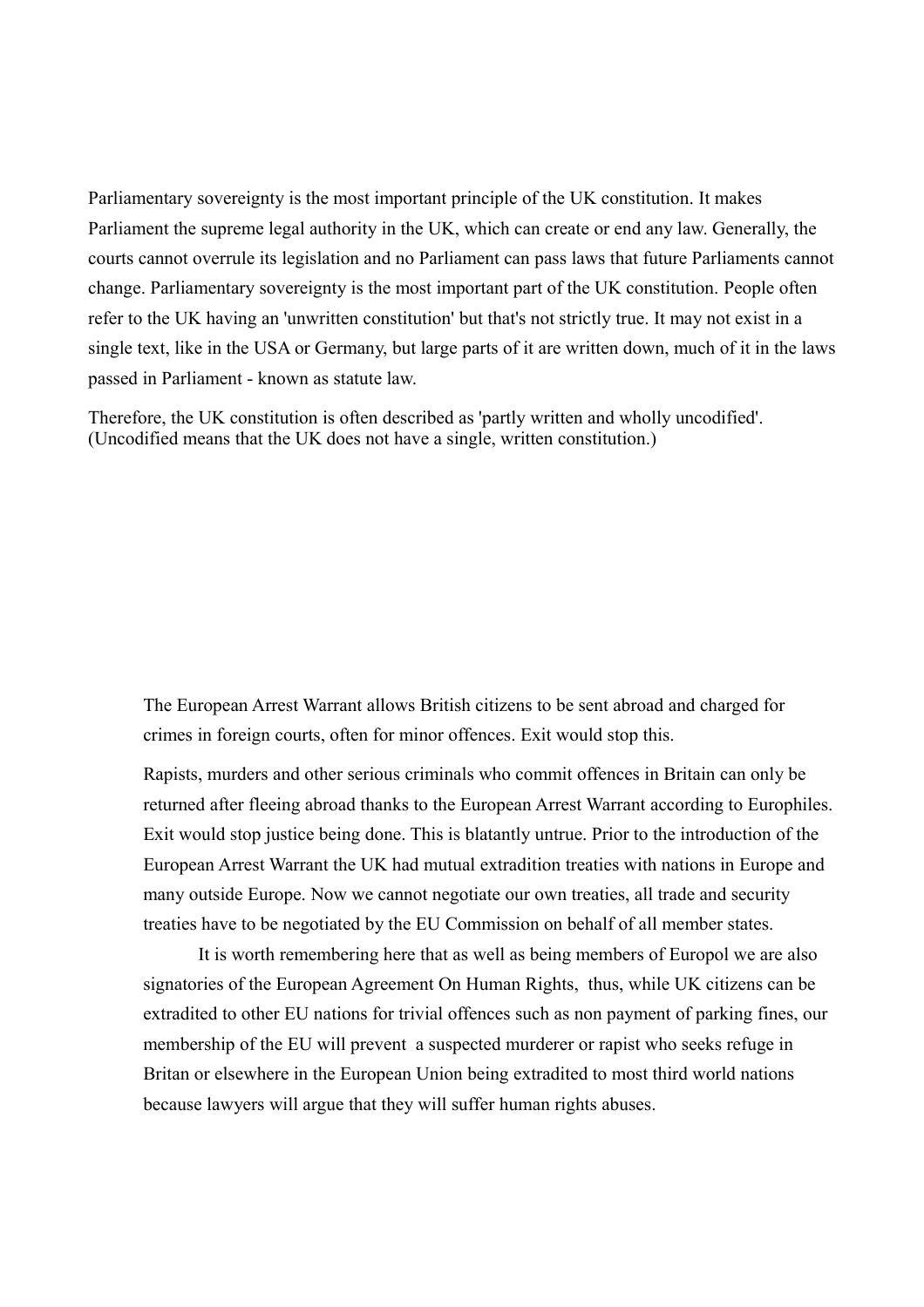Parliamentary sovereignty is the most important principle of the UK constitution. It makes Parliament the supreme legal authority in the UK, which can create or end any law. Generally, the courts cannot overrule its legislation and no Parliament can pass laws that future Parliaments cannot change. Parliamentary sovereignty is the most important part of the UK constitution. People often refer to the UK having an 'unwritten constitution' but that's not strictly true. It may not exist in a single text, like in the USA or Germany, but large parts of it are written down, much of it in the laws passed in Parliament - known as statute law.

Therefore, the UK constitution is often described as 'partly written and wholly uncodified'. (Uncodified means that the UK does not have a single, written constitution.)

The European Arrest Warrant allows British citizens to be sent abroad and charged for crimes in foreign courts, often for minor offences. Exit would stop this.

Rapists, murders and other serious criminals who commit offences in Britain can only be returned after fleeing abroad thanks to the European Arrest Warrant according to Europhiles. Exit would stop justice being done. This is blatantly untrue. Prior to the introduction of the European Arrest Warrant the UK had mutual extradition treaties with nations in Europe and many outside Europe. Now we cannot negotiate our own treaties, all trade and security treaties have to be negotiated by the EU Commission on behalf of all member states.

It is worth remembering here that as well as being members of Europol we are also signatories of the European Agreement On Human Rights, thus, while UK citizens can be extradited to other EU nations for trivial offences such as non payment of parking fines, our membership of the EU will prevent a suspected murderer or rapist who seeks refuge in Britan or elsewhere in the European Union being extradited to most third world nations because lawyers will argue that they will suffer human rights abuses.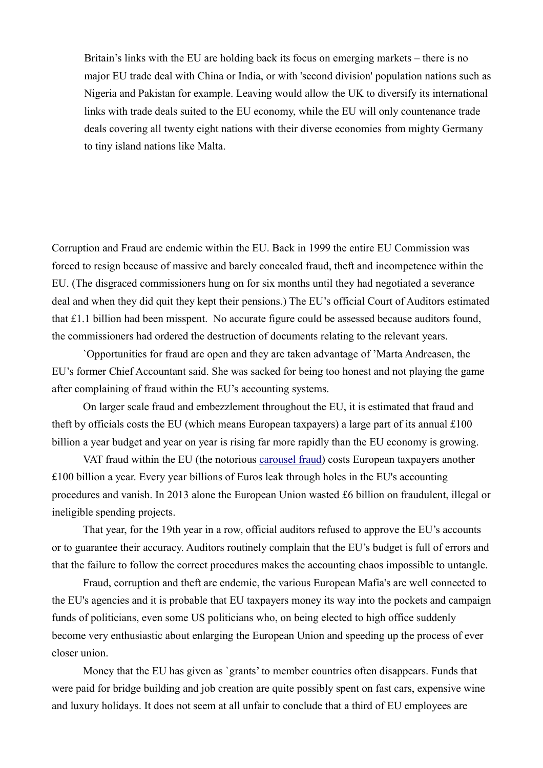> Britain's links with the EU are holding back its focus on emerging markets – there is no major EU trade deal with China or India, or with 'second division' population nations such as Nigeria and Pakistan for example. Leaving would allow the UK to diversify its international links with trade deals suited to the EU economy, while the EU will only countenance trade deals covering all twenty eight nations with their diverse economies from mighty Germany to tiny island nations like Malta.

Corruption and Fraud are endemic within the EU. Back in 1999 the entire EU Commission was forced to resign because of massive and barely concealed fraud, theft and incompetence within the EU. (The disgraced commissioners hung on for six months until they had negotiated a severance deal and when they did quit they kept their pensions.) The EU's official Court of Auditors estimated that £1.1 billion had been misspent. No accurate figure could be assessed because auditors found, the commissioners had ordered the destruction of documents relating to the relevant years.

`Opportunities for fraud are open and they are taken advantage of 'Marta Andreasen, the EU's former Chief Accountant said. She was sacked for being too honest and not playing the game after complaining of fraud within the EU's accounting systems.

On larger scale fraud and embezzlement throughout the EU, it is estimated that fraud and theft by officials costs the EU (which means European taxpayers) a large part of its annual £100 billion a year budget and year on year is rising far more rapidly than the EU economy is growing.

VAT fraud within the EU (the notorious carousel fraud) costs European taxpayers another £100 billion a year. Every year billions of Euros leak through holes in the EU's accounting procedures and vanish. In 2013 alone the European Union wasted £6 billion on fraudulent, illegal or ineligible spending projects.

That year, for the 19th year in a row, official auditors refused to approve the EU's accounts or to guarantee their accuracy. Auditors routinely complain that the EU's budget is full of errors and that the failure to follow the correct procedures makes the accounting chaos impossible to untangle.

Fraud, corruption and theft are endemic, the various European Mafia's are well connected to the EU's agencies and it is probable that EU taxpayers money its way into the pockets and campaign funds of politicians, even some US politicians who, on being elected to high office suddenly become very enthusiastic about enlarging the European Union and speeding up the process of ever closer union.

Money that the EU has given as `grants' to member countries often disappears. Funds that were paid for bridge building and job creation are quite possibly spent on fast cars, expensive wine and luxury holidays. It does not seem at all unfair to conclude that a third of EU employees are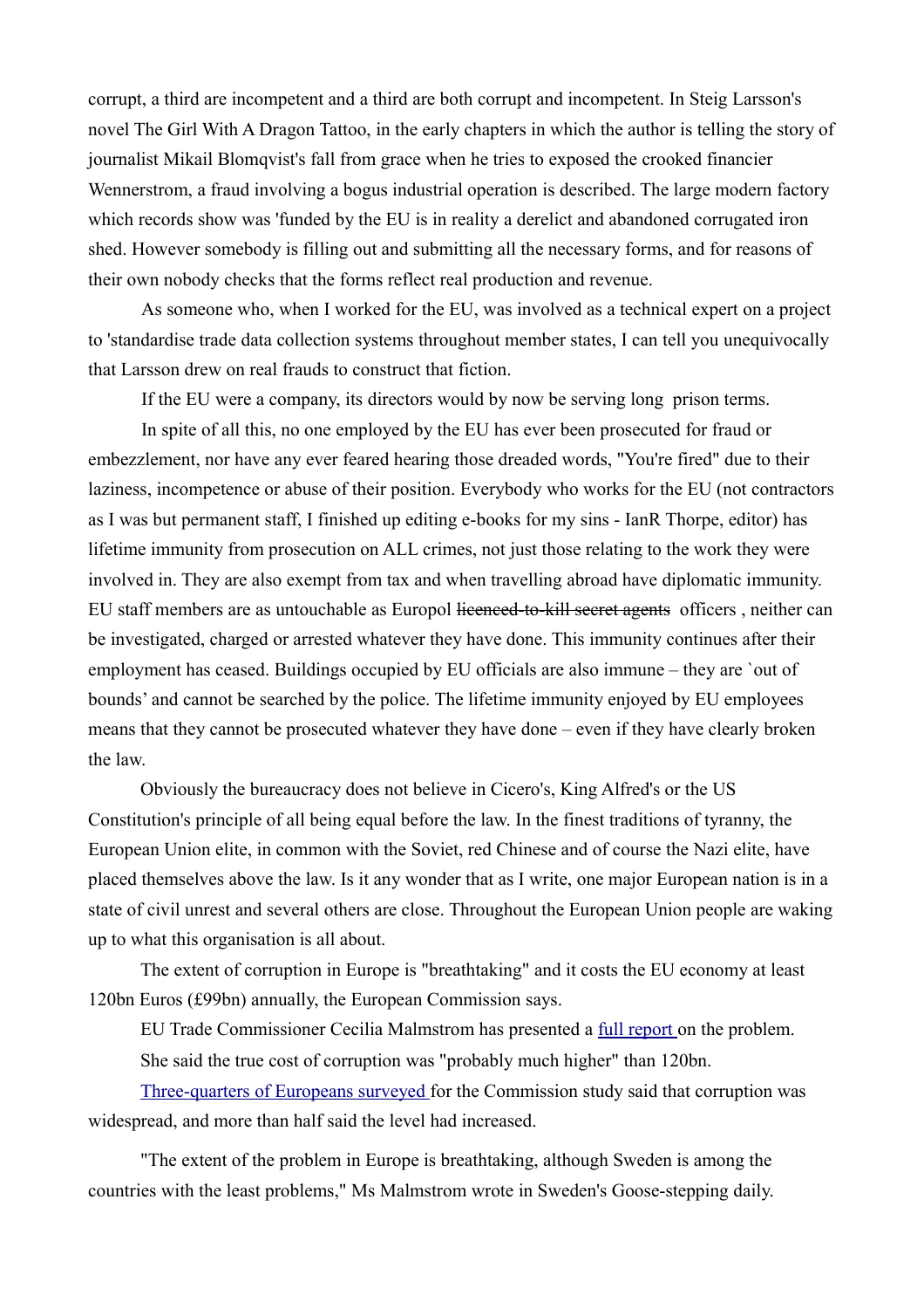corrupt, a third are incompetent and a third are both corrupt and incompetent. In Steig Larsson's novel The Girl With A Dragon Tattoo, in the early chapters in which the author is telling the story of journalist Mikail Blomqvist's fall from grace when he tries to exposed the crooked financier Wennerstrom, a fraud involving a bogus industrial operation is described. The large modern factory which records show was 'funded by the EU is in reality a derelict and abandoned corrugated iron shed. However somebody is filling out and submitting all the necessary forms, and for reasons of their own nobody checks that the forms reflect real production and revenue.

As someone who, when I worked for the EU, was involved as a technical expert on a project to 'standardise trade data collection systems throughout member states, I can tell you unequivocally that Larsson drew on real frauds to construct that fiction.

If the EU were a company, its directors would by now be serving long prison terms.

In spite of all this, no one employed by the EU has ever been prosecuted for fraud or embezzlement, nor have any ever feared hearing those dreaded words, "You're fired" due to their laziness, incompetence or abuse of their position. Everybody who works for the EU (not contractors as I was but permanent staff, I finished up editing e-books for my sins - IanR Thorpe, editor) has lifetime immunity from prosecution on ALL crimes, not just those relating to the work they were involved in. They are also exempt from tax and when travelling abroad have diplomatic immunity. EU staff members are as untouchable as Europol ~~licenced-to-kill secret agents~~ officers , neither can be investigated, charged or arrested whatever they have done. This immunity continues after their employment has ceased. Buildings occupied by EU officials are also immune – they are `out of bounds' and cannot be searched by the police. The lifetime immunity enjoyed by EU employees means that they cannot be prosecuted whatever they have done – even if they have clearly broken the law.

Obviously the bureaucracy does not believe in Cicero's, King Alfred's or the US Constitution's principle of all being equal before the law. In the finest traditions of tyranny, the European Union elite, in common with the Soviet, red Chinese and of course the Nazi elite, have placed themselves above the law. Is it any wonder that as I write, one major European nation is in a state of civil unrest and several others are close. Throughout the European Union people are waking up to what this organisation is all about.

The extent of corruption in Europe is "breathtaking" and it costs the EU economy at least 120bn Euros (£99bn) annually, the European Commission says.

EU Trade Commissioner Cecilia Malmstrom has presented a [full report ]on the problem.

She said the true cost of corruption was "probably much higher" than 120bn.

[Three-quarters of Europeans surveyed ]for the Commission study said that corruption was widespread, and more than half said the level had increased.

"The extent of the problem in Europe is breathtaking, although Sweden is among the countries with the least problems," Ms Malmstrom wrote in Sweden's Goose-stepping daily.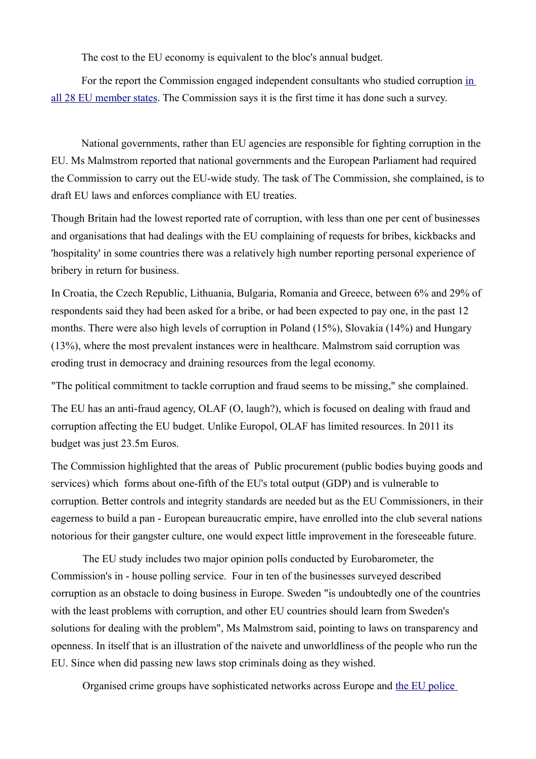The cost to the EU economy is equivalent to the bloc's annual budget.

For the report the Commission engaged independent consultants who studied corruption in all 28 EU member states. The Commission says it is the first time it has done such a survey.

National governments, rather than EU agencies are responsible for fighting corruption in the EU. Ms Malmstrom reported that national governments and the European Parliament had required the Commission to carry out the EU-wide study. The task of The Commission, she complained, is to draft EU laws and enforces compliance with EU treaties.

Though Britain had the lowest reported rate of corruption, with less than one per cent of businesses and organisations that had dealings with the EU complaining of requests for bribes, kickbacks and 'hospitality' in some countries there was a relatively high number reporting personal experience of bribery in return for business.

In Croatia, the Czech Republic, Lithuania, Bulgaria, Romania and Greece, between 6% and 29% of respondents said they had been asked for a bribe, or had been expected to pay one, in the past 12 months. There were also high levels of corruption in Poland (15%), Slovakia (14%) and Hungary (13%), where the most prevalent instances were in healthcare. Malmstrom said corruption was eroding trust in democracy and draining resources from the legal economy.

"The political commitment to tackle corruption and fraud seems to be missing," she complained.

The EU has an anti-fraud agency, OLAF (O, laugh?), which is focused on dealing with fraud and corruption affecting the EU budget. Unlike Europol, OLAF has limited resources. In 2011 its budget was just 23.5m Euros.

The Commission highlighted that the areas of Public procurement (public bodies buying goods and services) which forms about one-fifth of the EU's total output (GDP) and is vulnerable to corruption. Better controls and integrity standards are needed but as the EU Commissioners, in their eagerness to build a pan - European bureaucratic empire, have enrolled into the club several nations notorious for their gangster culture, one would expect little improvement in the foreseeable future.

The EU study includes two major opinion polls conducted by Eurobarometer, the Commission's in - house polling service. Four in ten of the businesses surveyed described corruption as an obstacle to doing business in Europe. Sweden "is undoubtedly one of the countries with the least problems with corruption, and other EU countries should learn from Sweden's solutions for dealing with the problem", Ms Malmstrom said, pointing to laws on transparency and openness. In itself that is an illustration of the naivete and unworldliness of the people who run the EU. Since when did passing new laws stop criminals doing as they wished.

Organised crime groups have sophisticated networks across Europe and the EU police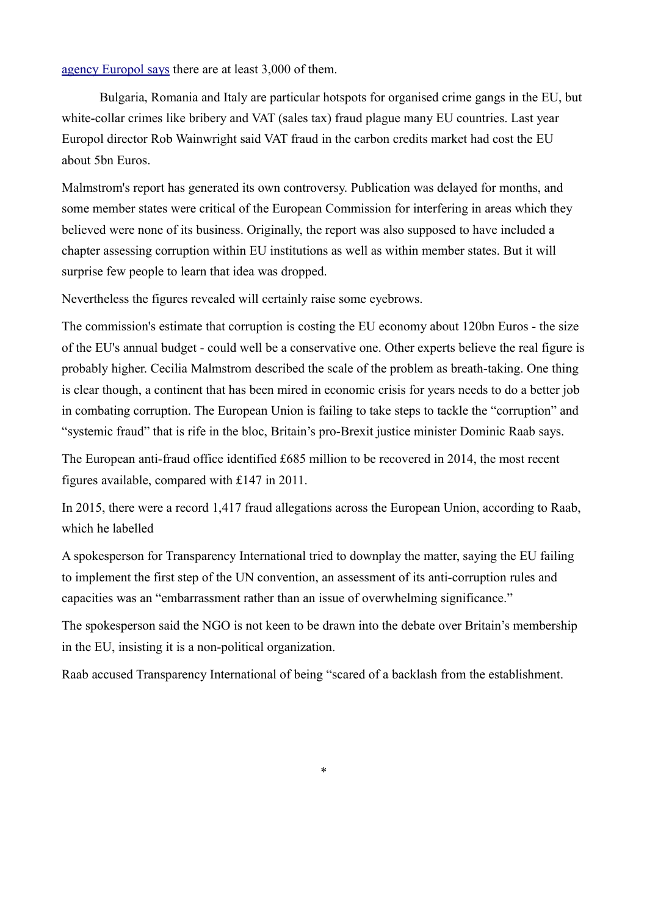[agency Europol says](#) there are at least 3,000 of them.

Bulgaria, Romania and Italy are particular hotspots for organised crime gangs in the EU, but white-collar crimes like bribery and VAT (sales tax) fraud plague many EU countries. Last year Europol director Rob Wainwright said VAT fraud in the carbon credits market had cost the EU about 5bn Euros.

Malmstrom's report has generated its own controversy. Publication was delayed for months, and some member states were critical of the European Commission for interfering in areas which they believed were none of its business. Originally, the report was also supposed to have included a chapter assessing corruption within EU institutions as well as within member states. But it will surprise few people to learn that idea was dropped.

Nevertheless the figures revealed will certainly raise some eyebrows.

The commission's estimate that corruption is costing the EU economy about 120bn Euros - the size of the EU's annual budget - could well be a conservative one. Other experts believe the real figure is probably higher. Cecilia Malmstrom described the scale of the problem as breath-taking. One thing is clear though, a continent that has been mired in economic crisis for years needs to do a better job in combating corruption. The European Union is failing to take steps to tackle the "corruption" and "systemic fraud" that is rife in the bloc, Britain's pro-Brexit justice minister Dominic Raab says.

The European anti-fraud office identified £685 million to be recovered in 2014, the most recent figures available, compared with £147 in 2011.

In 2015, there were a record 1,417 fraud allegations across the European Union, according to Raab, which he labelled

A spokesperson for Transparency International tried to downplay the matter, saying the EU failing to implement the first step of the UN convention, an assessment of its anti-corruption rules and capacities was an "embarrassment rather than an issue of overwhelming significance."

The spokesperson said the NGO is not keen to be drawn into the debate over Britain's membership in the EU, insisting it is a non-political organization.

Raab accused Transparency International of being "scared of a backlash from the establishment.

*